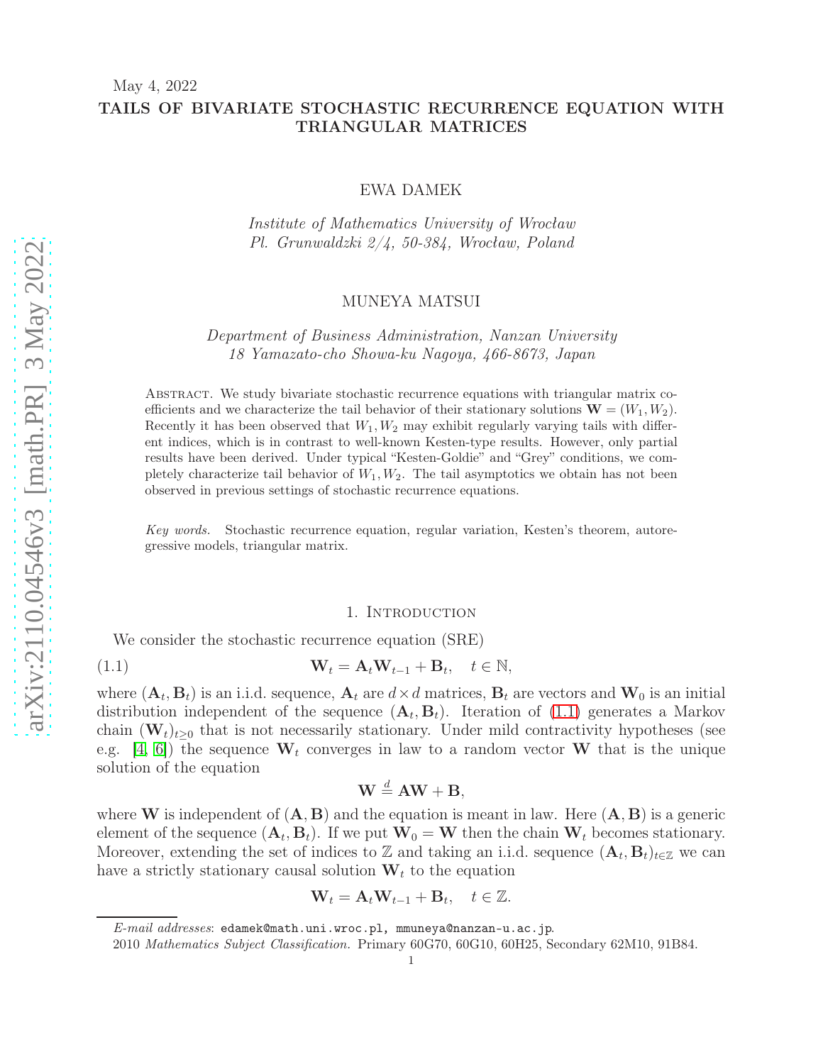May 4, 2022

# TAILS OF BIVARIATE STOCHASTIC RECURRENCE EQUATION WITH TRIANGULAR MATRICES

EWA DAMEK

*Institute of Mathematics University of Wrocław*
*Pl. Grunwaldzki 2/4, 50-384, Wrocław, Poland*

MUNEYA MATSUI

*Department of Business Administration, Nanzan University*
*18 Yamazato-cho Showa-ku Nagoya, 466-8673, Japan*

Abstract. We study bivariate stochastic recurrence equations with triangular matrix coefficients and we characterize the tail behavior of their stationary solutions $\mathbf{W} = (W_1, W_2)$. Recently it has been observed that $W_1, W_2$ may exhibit regularly varying tails with different indices, which is in contrast to well-known Kesten-type results. However, only partial results have been derived. Under typical "Kesten-Goldie" and "Grey" conditions, we completely characterize tail behavior of $W_1, W_2$. The tail asymptotics we obtain has not been observed in previous settings of stochastic recurrence equations.

*Key words.* Stochastic recurrence equation, regular variation, Kesten's theorem, autoregressive models, triangular matrix.

## 1. Introduction

We consider the stochastic recurrence equation (SRE)

$$\mathbf{W}_t = \mathbf{A}_t \mathbf{W}_{t-1} + \mathbf{B}_t, \quad t \in \mathbb{N}, \tag{1.1}$$

where $(\mathbf{A}_t, \mathbf{B}_t)$ is an i.i.d. sequence, $\mathbf{A}_t$ are $d \times d$ matrices, $\mathbf{B}_t$ are vectors and $\mathbf{W}_0$ is an initial distribution independent of the sequence $(\mathbf{A}_t, \mathbf{B}_t)$. Iteration of (1.1) generates a Markov chain $(\mathbf{W}_t)_{t \geq 0}$ that is not necessarily stationary. Under mild contractivity hypotheses (see e.g. [4, 6]) the sequence $\mathbf{W}_t$ converges in law to a random vector $\mathbf{W}$ that is the unique solution of the equation

$$\mathbf{W} \stackrel{d}{=} \mathbf{A}\mathbf{W} + \mathbf{B},$$

where $\mathbf{W}$ is independent of $(\mathbf{A}, \mathbf{B})$ and the equation is meant in law. Here $(\mathbf{A}, \mathbf{B})$ is a generic element of the sequence $(\mathbf{A}_t, \mathbf{B}_t)$. If we put $\mathbf{W}_0 = \mathbf{W}$ then the chain $\mathbf{W}_t$ becomes stationary. Moreover, extending the set of indices to $\mathbb{Z}$ and taking an i.i.d. sequence $(\mathbf{A}_t, \mathbf{B}_t)_{t \in \mathbb{Z}}$ we can have a strictly stationary causal solution $\mathbf{W}_t$ to the equation

$$\mathbf{W}_t = \mathbf{A}_t \mathbf{W}_{t-1} + \mathbf{B}_t, \quad t \in \mathbb{Z}.$$

---

*E-mail addresses*: edamek@math.uni.wroc.pl, mmuneya@nanzan-u.ac.jp.

2010 *Mathematics Subject Classification.* Primary 60G70, 60G10, 60H25, Secondary 62M10, 91B84.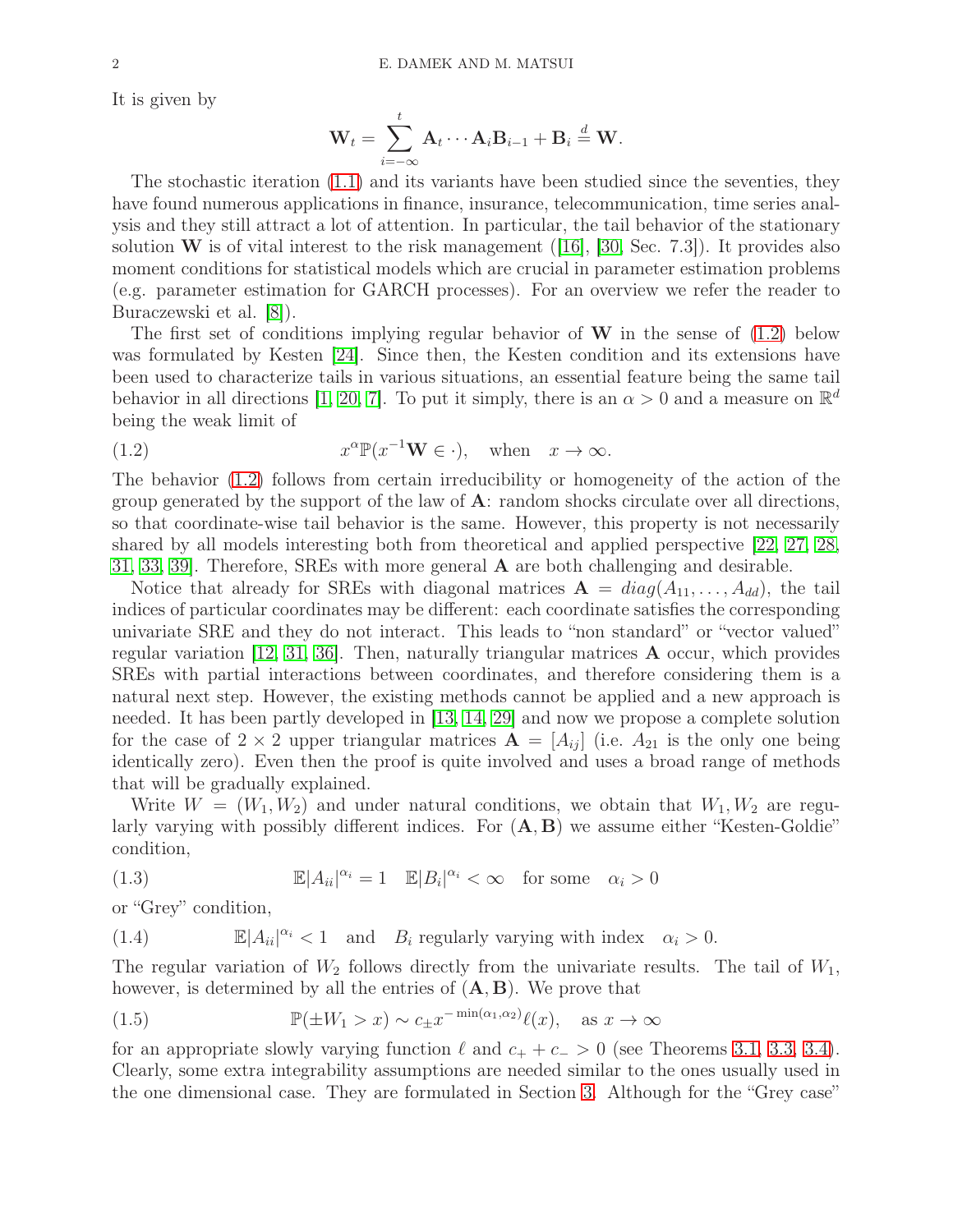It is given by

$$\mathbf{W}_t = \sum_{i=-\infty}^{t} \mathbf{A}_t \cdots \mathbf{A}_i \mathbf{B}_{i-1} + \mathbf{B}_i \stackrel{d}{=} \mathbf{W}.$$

The stochastic iteration (1.1) and its variants have been studied since the seventies, they have found numerous applications in finance, insurance, telecommunication, time series analysis and they still attract a lot of attention. In particular, the tail behavior of the stationary solution $\mathbf{W}$ is of vital interest to the risk management ([16], [30, Sec. 7.3]). It provides also moment conditions for statistical models which are crucial in parameter estimation problems (e.g. parameter estimation for GARCH processes). For an overview we refer the reader to Buraczewski et al. [8]).

The first set of conditions implying regular behavior of $\mathbf{W}$ in the sense of (1.2) below was formulated by Kesten [24]. Since then, the Kesten condition and its extensions have been used to characterize tails in various situations, an essential feature being the same tail behavior in all directions [1, 20, 7]. To put it simply, there is an $\alpha > 0$ and a measure on $\mathbb{R}^d$ being the weak limit of

$$x^{\alpha}\mathbb{P}(x^{-1}\mathbf{W} \in \cdot), \quad \text{when} \quad x \to \infty. \tag{1.2}$$

The behavior (1.2) follows from certain irreducibility or homogeneity of the action of the group generated by the support of the law of $\mathbf{A}$: random shocks circulate over all directions, so that coordinate-wise tail behavior is the same. However, this property is not necessarily shared by all models interesting both from theoretical and applied perspective [22, 27, 28, 31, 33, 39]. Therefore, SREs with more general $\mathbf{A}$ are both challenging and desirable.

Notice that already for SREs with diagonal matrices $\mathbf{A} = diag(A_{11}, \ldots, A_{dd})$, the tail indices of particular coordinates may be different: each coordinate satisfies the corresponding univariate SRE and they do not interact. This leads to "non standard" or "vector valued" regular variation [12, 31, 36]. Then, naturally triangular matrices $\mathbf{A}$ occur, which provides SREs with partial interactions between coordinates, and therefore considering them is a natural next step. However, the existing methods cannot be applied and a new approach is needed. It has been partly developed in [13, 14, 29] and now we propose a complete solution for the case of $2 \times 2$ upper triangular matrices $\mathbf{A} = [A_{ij}]$ (i.e. $A_{21}$ is the only one being identically zero). Even then the proof is quite involved and uses a broad range of methods that will be gradually explained.

Write $W = (W_1, W_2)$ and under natural conditions, we obtain that $W_1, W_2$ are regularly varying with possibly different indices. For $(\mathbf{A}, \mathbf{B})$ we assume either "Kesten-Goldie" condition,

$$\mathbb{E}|A_{ii}|^{\alpha_i} = 1 \quad \mathbb{E}|B_i|^{\alpha_i} < \infty \quad \text{for some} \quad \alpha_i > 0 \tag{1.3}$$

or "Grey" condition,

$$\mathbb{E}|A_{ii}|^{\alpha_i} < 1 \quad \text{and} \quad B_i \text{ regularly varying with index} \quad \alpha_i > 0. \tag{1.4}$$

The regular variation of $W_2$ follows directly from the univariate results. The tail of $W_1$, however, is determined by all the entries of $(\mathbf{A}, \mathbf{B})$. We prove that

$$\mathbb{P}(\pm W_1 > x) \sim c_{\pm} x^{-\min(\alpha_1, \alpha_2)}\ell(x), \quad \text{as } x \to \infty \tag{1.5}$$

for an appropriate slowly varying function $\ell$ and $c_+ + c_- > 0$ (see Theorems 3.1, 3.3, 3.4). Clearly, some extra integrability assumptions are needed similar to the ones usually used in the one dimensional case. They are formulated in Section 3. Although for the "Grey case"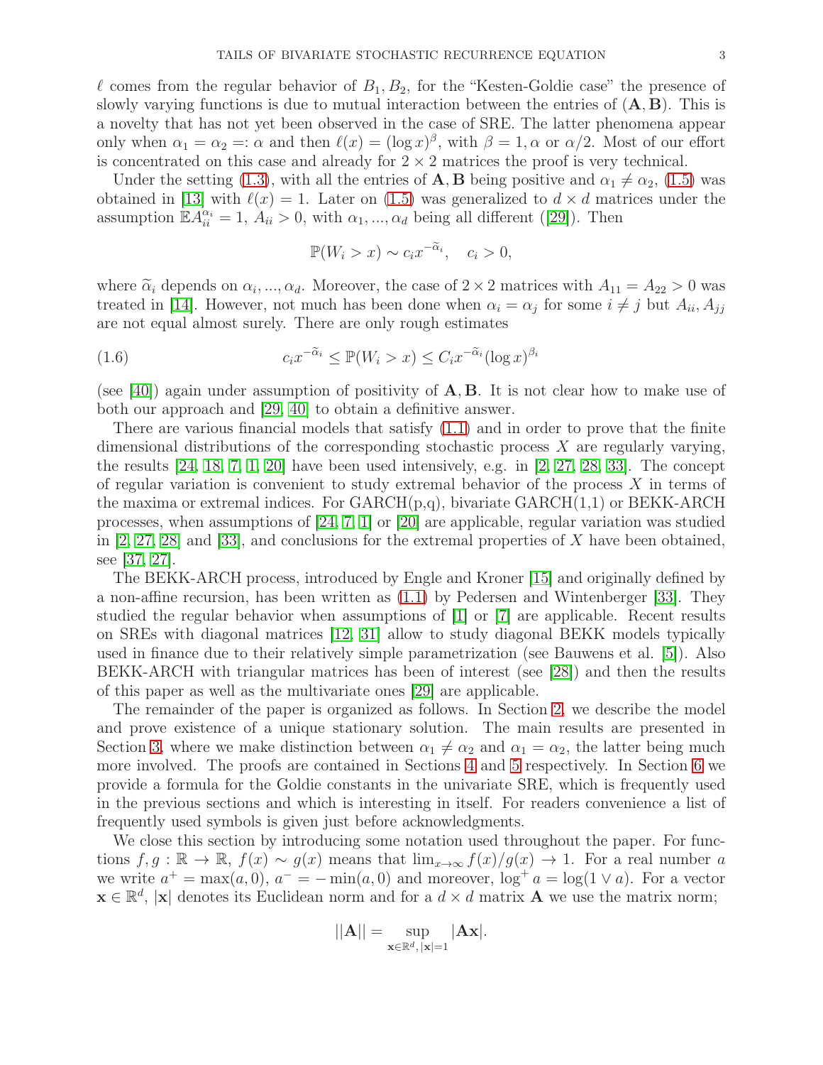$\ell$ comes from the regular behavior of $B_1, B_2$, for the "Kesten-Goldie case" the presence of slowly varying functions is due to mutual interaction between the entries of $(\mathbf{A}, \mathbf{B})$. This is a novelty that has not yet been observed in the case of SRE. The latter phenomena appear only when $\alpha_1 = \alpha_2 =: \alpha$ and then $\ell(x) = (\log x)^\beta$, with $\beta = 1, \alpha$ or $\alpha/2$. Most of our effort is concentrated on this case and already for $2 \times 2$ matrices the proof is very technical.

Under the setting (1.3), with all the entries of $\mathbf{A}, \mathbf{B}$ being positive and $\alpha_1 \neq \alpha_2$, (1.5) was obtained in [13] with $\ell(x) = 1$. Later on (1.5) was generalized to $d \times d$ matrices under the assumption $\mathbb{E}A_{ii}^{\alpha_i} = 1$, $A_{ii} > 0$, with $\alpha_1, ..., \alpha_d$ being all different ([29]). Then

$$\mathbb{P}(W_i > x) \sim c_i x^{-\widetilde{\alpha}_i}, \quad c_i > 0,$$

where $\widetilde{\alpha}_i$ depends on $\alpha_i, ..., \alpha_d$. Moreover, the case of $2 \times 2$ matrices with $A_{11} = A_{22} > 0$ was treated in [14]. However, not much has been done when $\alpha_i = \alpha_j$ for some $i \neq j$ but $A_{ii}, A_{jj}$ are not equal almost surely. There are only rough estimates

$$c_i x^{-\widetilde{\alpha}_i} \leq \mathbb{P}(W_i > x) \leq C_i x^{-\widetilde{\alpha}_i} (\log x)^{\beta_i} \tag{1.6}$$

(see [40]) again under assumption of positivity of $\mathbf{A}, \mathbf{B}$. It is not clear how to make use of both our approach and [29, 40] to obtain a definitive answer.

There are various financial models that satisfy (1.1) and in order to prove that the finite dimensional distributions of the corresponding stochastic process $X$ are regularly varying, the results [24, 18, 7, 1, 20] have been used intensively, e.g. in [2, 27, 28, 33]. The concept of regular variation is convenient to study extremal behavior of the process $X$ in terms of the maxima or extremal indices. For GARCH(p,q), bivariate GARCH(1,1) or BEKK-ARCH processes, when assumptions of [24, 7, 1] or [20] are applicable, regular variation was studied in [2, 27, 28] and [33], and conclusions for the extremal properties of $X$ have been obtained, see [37, 27].

The BEKK-ARCH process, introduced by Engle and Kroner [15] and originally defined by a non-affine recursion, has been written as (1.1) by Pedersen and Wintenberger [33]. They studied the regular behavior when assumptions of [1] or [7] are applicable. Recent results on SREs with diagonal matrices [12, 31] allow to study diagonal BEKK models typically used in finance due to their relatively simple parametrization (see Bauwens et al. [5]). Also BEKK-ARCH with triangular matrices has been of interest (see [28]) and then the results of this paper as well as the multivariate ones [29] are applicable.

The remainder of the paper is organized as follows. In Section 2, we describe the model and prove existence of a unique stationary solution. The main results are presented in Section 3, where we make distinction between $\alpha_1 \neq \alpha_2$ and $\alpha_1 = \alpha_2$, the latter being much more involved. The proofs are contained in Sections 4 and 5 respectively. In Section 6 we provide a formula for the Goldie constants in the univariate SRE, which is frequently used in the previous sections and which is interesting in itself. For readers convenience a list of frequently used symbols is given just before acknowledgments.

We close this section by introducing some notation used throughout the paper. For functions $f, g : \mathbb{R} \to \mathbb{R}$, $f(x) \sim g(x)$ means that $\lim_{x \to \infty} f(x)/g(x) \to 1$. For a real number $a$ we write $a^+ = \max(a, 0)$, $a^- = -\min(a, 0)$ and moreover, $\log^+ a = \log(1 \vee a)$. For a vector $\mathbf{x} \in \mathbb{R}^d$, $|\mathbf{x}|$ denotes its Euclidean norm and for a $d \times d$ matrix $\mathbf{A}$ we use the matrix norm;

$$||\mathbf{A}|| = \sup_{\mathbf{x} \in \mathbb{R}^d, |\mathbf{x}|=1} |\mathbf{A}\mathbf{x}|.$$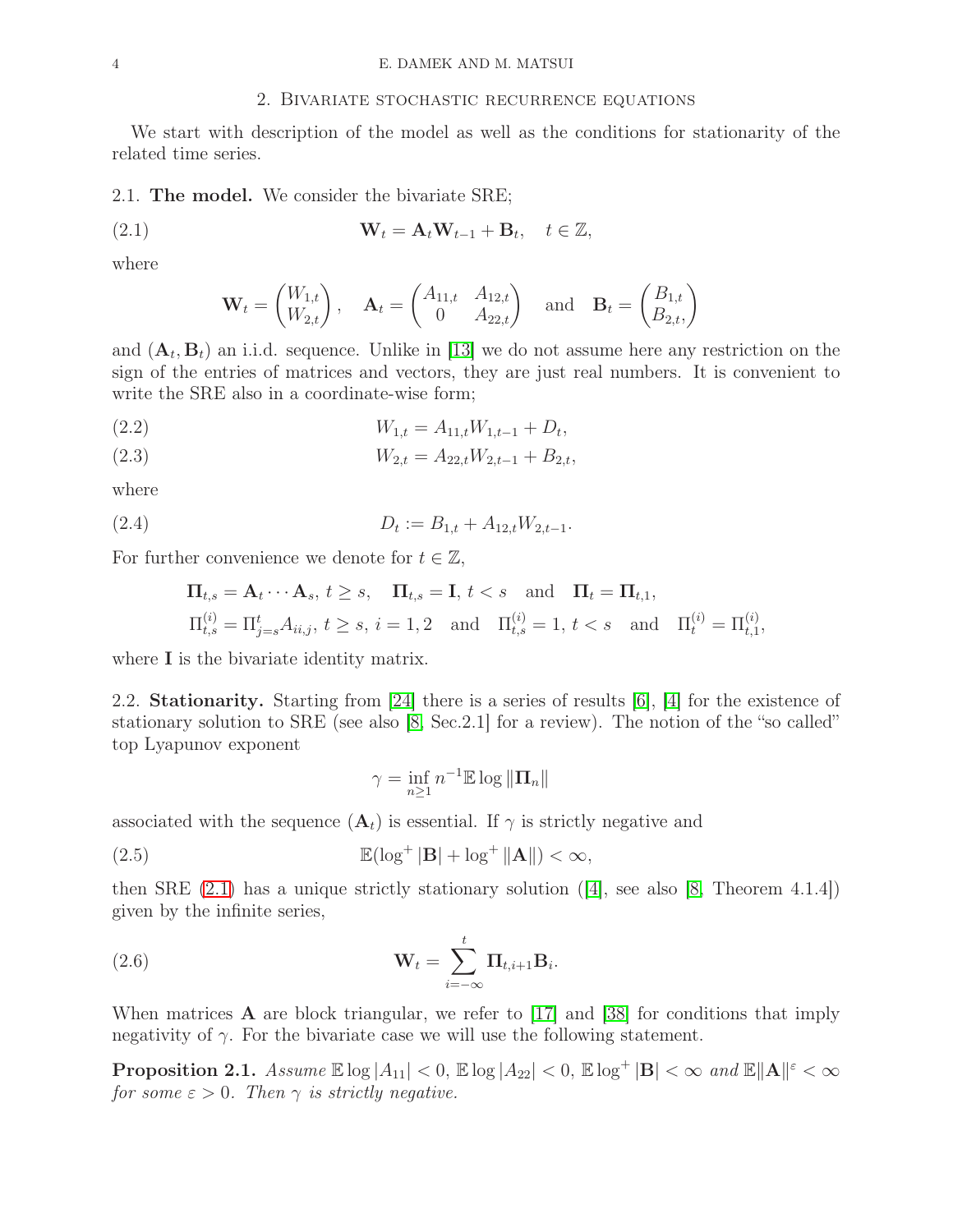## 2. Bivariate stochastic recurrence equations

We start with description of the model as well as the conditions for stationarity of the related time series.

2.1. **The model.** We consider the bivariate SRE;

$$\mathbf{W}_t = \mathbf{A}_t \mathbf{W}_{t-1} + \mathbf{B}_t, \quad t \in \mathbb{Z}, \tag{2.1}$$

where

$$\mathbf{W}_t = \begin{pmatrix} W_{1,t} \\ W_{2,t} \end{pmatrix}, \quad \mathbf{A}_t = \begin{pmatrix} A_{11,t} & A_{12,t} \\ 0 & A_{22,t} \end{pmatrix} \quad \text{and} \quad \mathbf{B}_t = \begin{pmatrix} B_{1,t} \\ B_{2,t}, \end{pmatrix}$$

and $(\mathbf{A}_t, \mathbf{B}_t)$ an i.i.d. sequence. Unlike in [13] we do not assume here any restriction on the sign of the entries of matrices and vectors, they are just real numbers. It is convenient to write the SRE also in a coordinate-wise form;

$$W_{1,t} = A_{11,t} W_{1,t-1} + D_t, \tag{2.2}$$

$$W_{2,t} = A_{22,t} W_{2,t-1} + B_{2,t}, \tag{2.3}$$

where

$$D_t := B_{1,t} + A_{12,t} W_{2,t-1}. \tag{2.4}$$

For further convenience we denote for $t \in \mathbb{Z}$,

$$\mathbf{\Pi}_{t,s} = \mathbf{A}_t \cdots \mathbf{A}_s,\ t \geq s, \quad \mathbf{\Pi}_{t,s} = \mathbf{I},\ t < s \quad \text{and} \quad \mathbf{\Pi}_t = \mathbf{\Pi}_{t,1},$$
$$\Pi_{t,s}^{(i)} = \Pi_{j=s}^t A_{ii,j},\ t \geq s,\ i = 1,2 \quad \text{and} \quad \Pi_{t,s}^{(i)} = 1,\ t < s \quad \text{and} \quad \Pi_t^{(i)} = \Pi_{t,1}^{(i)},$$

where $\mathbf{I}$ is the bivariate identity matrix.

2.2. **Stationarity.** Starting from [24] there is a series of results [6], [4] for the existence of stationary solution to SRE (see also [8, Sec.2.1] for a review). The notion of the "so called" top Lyapunov exponent

$$\gamma = \inf_{n \geq 1} n^{-1} \mathbb{E} \log \|\mathbf{\Pi}_n\|$$

associated with the sequence $(\mathbf{A}_t)$ is essential. If $\gamma$ is strictly negative and

$$\mathbb{E}(\log^+ |\mathbf{B}| + \log^+ \|\mathbf{A}\|) < \infty, \tag{2.5}$$

then SRE (2.1) has a unique strictly stationary solution ([4], see also [8, Theorem 4.1.4]) given by the infinite series,

$$\mathbf{W}_t = \sum_{i=-\infty}^{t} \mathbf{\Pi}_{t,i+1} \mathbf{B}_i. \tag{2.6}$$

When matrices $\mathbf{A}$ are block triangular, we refer to [17] and [38] for conditions that imply negativity of $\gamma$. For the bivariate case we will use the following statement.

**Proposition 2.1.** *Assume* $\mathbb{E} \log |A_{11}| < 0$, $\mathbb{E} \log |A_{22}| < 0$, $\mathbb{E} \log^+ |\mathbf{B}| < \infty$ *and* $\mathbb{E} \|\mathbf{A}\|^{\varepsilon} < \infty$ *for some* $\varepsilon > 0$. *Then* $\gamma$ *is strictly negative.*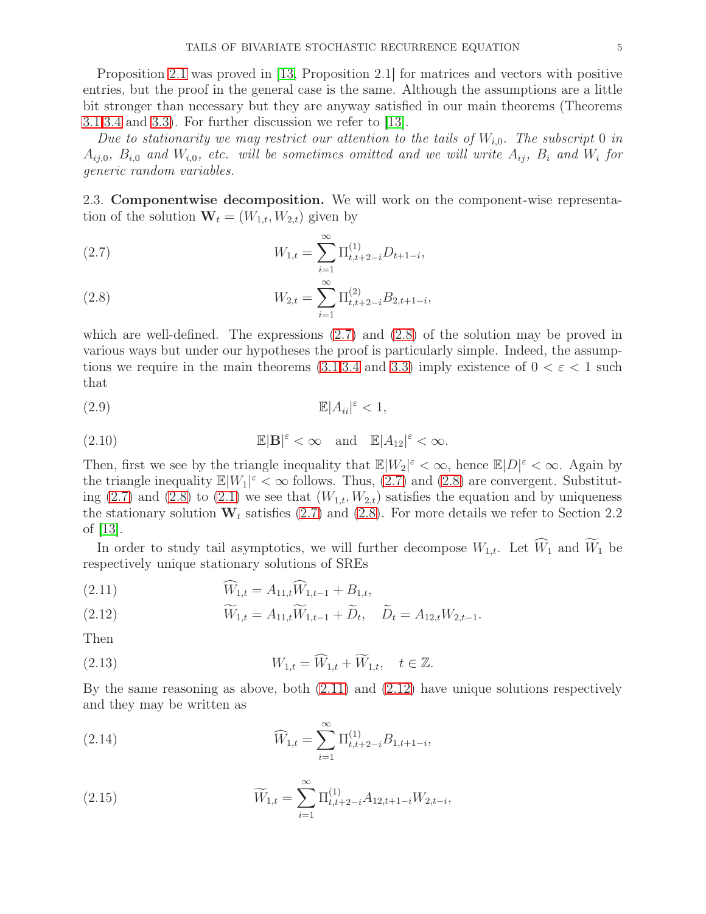Proposition 2.1 was proved in [13, Proposition 2.1] for matrices and vectors with positive entries, but the proof in the general case is the same. Although the assumptions are a little bit stronger than necessary but they are anyway satisfied in our main theorems (Theorems 3.1,3.4 and 3.3). For further discussion we refer to [13].

*Due to stationarity we may restrict our attention to the tails of $W_{i,0}$. The subscript 0 in $A_{ij,0}$, $B_{i,0}$ and $W_{i,0}$, etc. will be sometimes omitted and we will write $A_{ij}$, $B_i$ and $W_i$ for generic random variables.*

2.3. **Componentwise decomposition.** We will work on the component-wise representation of the solution $\mathbf{W}_t = (W_{1,t}, W_{2,t})$ given by

$$W_{1,t} = \sum_{i=1}^{\infty} \Pi^{(1)}_{t,t+2-i} D_{t+1-i}, \tag{2.7}$$

$$W_{2,t} = \sum_{i=1}^{\infty} \Pi^{(2)}_{t,t+2-i} B_{2,t+1-i}, \tag{2.8}$$

which are well-defined. The expressions (2.7) and (2.8) of the solution may be proved in various ways but under our hypotheses the proof is particularly simple. Indeed, the assumptions we require in the main theorems (3.1,3.4 and 3.3) imply existence of $0 < \varepsilon < 1$ such that

$$\mathbb{E}|A_{ii}|^{\varepsilon} < 1, \tag{2.9}$$

$$\mathbb{E}|\mathbf{B}|^{\varepsilon} < \infty \quad \text{and} \quad \mathbb{E}|A_{12}|^{\varepsilon} < \infty. \tag{2.10}$$

Then, first we see by the triangle inequality that $\mathbb{E}|W_2|^{\varepsilon} < \infty$, hence $\mathbb{E}|D|^{\varepsilon} < \infty$. Again by the triangle inequality $\mathbb{E}|W_1|^{\varepsilon} < \infty$ follows. Thus, (2.7) and (2.8) are convergent. Substituting (2.7) and (2.8) to (2.1) we see that $(W_{1,t}, W_{2,t})$ satisfies the equation and by uniqueness the stationary solution $\mathbf{W}_t$ satisfies (2.7) and (2.8). For more details we refer to Section 2.2 of [13].

In order to study tail asymptotics, we will further decompose $W_{1,t}$. Let $\widehat{W}_1$ and $\widetilde{W}_1$ be respectively unique stationary solutions of SREs

$$\widehat{W}_{1,t} = A_{11,t}\widehat{W}_{1,t-1} + B_{1,t}, \tag{2.11}$$

$$\widetilde{W}_{1,t} = A_{11,t}\widetilde{W}_{1,t-1} + \widetilde{D}_t, \quad \widetilde{D}_t = A_{12,t}W_{2,t-1}. \tag{2.12}$$

Then

$$W_{1,t} = \widehat{W}_{1,t} + \widetilde{W}_{1,t}, \quad t \in \mathbb{Z}. \tag{2.13}$$

By the same reasoning as above, both (2.11) and (2.12) have unique solutions respectively and they may be written as

$$\widehat{W}_{1,t} = \sum_{i=1}^{\infty} \Pi^{(1)}_{t,t+2-i} B_{1,t+1-i}, \tag{2.14}$$

$$\widetilde{W}_{1,t} = \sum_{i=1}^{\infty} \Pi^{(1)}_{t,t+2-i} A_{12,t+1-i} W_{2,t-i}, \tag{2.15}$$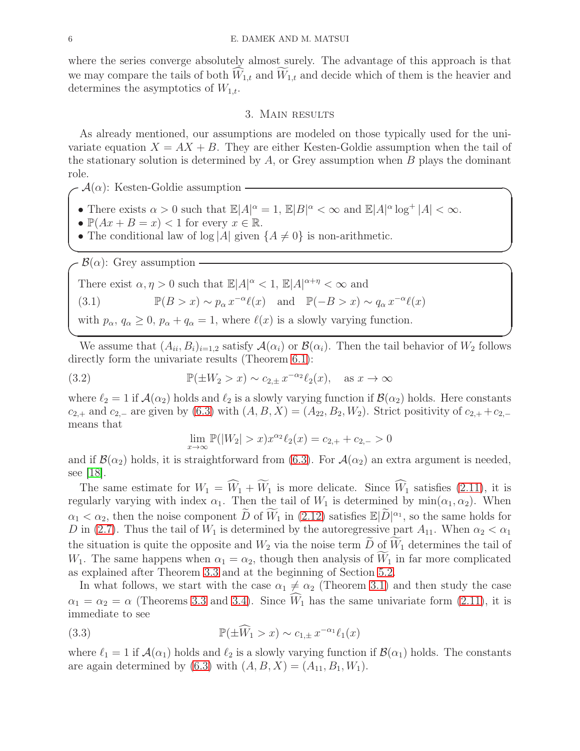where the series converge absolutely almost surely. The advantage of this approach is that we may compare the tails of both $\widehat{W}_{1,t}$ and $\widetilde{W}_{1,t}$ and decide which of them is the heavier and determines the asymptotics of $W_{1,t}$.

## 3. Main results

As already mentioned, our assumptions are modeled on those typically used for the univariate equation $X = AX + B$. They are either Kesten-Goldie assumption when the tail of the stationary solution is determined by $A$, or Grey assumption when $B$ plays the dominant role.

$\mathcal{A}(\alpha)$: Kesten-Goldie assumption

- There exists $\alpha > 0$ such that $\mathbb{E}|A|^\alpha = 1$, $\mathbb{E}|B|^\alpha < \infty$ and $\mathbb{E}|A|^\alpha \log^+ |A| < \infty$.
- $\mathbb{P}(Ax + B = x) < 1$ for every $x \in \mathbb{R}$.
- The conditional law of $\log |A|$ given $\{A \neq 0\}$ is non-arithmetic.

$\mathcal{B}(\alpha)$: Grey assumption

There exist $\alpha, \eta > 0$ such that $\mathbb{E}|A|^\alpha < 1$, $\mathbb{E}|A|^{\alpha+\eta} < \infty$ and

$$\mathbb{P}(B > x) \sim p_\alpha \, x^{-\alpha}\ell(x) \quad \text{and} \quad \mathbb{P}(-B > x) \sim q_\alpha \, x^{-\alpha}\ell(x) \tag{3.1}$$

with $p_\alpha, \, q_\alpha \geq 0$, $p_\alpha + q_\alpha = 1$, where $\ell(x)$ is a slowly varying function.

We assume that $(A_{ii}, B_i)_{i=1,2}$ satisfy $\mathcal{A}(\alpha_i)$ or $\mathcal{B}(\alpha_i)$. Then the tail behavior of $W_2$ follows directly form the univariate results (Theorem 6.1):

$$\mathbb{P}(\pm W_2 > x) \sim c_{2,\pm} \, x^{-\alpha_2}\ell_2(x), \quad \text{as } x \to \infty \tag{3.2}$$

where $\ell_2 = 1$ if $\mathcal{A}(\alpha_2)$ holds and $\ell_2$ is a slowly varying function if $\mathcal{B}(\alpha_2)$ holds. Here constants $c_{2,+}$ and $c_{2,-}$ are given by (6.3) with $(A, B, X) = (A_{22}, B_2, W_2)$. Strict positivity of $c_{2,+} + c_{2,-}$ means that

$$\lim_{x\to\infty} \mathbb{P}(|W_2| > x) x^{\alpha_2}\ell_2(x) = c_{2,+} + c_{2,-} > 0$$

and if $\mathcal{B}(\alpha_2)$ holds, it is straightforward from (6.3). For $\mathcal{A}(\alpha_2)$ an extra argument is needed, see [18].

The same estimate for $W_1 = \widehat{W}_1 + \widetilde{W}_1$ is more delicate. Since $\widehat{W}_1$ satisfies (2.11), it is regularly varying with index $\alpha_1$. Then the tail of $W_1$ is determined by $\min(\alpha_1, \alpha_2)$. When $\alpha_1 < \alpha_2$, then the noise component $\widetilde{D}$ of $\widetilde{W}_1$ in (2.12) satisfies $\mathbb{E}|\widetilde{D}|^{\alpha_1}$, so the same holds for $D$ in (2.7). Thus the tail of $W_1$ is determined by the autoregressive part $A_{11}$. When $\alpha_2 < \alpha_1$ the situation is quite the opposite and $W_2$ via the noise term $\widetilde{D}$ of $\widetilde{W}_1$ determines the tail of $W_1$. The same happens when $\alpha_1 = \alpha_2$, though then analysis of $\widetilde{W}_1$ in far more complicated as explained after Theorem 3.3 and at the beginning of Section 5.2.

In what follows, we start with the case $\alpha_1 \neq \alpha_2$ (Theorem 3.1) and then study the case $\alpha_1 = \alpha_2 = \alpha$ (Theorems 3.3 and 3.4). Since $\widehat{W}_1$ has the same univariate form (2.11), it is immediate to see

$$\mathbb{P}(\pm\widehat{W}_1 > x) \sim c_{1,\pm} \, x^{-\alpha_1}\ell_1(x) \tag{3.3}$$

where $\ell_1 = 1$ if $\mathcal{A}(\alpha_1)$ holds and $\ell_2$ is a slowly varying function if $\mathcal{B}(\alpha_1)$ holds. The constants are again determined by (6.3) with $(A, B, X) = (A_{11}, B_1, W_1)$.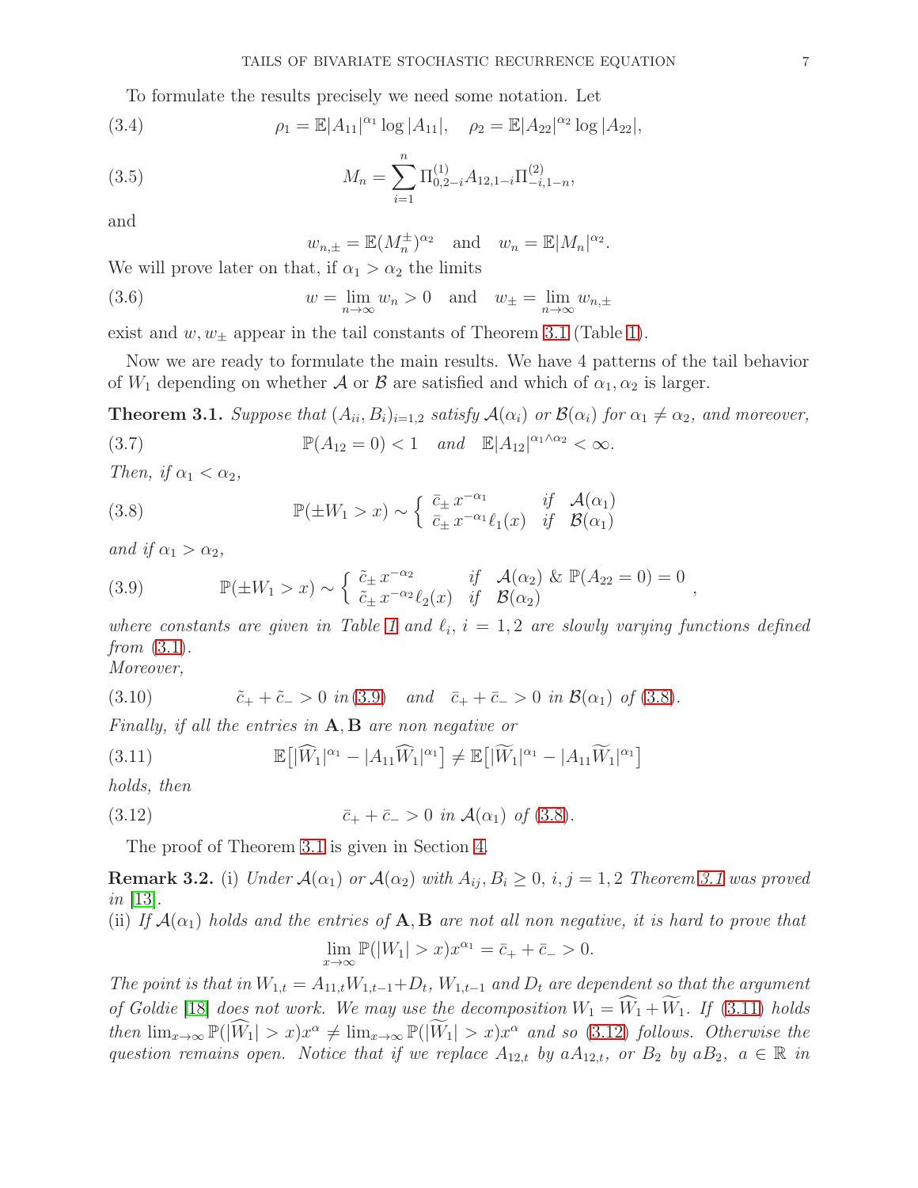To formulate the results precisely we need some notation. Let

$$\rho_1 = \mathbb{E}|A_{11}|^{\alpha_1}\log|A_{11}|, \quad \rho_2 = \mathbb{E}|A_{22}|^{\alpha_2}\log|A_{22}|, \tag{3.4}$$

$$M_n = \sum_{i=1}^{n} \Pi^{(1)}_{0,2-i} A_{12,1-i} \Pi^{(2)}_{-i,1-n}, \tag{3.5}$$

and

$$w_{n,\pm} = \mathbb{E}(M_n^{\pm})^{\alpha_2} \quad \text{and} \quad w_n = \mathbb{E}|M_n|^{\alpha_2}.$$

We will prove later on that, if $\alpha_1 > \alpha_2$ the limits

$$w = \lim_{n\to\infty} w_n > 0 \quad \text{and} \quad w_{\pm} = \lim_{n\to\infty} w_{n,\pm} \tag{3.6}$$

exist and $w, w_{\pm}$ appear in the tail constants of Theorem 3.1 (Table 1).

Now we are ready to formulate the main results. We have 4 patterns of the tail behavior of $W_1$ depending on whether $\mathcal{A}$ or $\mathcal{B}$ are satisfied and which of $\alpha_1, \alpha_2$ is larger.

**Theorem 3.1.** *Suppose that $(A_{ii}, B_i)_{i=1,2}$ satisfy $\mathcal{A}(\alpha_i)$ or $\mathcal{B}(\alpha_i)$ for $\alpha_1 \neq \alpha_2$, and moreover,*

$$\mathbb{P}(A_{12} = 0) < 1 \quad \text{and} \quad \mathbb{E}|A_{12}|^{\alpha_1 \wedge \alpha_2} < \infty. \tag{3.7}$$

*Then, if $\alpha_1 < \alpha_2$,*

$$\mathbb{P}(\pm W_1 > x) \sim \begin{cases} \bar{c}_{\pm}\, x^{-\alpha_1} & \text{if} \quad \mathcal{A}(\alpha_1) \\ \bar{c}_{\pm}\, x^{-\alpha_1}\ell_1(x) & \text{if} \quad \mathcal{B}(\alpha_1) \end{cases} \tag{3.8}$$

*and if $\alpha_1 > \alpha_2$,*

$$\mathbb{P}(\pm W_1 > x) \sim \begin{cases} \tilde{c}_{\pm}\, x^{-\alpha_2} & \text{if} \quad \mathcal{A}(\alpha_2)\ \&\ \mathbb{P}(A_{22} = 0) = 0 \\ \tilde{c}_{\pm}\, x^{-\alpha_2}\ell_2(x) & \text{if} \quad \mathcal{B}(\alpha_2) \end{cases}, \tag{3.9}$$

*where constants are given in Table 1 and $\ell_i$, $i = 1, 2$ are slowly varying functions defined from (3.1).*
*Moreover,*

$$\tilde{c}_+ + \tilde{c}_- > 0 \ \text{in (3.9)} \quad \text{and} \quad \bar{c}_+ + \bar{c}_- > 0 \ \text{in } \mathcal{B}(\alpha_1) \text{ of (3.8)}. \tag{3.10}$$

*Finally, if all the entries in $\mathbf{A}, \mathbf{B}$ are non negative or*

$$\mathbb{E}\big[|\widehat{W}_1|^{\alpha_1} - |A_{11}\widehat{W}_1|^{\alpha_1}\big] \neq \mathbb{E}\big[|\widetilde{W}_1|^{\alpha_1} - |A_{11}\widetilde{W}_1|^{\alpha_1}\big] \tag{3.11}$$

*holds, then*

$$\bar{c}_+ + \bar{c}_- > 0 \ \text{in } \mathcal{A}(\alpha_1) \text{ of (3.8)}. \tag{3.12}$$

The proof of Theorem 3.1 is given in Section 4.

**Remark 3.2.** (i) *Under $\mathcal{A}(\alpha_1)$ or $\mathcal{A}(\alpha_2)$ with $A_{ij}, B_i \geq 0$, $i, j = 1, 2$ Theorem 3.1 was proved in [13].*
(ii) *If $\mathcal{A}(\alpha_1)$ holds and the entries of $\mathbf{A}, \mathbf{B}$ are not all non negative, it is hard to prove that*

$$\lim_{x\to\infty} \mathbb{P}(|W_1| > x)x^{\alpha_1} = \bar{c}_+ + \bar{c}_- > 0.$$

*The point is that in $W_{1,t} = A_{11,t}W_{1,t-1} + D_t$, $W_{1,t-1}$ and $D_t$ are dependent so that the argument of Goldie [18] does not work. We may use the decomposition $W_1 = \widehat{W}_1 + \widetilde{W}_1$. If (3.11) holds then $\lim_{x\to\infty} \mathbb{P}(|\widehat{W}_1| > x)x^{\alpha} \neq \lim_{x\to\infty} \mathbb{P}(|\widetilde{W}_1| > x)x^{\alpha}$ and so (3.12) follows. Otherwise the question remains open. Notice that if we replace $A_{12,t}$ by $aA_{12,t}$, or $B_2$ by $aB_2$, $a \in \mathbb{R}$ in*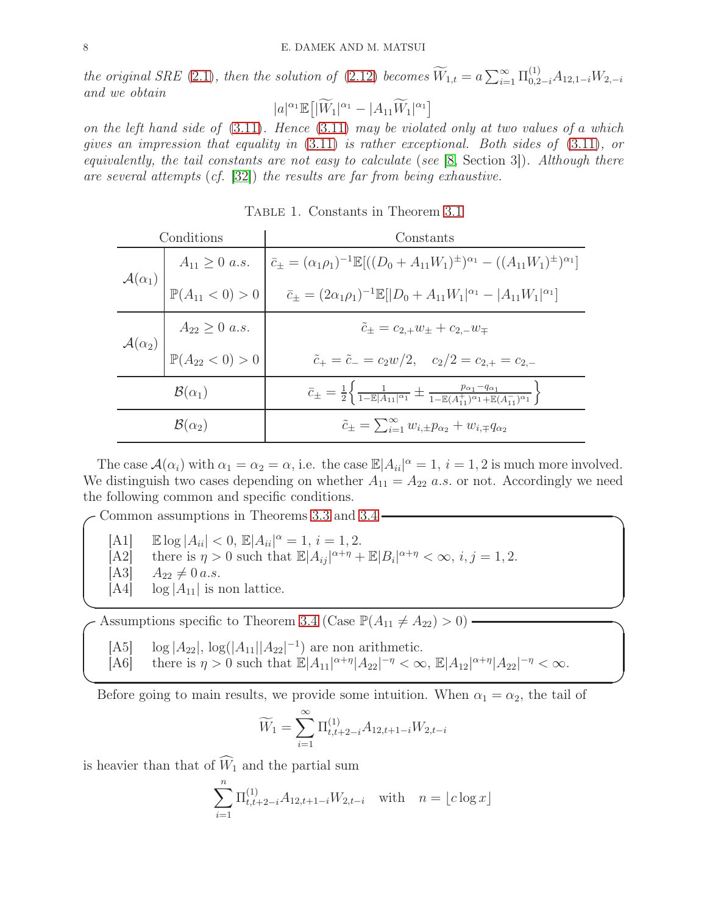*the original SRE* (2.1)*, then the solution of* (2.12) *becomes* $\widetilde{W}_{1,t} = a\sum_{i=1}^{\infty} \Pi^{(1)}_{0,2-i} A_{12,1-i} W_{2,-i}$ *and we obtain*

$$|a|^{\alpha_1}\mathbb{E}\big[|\widetilde{W}_1|^{\alpha_1} - |A_{11}\widetilde{W}_1|^{\alpha_1}\big]$$

*on the left hand side of* (3.11)*. Hence* (3.11) *may be violated only at two values of* $a$ *which gives an impression that equality in* (3.11) *is rather exceptional. Both sides of* (3.11)*, or equivalently, the tail constants are not easy to calculate* (*see* [8, Section 3])*. Although there are several attempts* (*cf.* [32]) *the results are far from being exhaustive.*

Table 1. Constants in Theorem 3.1

| Conditions | | Constants |
|---|---|---|
| $\mathcal{A}(\alpha_1)$ | $A_{11} \ge 0$ *a.s.* | $\bar{c}_{\pm} = (\alpha_1\rho_1)^{-1}\mathbb{E}[((D_0 + A_{11}W_1)^{\pm})^{\alpha_1} - ((A_{11}W_1)^{\pm})^{\alpha_1}]$ |
| | $\mathbb{P}(A_{11} < 0) > 0$ | $\bar{c}_{\pm} = (2\alpha_1\rho_1)^{-1}\mathbb{E}[\vert D_0 + A_{11}W_1\vert^{\alpha_1} - \vert A_{11}W_1\vert^{\alpha_1}]$ |
| $\mathcal{A}(\alpha_2)$ | $A_{22} \ge 0$ *a.s.* | $\tilde{c}_{\pm} = c_{2,+}w_{\pm} + c_{2,-}w_{\mp}$ |
| | $\mathbb{P}(A_{22} < 0) > 0$ | $\tilde{c}_+ = \tilde{c}_- = c_2 w/2, \quad c_2/2 = c_{2,+} = c_{2,-}$ |
| $\mathcal{B}(\alpha_1)$ | | $\bar{c}_{\pm} = \frac{1}{2}\Big\{\frac{1}{1-\mathbb{E}\vert A_{11}\vert^{\alpha_1}} \pm \frac{p_{\alpha_1} - q_{\alpha_1}}{1-\mathbb{E}(A_{11}^+)^{\alpha_1} + \mathbb{E}(A_{11}^-)^{\alpha_1}}\Big\}$ |
| $\mathcal{B}(\alpha_2)$ | | $\tilde{c}_{\pm} = \sum_{i=1}^{\infty} w_{i,\pm}p_{\alpha_2} + w_{i,\mp}q_{\alpha_2}$ |

The case $\mathcal{A}(\alpha_i)$ with $\alpha_1 = \alpha_2 = \alpha$, i.e. the case $\mathbb{E}|A_{ii}|^{\alpha} = 1$, $i = 1, 2$ is much more involved. We distinguish two cases depending on whether $A_{11} = A_{22}$ *a.s.* or not. Accordingly we need the following common and specific conditions.

**Common assumptions in Theorems 3.3 and 3.4**

- [A1] $\mathbb{E}\log|A_{ii}| < 0$, $\mathbb{E}|A_{ii}|^{\alpha} = 1$, $i = 1, 2$.
- [A2] there is $\eta > 0$ such that $\mathbb{E}|A_{ij}|^{\alpha+\eta} + \mathbb{E}|B_i|^{\alpha+\eta} < \infty$, $i, j = 1, 2$.
- [A3] $A_{22} \neq 0$ *a.s.*
- [A4] $\log|A_{11}|$ is non lattice.

**Assumptions specific to Theorem 3.4 (Case $\mathbb{P}(A_{11} \neq A_{22}) > 0$)**

- [A5] $\log|A_{22}|$, $\log(|A_{11}||A_{22}|^{-1})$ are non arithmetic.
- [A6] there is $\eta > 0$ such that $\mathbb{E}|A_{11}|^{\alpha+\eta}|A_{22}|^{-\eta} < \infty$, $\mathbb{E}|A_{12}|^{\alpha+\eta}|A_{22}|^{-\eta} < \infty$.

Before going to main results, we provide some intuition. When $\alpha_1 = \alpha_2$, the tail of

$$\widetilde{W}_1 = \sum_{i=1}^{\infty} \Pi^{(1)}_{t,t+2-i} A_{12,t+1-i} W_{2,t-i}$$

is heavier than that of $\widehat{W}_1$ and the partial sum

$$\sum_{i=1}^{n} \Pi^{(1)}_{t,t+2-i} A_{12,t+1-i} W_{2,t-i} \quad \text{with} \quad n = \lfloor c\log x \rfloor$$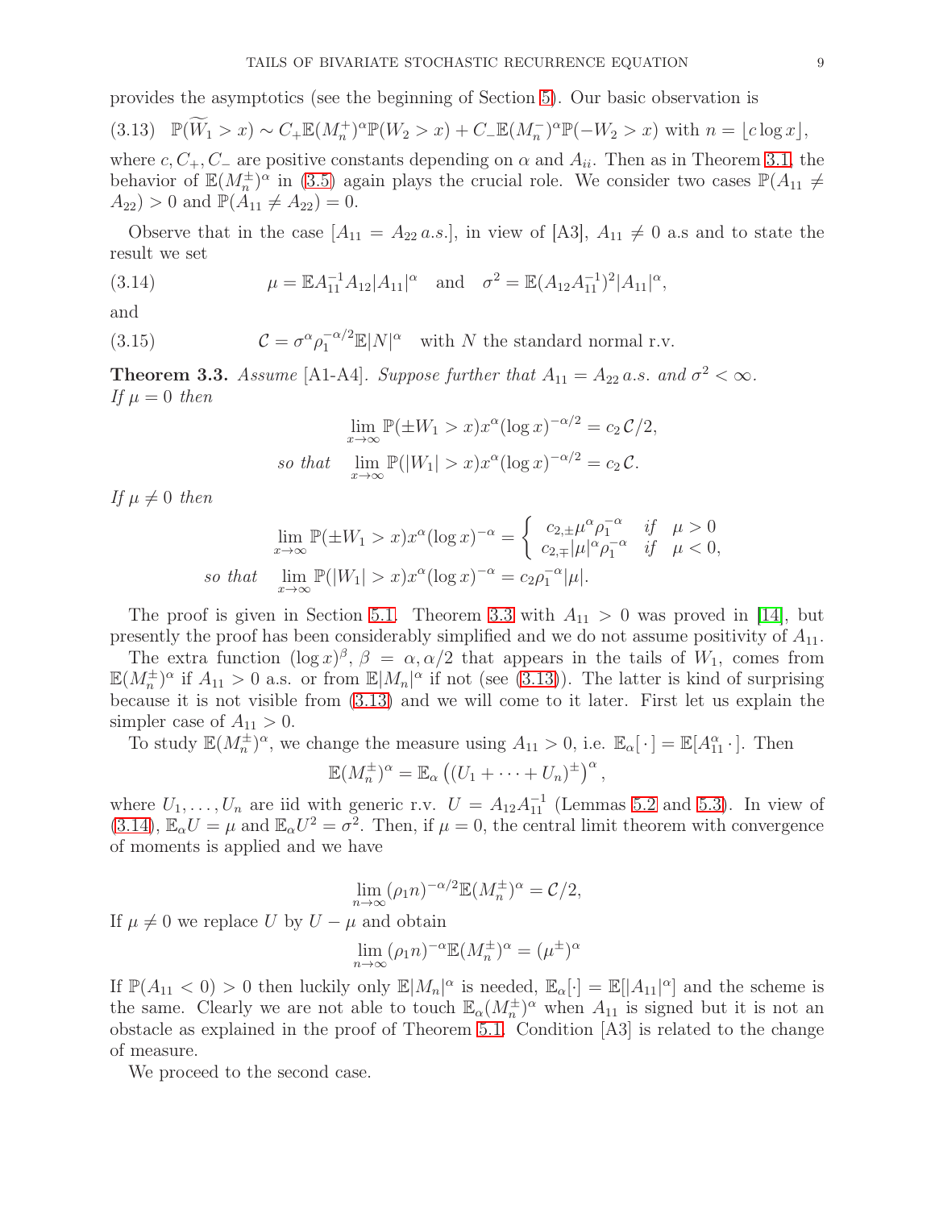provides the asymptotics (see the beginning of Section 5). Our basic observation is

$$(3.13)\quad \mathbb{P}(\widetilde{W}_1 > x) \sim C_+ \mathbb{E}(M_n^+)^\alpha \mathbb{P}(W_2 > x) + C_- \mathbb{E}(M_n^-)^\alpha \mathbb{P}(-W_2 > x) \text{ with } n = \lfloor c \log x \rfloor,$$

where $c, C_+, C_-$ are positive constants depending on $\alpha$ and $A_{ii}$. Then as in Theorem 3.1, the behavior of $\mathbb{E}(M_n^\pm)^\alpha$ in (3.5) again plays the crucial role. We consider two cases $\mathbb{P}(A_{11} \neq A_{22}) > 0$ and $\mathbb{P}(A_{11} \neq A_{22}) = 0$.

Observe that in the case $[A_{11} = A_{22}\, a.s.]$, in view of [A3], $A_{11} \neq 0$ a.s and to state the result we set

$$(3.14)\qquad \mu = \mathbb{E} A_{11}^{-1} A_{12} |A_{11}|^\alpha \quad \text{and} \quad \sigma^2 = \mathbb{E}(A_{12} A_{11}^{-1})^2 |A_{11}|^\alpha,$$

and

$$(3.15)\qquad \mathcal{C} = \sigma^\alpha \rho_1^{-\alpha/2} \mathbb{E}|N|^\alpha \quad \text{with } N \text{ the standard normal r.v.}$$

**Theorem 3.3.** *Assume* [A1-A4]. *Suppose further that* $A_{11} = A_{22}\, a.s.$ *and* $\sigma^2 < \infty$. *If* $\mu = 0$ *then*

$$\lim_{x\to\infty} \mathbb{P}(\pm W_1 > x) x^\alpha (\log x)^{-\alpha/2} = c_2\, \mathcal{C}/2,$$

$$\textit{so that} \quad \lim_{x\to\infty} \mathbb{P}(|W_1| > x) x^\alpha (\log x)^{-\alpha/2} = c_2\, \mathcal{C}.$$

*If* $\mu \neq 0$ *then*

$$\lim_{x\to\infty} \mathbb{P}(\pm W_1 > x) x^\alpha (\log x)^{-\alpha} = \begin{cases} c_{2,\pm} \mu^\alpha \rho_1^{-\alpha} & \textit{if} \quad \mu > 0 \\ c_{2,\mp} |\mu|^\alpha \rho_1^{-\alpha} & \textit{if} \quad \mu < 0, \end{cases}$$

$$\textit{so that} \quad \lim_{x\to\infty} \mathbb{P}(|W_1| > x) x^\alpha (\log x)^{-\alpha} = c_2 \rho_1^{-\alpha} |\mu|.$$

The proof is given in Section 5.1. Theorem 3.3 with $A_{11} > 0$ was proved in [14], but presently the proof has been considerably simplified and we do not assume positivity of $A_{11}$.

The extra function $(\log x)^\beta$, $\beta = \alpha, \alpha/2$ that appears in the tails of $W_1$, comes from $\mathbb{E}(M_n^\pm)^\alpha$ if $A_{11} > 0$ a.s. or from $\mathbb{E}|M_n|^\alpha$ if not (see (3.13)). The latter is kind of surprising because it is not visible from (3.13) and we will come to it later. First let us explain the simpler case of $A_{11} > 0$.

To study $\mathbb{E}(M_n^\pm)^\alpha$, we change the measure using $A_{11} > 0$, i.e. $\mathbb{E}_\alpha[\,\cdot\,] = \mathbb{E}[A_{11}^\alpha \,\cdot\,]$. Then

$$\mathbb{E}(M_n^\pm)^\alpha = \mathbb{E}_\alpha \left( (U_1 + \cdots + U_n)^\pm \right)^\alpha,$$

where $U_1, \ldots, U_n$ are iid with generic r.v. $U = A_{12} A_{11}^{-1}$ (Lemmas 5.2 and 5.3). In view of (3.14), $\mathbb{E}_\alpha U = \mu$ and $\mathbb{E}_\alpha U^2 = \sigma^2$. Then, if $\mu = 0$, the central limit theorem with convergence of moments is applied and we have

$$\lim_{n\to\infty} (\rho_1 n)^{-\alpha/2} \mathbb{E}(M_n^\pm)^\alpha = \mathcal{C}/2,$$

If $\mu \neq 0$ we replace $U$ by $U - \mu$ and obtain

$$\lim_{n\to\infty} (\rho_1 n)^{-\alpha} \mathbb{E}(M_n^\pm)^\alpha = (\mu^\pm)^\alpha$$

If $\mathbb{P}(A_{11} < 0) > 0$ then luckily only $\mathbb{E}|M_n|^\alpha$ is needed, $\mathbb{E}_\alpha[\cdot] = \mathbb{E}[|A_{11}|^\alpha]$ and the scheme is the same. Clearly we are not able to touch $\mathbb{E}_\alpha(M_n^\pm)^\alpha$ when $A_{11}$ is signed but it is not an obstacle as explained in the proof of Theorem 5.1. Condition [A3] is related to the change of measure.

We proceed to the second case.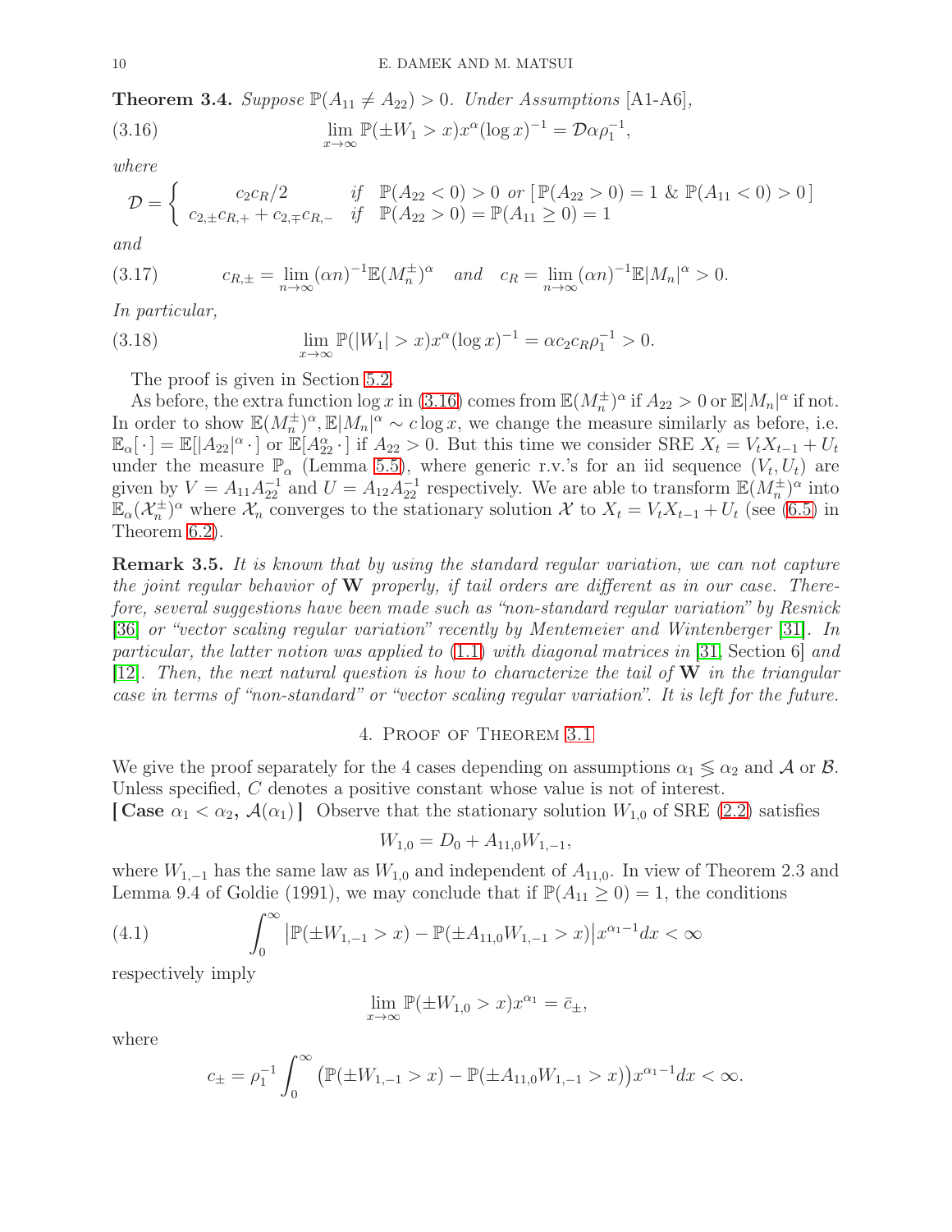**Theorem 3.4.** *Suppose $\mathbb{P}(A_{11} \neq A_{22}) > 0$. Under Assumptions* [A1-A6],

$$\lim_{x\to\infty} \mathbb{P}(\pm W_1 > x) x^{\alpha} (\log x)^{-1} = \mathcal{D} \alpha \rho_1^{-1}, \tag{3.16}$$

*where*

$$\mathcal{D} = \begin{cases} c_2 c_R/2 & \text{if } \ \mathbb{P}(A_{22} < 0) > 0 \ \text{or} \ [\,\mathbb{P}(A_{22} > 0) = 1 \ \& \ \mathbb{P}(A_{11} < 0) > 0\,] \\ c_{2,\pm} c_{R,+} + c_{2,\mp} c_{R,-} & \text{if } \ \mathbb{P}(A_{22} > 0) = \mathbb{P}(A_{11} \geq 0) = 1 \end{cases}$$

*and*

$$c_{R,\pm} = \lim_{n\to\infty} (\alpha n)^{-1} \mathbb{E}(M_n^{\pm})^{\alpha} \quad \text{and} \quad c_R = \lim_{n\to\infty} (\alpha n)^{-1} \mathbb{E}|M_n|^{\alpha} > 0. \tag{3.17}$$

*In particular,*

$$\lim_{x\to\infty} \mathbb{P}(|W_1| > x) x^{\alpha} (\log x)^{-1} = \alpha c_2 c_R \rho_1^{-1} > 0. \tag{3.18}$$

The proof is given in Section 5.2.

As before, the extra function $\log x$ in (3.16) comes from $\mathbb{E}(M_n^{\pm})^{\alpha}$ if $A_{22} > 0$ or $\mathbb{E}|M_n|^{\alpha}$ if not. In order to show $\mathbb{E}(M_n^{\pm})^{\alpha}, \mathbb{E}|M_n|^{\alpha} \sim c \log x$, we change the measure similarly as before, i.e. $\mathbb{E}_{\alpha}[\,\cdot\,] = \mathbb{E}[|A_{22}|^{\alpha} \cdot\,]$ or $\mathbb{E}[A_{22}^{\alpha} \cdot\,]$ if $A_{22} > 0$. But this time we consider SRE $X_t = V_t X_{t-1} + U_t$ under the measure $\mathbb{P}_{\alpha}$ (Lemma 5.5), where generic r.v.'s for an iid sequence $(V_t, U_t)$ are given by $V = A_{11} A_{22}^{-1}$ and $U = A_{12} A_{22}^{-1}$ respectively. We are able to transform $\mathbb{E}(M_n^{\pm})^{\alpha}$ into $\mathbb{E}_{\alpha}(\mathcal{X}_n^{\pm})^{\alpha}$ where $\mathcal{X}_n$ converges to the stationary solution $\mathcal{X}$ to $X_t = V_t X_{t-1} + U_t$ (see (6.5) in Theorem 6.2).

**Remark 3.5.** *It is known that by using the standard regular variation, we can not capture the joint regular behavior of* $\mathbf{W}$ *properly, if tail orders are different as in our case. Therefore, several suggestions have been made such as "non-standard regular variation" by Resnick* [36] *or "vector scaling regular variation" recently by Mentemeier and Wintenberger* [31]*. In particular, the latter notion was applied to* (1.1) *with diagonal matrices in* [31, Section 6] *and* [12]*. Then, the next natural question is how to characterize the tail of* $\mathbf{W}$ *in the triangular case in terms of "non-standard" or "vector scaling regular variation". It is left for the future.*

## 4. Proof of Theorem 3.1

We give the proof separately for the 4 cases depending on assumptions $\alpha_1 \lessgtr \alpha_2$ and $\mathcal{A}$ or $\mathcal{B}$. Unless specified, $C$ denotes a positive constant whose value is not of interest.

**[Case $\alpha_1 < \alpha_2$, $\mathcal{A}(\alpha_1)$]** Observe that the stationary solution $W_{1,0}$ of SRE (2.2) satisfies

$$W_{1,0} = D_0 + A_{11,0} W_{1,-1},$$

where $W_{1,-1}$ has the same law as $W_{1,0}$ and independent of $A_{11,0}$. In view of Theorem 2.3 and Lemma 9.4 of Goldie (1991), we may conclude that if $\mathbb{P}(A_{11} \geq 0) = 1$, the conditions

$$\int_0^{\infty} \big| \mathbb{P}(\pm W_{1,-1} > x) - \mathbb{P}(\pm A_{11,0} W_{1,-1} > x) \big| x^{\alpha_1 - 1} dx < \infty \tag{4.1}$$

respectively imply

$$\lim_{x\to\infty} \mathbb{P}(\pm W_{1,0} > x) x^{\alpha_1} = \bar{c}_{\pm},$$

where

$$c_{\pm} = \rho_1^{-1} \int_0^{\infty} \big( \mathbb{P}(\pm W_{1,-1} > x) - \mathbb{P}(\pm A_{11,0} W_{1,-1} > x) \big) x^{\alpha_1 - 1} dx < \infty.$$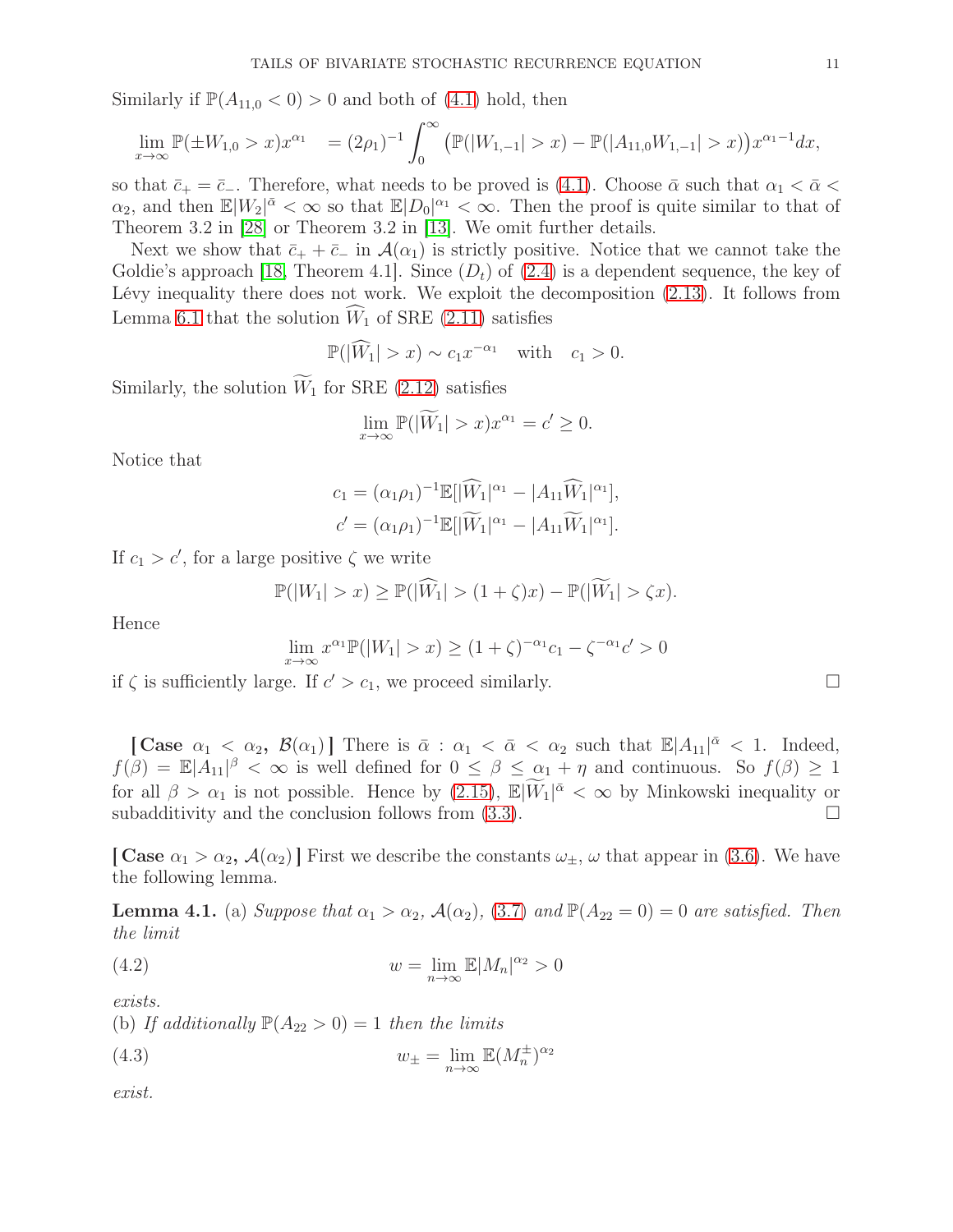Similarly if $\mathbb{P}(A_{11,0} < 0) > 0$ and both of (4.1) hold, then

$$\lim_{x\to\infty} \mathbb{P}(\pm W_{1,0} > x)x^{\alpha_1} \quad = (2\rho_1)^{-1} \int_0^\infty \big(\mathbb{P}(|W_{1,-1}| > x) - \mathbb{P}(|A_{11,0}W_{1,-1}| > x)\big)x^{\alpha_1-1}dx,$$

so that $\bar{c}_+ = \bar{c}_-$. Therefore, what needs to be proved is (4.1). Choose $\bar{\alpha}$ such that $\alpha_1 < \bar{\alpha} < \alpha_2$, and then $\mathbb{E}|W_2|^{\bar{\alpha}} < \infty$ so that $\mathbb{E}|D_0|^{\alpha_1} < \infty$. Then the proof is quite similar to that of Theorem 3.2 in [28] or Theorem 3.2 in [13]. We omit further details.

Next we show that $\bar{c}_+ + \bar{c}_-$ in $\mathcal{A}(\alpha_1)$ is strictly positive. Notice that we cannot take the Goldie's approach [18, Theorem 4.1]. Since $(D_t)$ of (2.4) is a dependent sequence, the key of Lévy inequality there does not work. We exploit the decomposition (2.13). It follows from Lemma 6.1 that the solution $\widehat{W}_1$ of SRE (2.11) satisfies

$$\mathbb{P}(|\widehat{W}_1| > x) \sim c_1 x^{-\alpha_1} \quad \text{with} \quad c_1 > 0.$$

Similarly, the solution $\widetilde{W}_1$ for SRE (2.12) satisfies

$$\lim_{x\to\infty} \mathbb{P}(|\widetilde{W}_1| > x)x^{\alpha_1} = c' \geq 0.$$

Notice that

$$c_1 = (\alpha_1\rho_1)^{-1}\mathbb{E}[|\widehat{W}_1|^{\alpha_1} - |A_{11}\widehat{W}_1|^{\alpha_1}],$$
$$c' = (\alpha_1\rho_1)^{-1}\mathbb{E}[|\widetilde{W}_1|^{\alpha_1} - |A_{11}\widetilde{W}_1|^{\alpha_1}].$$

If $c_1 > c'$, for a large positive $\zeta$ we write

$$\mathbb{P}(|W_1| > x) \geq \mathbb{P}(|\widehat{W}_1| > (1+\zeta)x) - \mathbb{P}(|\widetilde{W}_1| > \zeta x).$$

Hence

$$\lim_{x\to\infty} x^{\alpha_1}\mathbb{P}(|W_1| > x) \geq (1+\zeta)^{-\alpha_1}c_1 - \zeta^{-\alpha_1}c' > 0$$

if $\zeta$ is sufficiently large. If $c' > c_1$, we proceed similarly. □

**[ Case $\alpha_1 < \alpha_2$, $\mathcal{B}(\alpha_1)$ ]** There is $\bar{\alpha} : \alpha_1 < \bar{\alpha} < \alpha_2$ such that $\mathbb{E}|A_{11}|^{\bar{\alpha}} < 1$. Indeed, $f(\beta) = \mathbb{E}|A_{11}|^\beta < \infty$ is well defined for $0 \leq \beta \leq \alpha_1 + \eta$ and continuous. So $f(\beta) \geq 1$ for all $\beta > \alpha_1$ is not possible. Hence by (2.15), $\mathbb{E}|\widetilde{W}_1|^{\bar{\alpha}} < \infty$ by Minkowski inequality or subadditivity and the conclusion follows from (3.3). □

**[ Case $\alpha_1 > \alpha_2$, $\mathcal{A}(\alpha_2)$ ]** First we describe the constants $\omega_\pm$, $\omega$ that appear in (3.6). We have the following lemma.

**Lemma 4.1.** (a) *Suppose that $\alpha_1 > \alpha_2$, $\mathcal{A}(\alpha_2)$, (3.7) and $\mathbb{P}(A_{22} = 0) = 0$ are satisfied. Then the limit*

$$w = \lim_{n\to\infty} \mathbb{E}|M_n|^{\alpha_2} > 0 \tag{4.2}$$

*exists.*
(b) *If additionally $\mathbb{P}(A_{22} > 0) = 1$ then the limits*

$$w_\pm = \lim_{n\to\infty} \mathbb{E}(M_n^\pm)^{\alpha_2} \tag{4.3}$$

*exist.*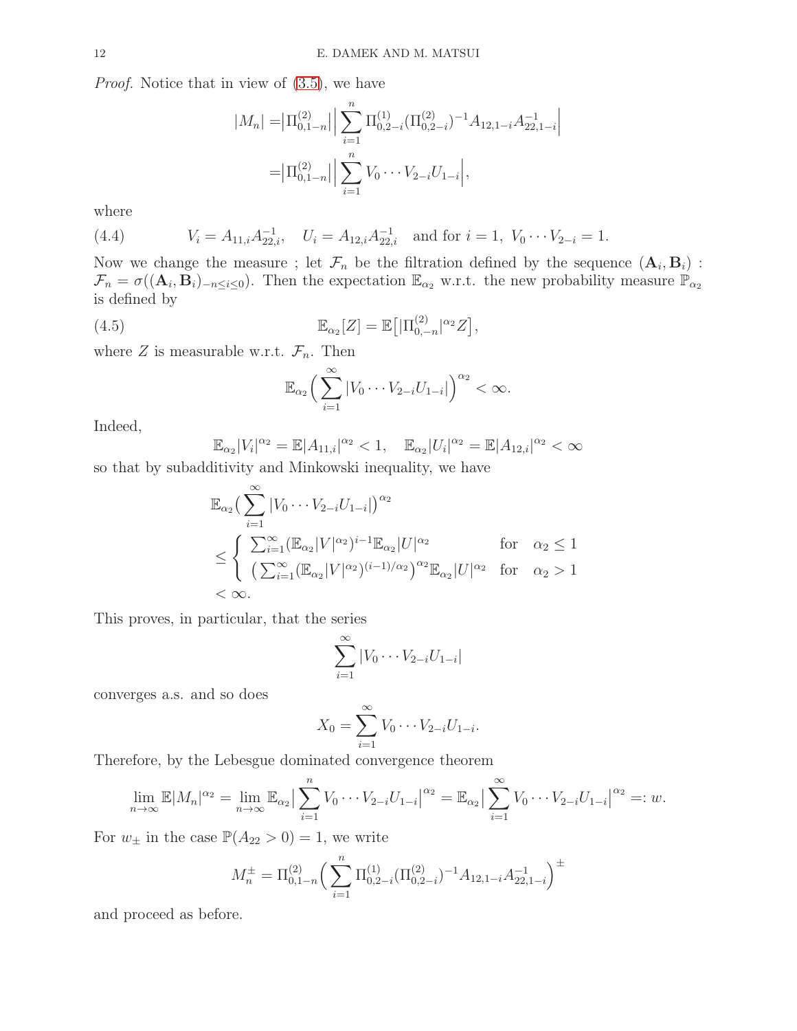*Proof.* Notice that in view of (3.5), we have

$$
\begin{aligned}
|M_n| =& \big|\Pi^{(2)}_{0,1-n}\big| \Big| \sum_{i=1}^n \Pi^{(1)}_{0,2-i} (\Pi^{(2)}_{0,2-i})^{-1} A_{12,1-i} A^{-1}_{22,1-i} \Big| \\
=& \big|\Pi^{(2)}_{0,1-n}\big| \Big| \sum_{i=1}^n V_0 \cdots V_{2-i} U_{1-i} \Big|,
\end{aligned}
$$

where

$$
V_i = A_{11,i} A^{-1}_{22,i}, \quad U_i = A_{12,i} A^{-1}_{22,i} \quad \text{and for } i=1,\ V_0 \cdots V_{2-i} = 1. \tag{4.4}
$$

Now we change the measure ; let $\mathcal{F}_n$ be the filtration defined by the sequence $(\mathbf{A}_i, \mathbf{B}_i)$ : $\mathcal{F}_n = \sigma((\mathbf{A}_i, \mathbf{B}_i)_{-n \le i \le 0})$. Then the expectation $\mathbb{E}_{\alpha_2}$ w.r.t. the new probability measure $\mathbb{P}_{\alpha_2}$ is defined by

$$
\mathbb{E}_{\alpha_2}[Z] = \mathbb{E}\big[ |\Pi^{(2)}_{0,-n}|^{\alpha_2} Z \big], \tag{4.5}
$$

where $Z$ is measurable w.r.t. $\mathcal{F}_n$. Then

$$
\mathbb{E}_{\alpha_2} \Big( \sum_{i=1}^\infty |V_0 \cdots V_{2-i} U_{1-i}| \Big)^{\alpha_2} < \infty.
$$

Indeed,

$$
\mathbb{E}_{\alpha_2} |V_i|^{\alpha_2} = \mathbb{E}|A_{11,i}|^{\alpha_2} < 1, \quad \mathbb{E}_{\alpha_2}|U_i|^{\alpha_2} = \mathbb{E}|A_{12,i}|^{\alpha_2} < \infty
$$

so that by subadditivity and Minkowski inequality, we have

$$
\begin{aligned}
& \mathbb{E}_{\alpha_2} \big( \sum_{i=1}^\infty |V_0 \cdots V_{2-i} U_{1-i}| \big)^{\alpha_2} \\
& \le \begin{cases} \sum_{i=1}^\infty (\mathbb{E}_{\alpha_2}|V|^{\alpha_2})^{i-1} \mathbb{E}_{\alpha_2}|U|^{\alpha_2} & \text{for} \quad \alpha_2 \le 1 \\ \big( \sum_{i=1}^\infty (\mathbb{E}_{\alpha_2}|V|^{\alpha_2})^{(i-1)/\alpha_2} \big)^{\alpha_2} \mathbb{E}_{\alpha_2}|U|^{\alpha_2} & \text{for} \quad \alpha_2 > 1 \end{cases} \\
& < \infty.
\end{aligned}
$$

This proves, in particular, that the series

$$
\sum_{i=1}^\infty |V_0 \cdots V_{2-i} U_{1-i}|
$$

converges a.s. and so does

$$
X_0 = \sum_{i=1}^\infty V_0 \cdots V_{2-i} U_{1-i}.
$$

Therefore, by the Lebesgue dominated convergence theorem

$$
\lim_{n\to\infty} \mathbb{E}|M_n|^{\alpha_2} = \lim_{n \to \infty} \mathbb{E}_{\alpha_2} \big| \sum_{i=1}^n V_0 \cdots V_{2-i} U_{1-i} \big|^{\alpha_2} = \mathbb{E}_{\alpha_2} \big| \sum_{i=1}^\infty V_0 \cdots V_{2-i} U_{1-i} \big|^{\alpha_2} =: w.
$$

For $w_\pm$ in the case $\mathbb{P}(A_{22} > 0) = 1$, we write

$$
M_n^\pm = \Pi^{(2)}_{0,1-n} \Big( \sum_{i=1}^n \Pi^{(1)}_{0,2-i} (\Pi^{(2)}_{0,2-i})^{-1} A_{12,1-i} A^{-1}_{22,1-i} \Big)^\pm
$$

and proceed as before.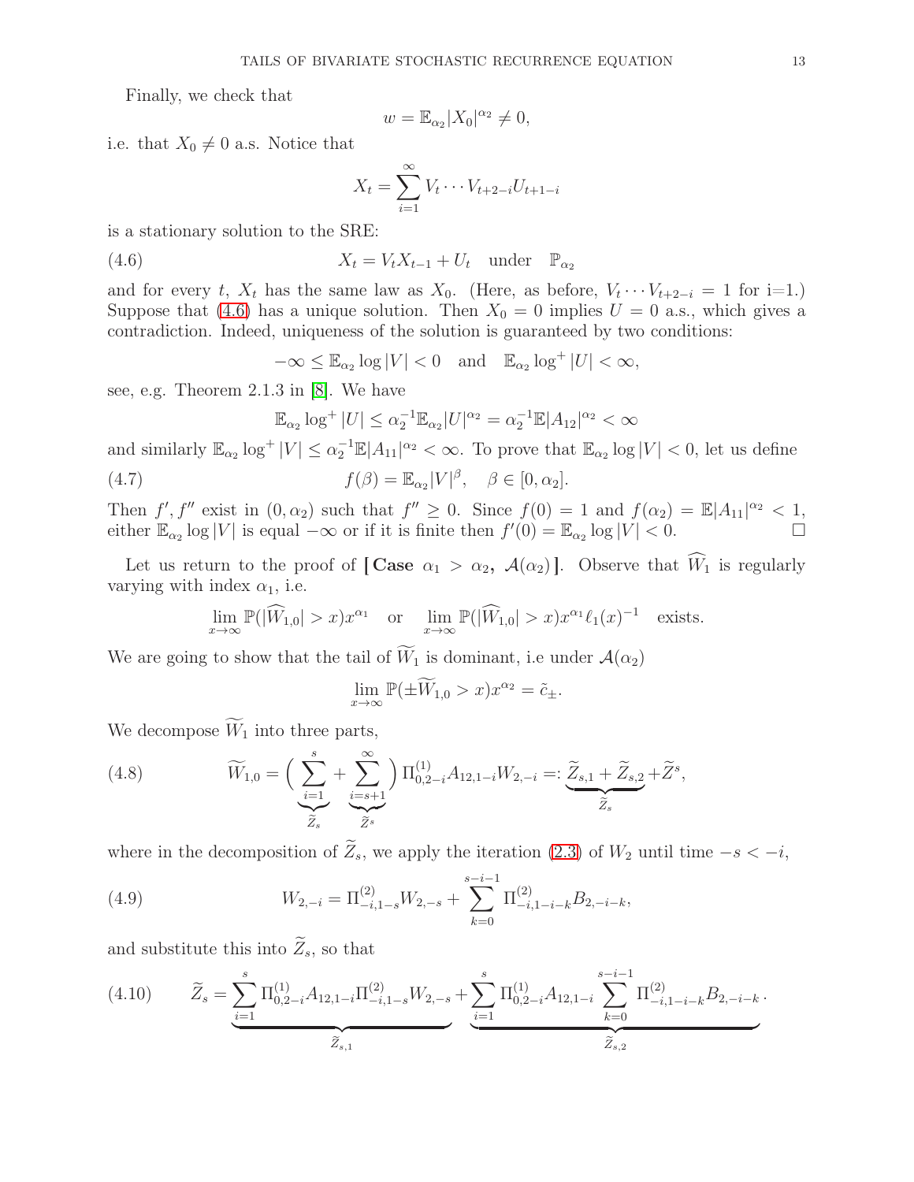Finally, we check that

$$w = \mathbb{E}_{\alpha_2} |X_0|^{\alpha_2} \neq 0,$$

i.e. that $X_0 \neq 0$ a.s. Notice that

$$X_t = \sum_{i=1}^{\infty} V_t \cdots V_{t+2-i} U_{t+1-i}$$

is a stationary solution to the SRE:

$$X_t = V_t X_{t-1} + U_t \quad \text{under} \quad \mathbb{P}_{\alpha_2} \tag{4.6}$$

and for every $t$, $X_t$ has the same law as $X_0$. (Here, as before, $V_t \cdots V_{t+2-i} = 1$ for i=1.) Suppose that (4.6) has a unique solution. Then $X_0 = 0$ implies $U = 0$ a.s., which gives a contradiction. Indeed, uniqueness of the solution is guaranteed by two conditions:

$$-\infty \leq \mathbb{E}_{\alpha_2} \log |V| < 0 \quad \text{and} \quad \mathbb{E}_{\alpha_2} \log^+ |U| < \infty,$$

see, e.g. Theorem 2.1.3 in [8]. We have

$$\mathbb{E}_{\alpha_2} \log^+ |U| \leq \alpha_2^{-1} \mathbb{E}_{\alpha_2} |U|^{\alpha_2} = \alpha_2^{-1} \mathbb{E} |A_{12}|^{\alpha_2} < \infty$$

and similarly $\mathbb{E}_{\alpha_2} \log^+ |V| \leq \alpha_2^{-1} \mathbb{E} |A_{11}|^{\alpha_2} < \infty$. To prove that $\mathbb{E}_{\alpha_2} \log |V| < 0$, let us define

$$f(\beta) = \mathbb{E}_{\alpha_2} |V|^{\beta}, \quad \beta \in [0, \alpha_2]. \tag{4.7}$$

Then $f', f''$ exist in $(0, \alpha_2)$ such that $f'' \geq 0$. Since $f(0) = 1$ and $f(\alpha_2) = \mathbb{E}|A_{11}|^{\alpha_2} < 1$, either $\mathbb{E}_{\alpha_2} \log |V|$ is equal $-\infty$ or if it is finite then $f'(0) = \mathbb{E}_{\alpha_2} \log |V| < 0$. □

Let us return to the proof of **[ Case** $\alpha_1 > \alpha_2$, $\mathcal{A}(\alpha_2)$**]**. Observe that $\widehat{W}_1$ is regularly varying with index $\alpha_1$, i.e.

$$\lim_{x \to \infty} \mathbb{P}(|\widehat{W}_{1,0}| > x) x^{\alpha_1} \quad \text{or} \quad \lim_{x \to \infty} \mathbb{P}(|\widehat{W}_{1,0}| > x) x^{\alpha_1} \ell_1(x)^{-1} \quad \text{exists.}$$

We are going to show that the tail of $\widetilde{W}_1$ is dominant, i.e under $\mathcal{A}(\alpha_2)$

$$\lim_{x \to \infty} \mathbb{P}(\pm \widetilde{W}_{1,0} > x) x^{\alpha_2} = \tilde{c}_{\pm}.$$

We decompose $\widetilde{W}_1$ into three parts,

$$\widetilde{W}_{1,0} = \Big( \underbrace{\sum_{i=1}^{s}}_{\widetilde{Z}_s} + \underbrace{\sum_{i=s+1}^{\infty}}_{\widetilde{Z}^s} \Big) \Pi^{(1)}_{0,2-i} A_{12,1-i} W_{2,-i} =: \underbrace{\widetilde{Z}_{s,1} + \widetilde{Z}_{s,2}}_{\widetilde{Z}_s} + \widetilde{Z}^s, \tag{4.8}$$

where in the decomposition of $\widetilde{Z}_s$, we apply the iteration (2.3) of $W_2$ until time $-s < -i$,

$$W_{2,-i} = \Pi^{(2)}_{-i,1-s} W_{2,-s} + \sum_{k=0}^{s-i-1} \Pi^{(2)}_{-i,1-i-k} B_{2,-i-k}, \tag{4.9}$$

and substitute this into $\widetilde{Z}_s$, so that

$$\widetilde{Z}_s = \underbrace{\sum_{i=1}^{s} \Pi^{(1)}_{0,2-i} A_{12,1-i} \Pi^{(2)}_{-i,1-s} W_{2,-s}}_{\widetilde{Z}_{s,1}} + \underbrace{\sum_{i=1}^{s} \Pi^{(1)}_{0,2-i} A_{12,1-i} \sum_{k=0}^{s-i-1} \Pi^{(2)}_{-i,1-i-k} B_{2,-i-k}}_{\widetilde{Z}_{s,2}}. \tag{4.10}$$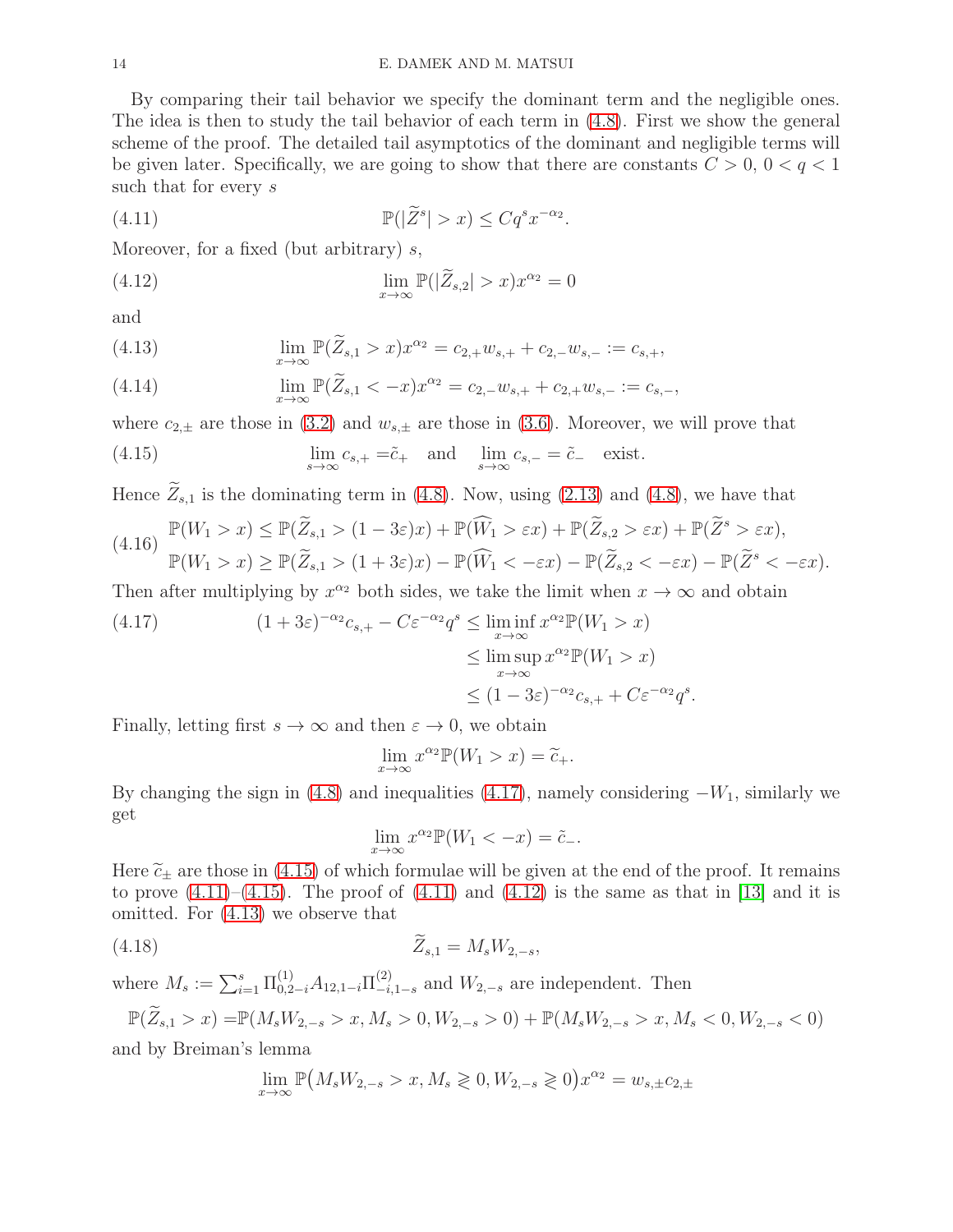By comparing their tail behavior we specify the dominant term and the negligible ones. The idea is then to study the tail behavior of each term in (4.8). First we show the general scheme of the proof. The detailed tail asymptotics of the dominant and negligible terms will be given later. Specifically, we are going to show that there are constants $C > 0$, $0 < q < 1$ such that for every $s$

$$\mathbb{P}(|\widetilde{Z}^s| > x) \le Cq^s x^{-\alpha_2}. \tag{4.11}$$

Moreover, for a fixed (but arbitrary) $s$,

$$\lim_{x\to\infty} \mathbb{P}(|\widetilde{Z}_{s,2}| > x)x^{\alpha_2} = 0 \tag{4.12}$$

and

$$\lim_{x\to\infty} \mathbb{P}(\widetilde{Z}_{s,1} > x)x^{\alpha_2} = c_{2,+}w_{s,+} + c_{2,-}w_{s,-} := c_{s,+}, \tag{4.13}$$

$$\lim_{x\to\infty} \mathbb{P}(\widetilde{Z}_{s,1} < -x)x^{\alpha_2} = c_{2,-}w_{s,+} + c_{2,+}w_{s,-} := c_{s,-}, \tag{4.14}$$

where $c_{2,\pm}$ are those in (3.2) and $w_{s,\pm}$ are those in (3.6). Moreover, we will prove that

$$\lim_{s\to\infty} c_{s,+} = \tilde{c}_+ \quad \text{and} \quad \lim_{s\to\infty} c_{s,-} = \tilde{c}_- \quad \text{exist.} \tag{4.15}$$

Hence $\widetilde{Z}_{s,1}$ is the dominating term in (4.8). Now, using (2.13) and (4.8), we have that

$$\begin{aligned} \mathbb{P}(W_1 > x) &\le \mathbb{P}(\widetilde{Z}_{s,1} > (1-3\varepsilon)x) + \mathbb{P}(\widehat{W}_1 > \varepsilon x) + \mathbb{P}(\widetilde{Z}_{s,2} > \varepsilon x) + \mathbb{P}(\widetilde{Z}^s > \varepsilon x), \\ \mathbb{P}(W_1 > x) &\ge \mathbb{P}(\widetilde{Z}_{s,1} > (1+3\varepsilon)x) - \mathbb{P}(\widehat{W}_1 < -\varepsilon x) - \mathbb{P}(\widetilde{Z}_{s,2} < -\varepsilon x) - \mathbb{P}(\widetilde{Z}^s < -\varepsilon x). \end{aligned} \tag{4.16}$$

Then after multiplying by $x^{\alpha_2}$ both sides, we take the limit when $x \to \infty$ and obtain

$$\begin{aligned} (1+3\varepsilon)^{-\alpha_2} c_{s,+} - C\varepsilon^{-\alpha_2} q^s &\le \liminf_{x\to\infty} x^{\alpha_2} \mathbb{P}(W_1 > x) \\ &\le \limsup_{x\to\infty} x^{\alpha_2} \mathbb{P}(W_1 > x) \\ &\le (1-3\varepsilon)^{-\alpha_2} c_{s,+} + C\varepsilon^{-\alpha_2} q^s. \end{aligned} \tag{4.17}$$

Finally, letting first $s \to \infty$ and then $\varepsilon \to 0$, we obtain

$$\lim_{x\to\infty} x^{\alpha_2} \mathbb{P}(W_1 > x) = \widetilde{c}_+.$$

By changing the sign in (4.8) and inequalities (4.17), namely considering $-W_1$, similarly we get

$$\lim_{x\to\infty} x^{\alpha_2} \mathbb{P}(W_1 < -x) = \tilde{c}_-.$$

Here $\widetilde{c}_\pm$ are those in (4.15) of which formulae will be given at the end of the proof. It remains to prove (4.11)–(4.15). The proof of (4.11) and (4.12) is the same as that in [13] and it is omitted. For (4.13) we observe that

$$\widetilde{Z}_{s,1} = M_s W_{2,-s}, \tag{4.18}$$

where $M_s := \sum_{i=1}^s \Pi^{(1)}_{0,2-i} A_{12,1-i} \Pi^{(2)}_{-i,1-s}$ and $W_{2,-s}$ are independent. Then

$$\mathbb{P}(\widetilde{Z}_{s,1} > x) = \mathbb{P}(M_s W_{2,-s} > x, M_s > 0, W_{2,-s} > 0) + \mathbb{P}(M_s W_{2,-s} > x, M_s < 0, W_{2,-s} < 0)$$

and by Breiman's lemma

$$\lim_{x\to\infty} \mathbb{P}\big(M_s W_{2,-s} > x, M_s \gtrless 0, W_{2,-s} \gtrless 0\big) x^{\alpha_2} = w_{s,\pm} c_{2,\pm}$$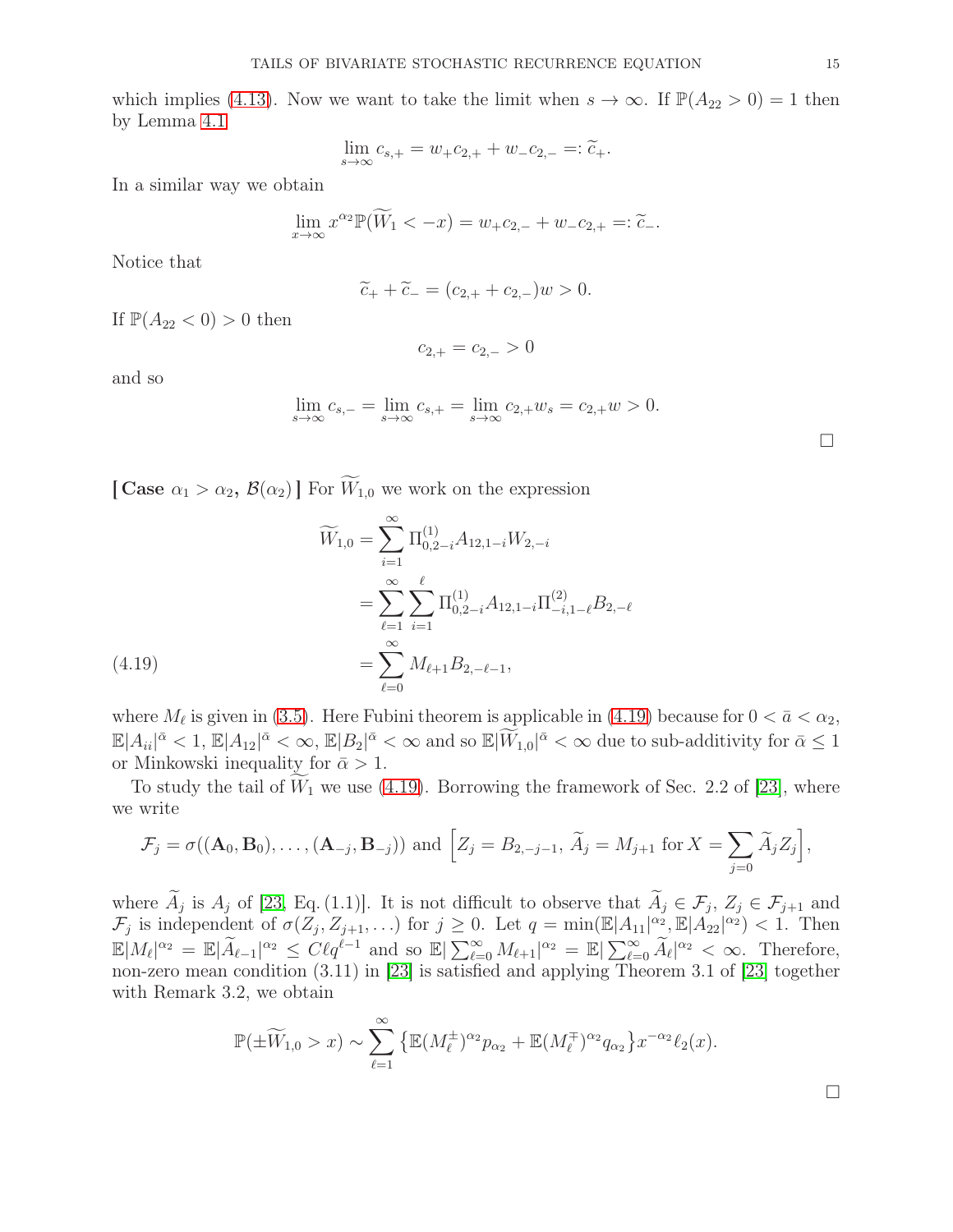which implies (4.13). Now we want to take the limit when $s \to \infty$. If $\mathbb{P}(A_{22} > 0) = 1$ then by Lemma 4.1

$$\lim_{s\to\infty} c_{s,+} = w_+ c_{2,+} + w_- c_{2,-} =: \widetilde{c}_+.$$

In a similar way we obtain

$$\lim_{x\to\infty} x^{\alpha_2} \mathbb{P}(\widetilde{W}_1 < -x) = w_+ c_{2,-} + w_- c_{2,+} =: \widetilde{c}_-.$$

Notice that

$$\widetilde{c}_+ + \widetilde{c}_- = (c_{2,+} + c_{2,-}) w > 0.$$

If $\mathbb{P}(A_{22} < 0) > 0$ then

$$c_{2,+} = c_{2,-} > 0$$

and so

$$\lim_{s\to\infty} c_{s,-} = \lim_{s\to\infty} c_{s,+} = \lim_{s\to\infty} c_{2,+} w_s = c_{2,+} w > 0.$$

□

**[ Case $\alpha_1 > \alpha_2$, $\mathcal{B}(\alpha_2)$ ]** For $\widetilde{W}_{1,0}$ we work on the expression

$$\begin{aligned}
\widetilde{W}_{1,0} &= \sum_{i=1}^{\infty} \Pi^{(1)}_{0,2-i} A_{12,1-i} W_{2,-i} \\
&= \sum_{\ell=1}^{\infty} \sum_{i=1}^{\ell} \Pi^{(1)}_{0,2-i} A_{12,1-i} \Pi^{(2)}_{-i,1-\ell} B_{2,-\ell} \\
&= \sum_{\ell=0}^{\infty} M_{\ell+1} B_{2,-\ell-1}, 
\end{aligned} \tag{4.19}$$

where $M_\ell$ is given in (3.5). Here Fubini theorem is applicable in (4.19) because for $0 < \bar{a} < \alpha_2$, $\mathbb{E}|A_{ii}|^{\bar{a}} < 1$, $\mathbb{E}|A_{12}|^{\bar{a}} < \infty$, $\mathbb{E}|B_2|^{\bar{a}} < \infty$ and so $\mathbb{E}|\widetilde{W}_{1,0}|^{\bar{a}} < \infty$ due to sub-additivity for $\bar{a} \le 1$ or Minkowski inequality for $\bar{a} > 1$.

To study the tail of $\widetilde{W}_1$ we use (4.19). Borrowing the framework of Sec. 2.2 of [23], where we write

$$\mathcal{F}_j = \sigma((\mathbf{A}_0, \mathbf{B}_0), \ldots, (\mathbf{A}_{-j}, \mathbf{B}_{-j})) \text{ and } \Big[ Z_j = B_{2,-j-1},\ \widetilde{A}_j = M_{j+1} \text{ for } X = \sum_{j=0} \widetilde{A}_j Z_j \Big],$$

where $\widetilde{A}_j$ is $A_j$ of [23, Eq. (1.1)]. It is not difficult to observe that $\widetilde{A}_j \in \mathcal{F}_j$, $Z_j \in \mathcal{F}_{j+1}$ and $\mathcal{F}_j$ is independent of $\sigma(Z_j, Z_{j+1}, \ldots)$ for $j \ge 0$. Let $q = \min(\mathbb{E}|A_{11}|^{\alpha_2}, \mathbb{E}|A_{22}|^{\alpha_2}) < 1$. Then $\mathbb{E}|M_\ell|^{\alpha_2} = \mathbb{E}|\widetilde{A}_{\ell-1}|^{\alpha_2} \le C\ell q^{\ell-1}$ and so $\mathbb{E}|\sum_{\ell=0}^{\infty} M_{\ell+1}|^{\alpha_2} = \mathbb{E}|\sum_{\ell=0}^{\infty} \widetilde{A}_\ell|^{\alpha_2} < \infty$. Therefore, non-zero mean condition (3.11) in [23] is satisfied and applying Theorem 3.1 of [23] together with Remark 3.2, we obtain

$$\mathbb{P}(\pm \widetilde{W}_{1,0} > x) \sim \sum_{\ell=1}^{\infty} \big\{ \mathbb{E}(M_\ell^{\pm})^{\alpha_2} p_{\alpha_2} + \mathbb{E}(M_\ell^{\mp})^{\alpha_2} q_{\alpha_2} \big\} x^{-\alpha_2} \ell_2(x).$$

□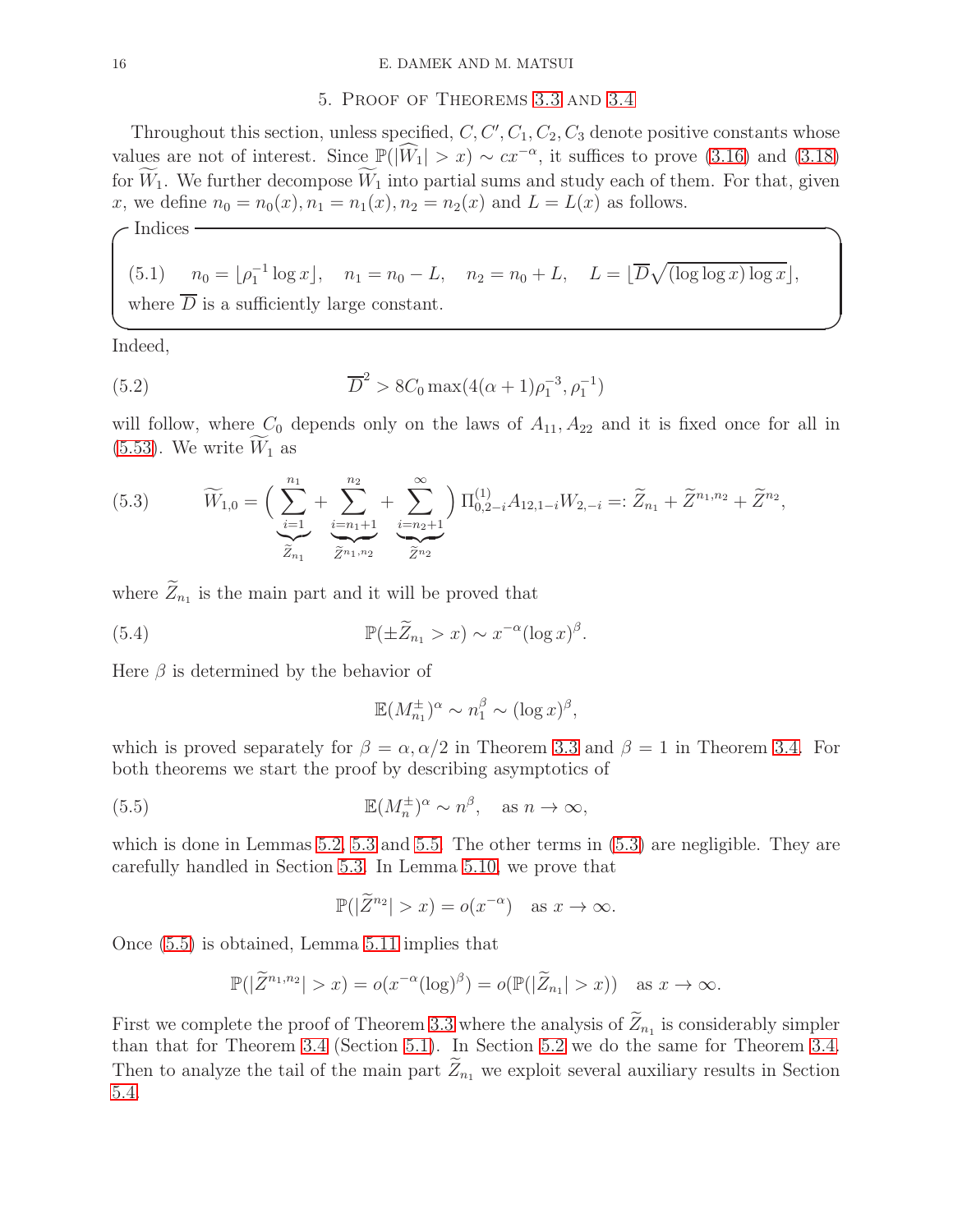## 5. Proof of Theorems 3.3 and 3.4

Throughout this section, unless specified, $C, C', C_1, C_2, C_3$ denote positive constants whose values are not of interest. Since $\mathbb{P}(|\widehat{W}_1| > x) \sim cx^{-\alpha}$, it suffices to prove (3.16) and (3.18) for $\widetilde{W}_1$. We further decompose $\widetilde{W}_1$ into partial sums and study each of them. For that, given $x$, we define $n_0 = n_0(x), n_1 = n_1(x), n_2 = n_2(x)$ and $L = L(x)$ as follows.

**Indices**

$$n_0 = \lfloor \rho_1^{-1} \log x \rfloor, \quad n_1 = n_0 - L, \quad n_2 = n_0 + L, \quad L = \lfloor \overline{D} \sqrt{(\log \log x) \log x} \rfloor, \tag{5.1}$$

where $\overline{D}$ is a sufficiently large constant.

Indeed,

$$\overline{D}^2 > 8C_0 \max(4(\alpha+1)\rho_1^{-3}, \rho_1^{-1}) \tag{5.2}$$

will follow, where $C_0$ depends only on the laws of $A_{11}, A_{22}$ and it is fixed once for all in (5.53). We write $\widetilde{W}_1$ as

$$\widetilde{W}_{1,0} = \Big( \underbrace{\sum_{i=1}^{n_1}}_{\widetilde{Z}_{n_1}} + \underbrace{\sum_{i=n_1+1}^{n_2}}_{\widetilde{Z}^{n_1,n_2}} + \underbrace{\sum_{i=n_2+1}^{\infty}}_{\widetilde{Z}^{n_2}} \Big) \Pi_{0,2-i}^{(1)} A_{12,1-i} W_{2,-i} =: \widetilde{Z}_{n_1} + \widetilde{Z}^{n_1,n_2} + \widetilde{Z}^{n_2}, \tag{5.3}$$

where $\widetilde{Z}_{n_1}$ is the main part and it will be proved that

$$\mathbb{P}(\pm \widetilde{Z}_{n_1} > x) \sim x^{-\alpha} (\log x)^{\beta}. \tag{5.4}$$

Here $\beta$ is determined by the behavior of

$$\mathbb{E}(M_{n_1}^{\pm})^{\alpha} \sim n_1^{\beta} \sim (\log x)^{\beta},$$

which is proved separately for $\beta = \alpha, \alpha/2$ in Theorem 3.3 and $\beta = 1$ in Theorem 3.4. For both theorems we start the proof by describing asymptotics of

$$\mathbb{E}(M_n^{\pm})^{\alpha} \sim n^{\beta}, \quad \text{as } n \to \infty, \tag{5.5}$$

which is done in Lemmas 5.2, 5.3 and 5.5. The other terms in (5.3) are negligible. They are carefully handled in Section 5.3. In Lemma 5.10, we prove that

$$\mathbb{P}(|\widetilde{Z}^{n_2}| > x) = o(x^{-\alpha}) \quad \text{as } x \to \infty.$$

Once (5.5) is obtained, Lemma 5.11 implies that

$$\mathbb{P}(|\widetilde{Z}^{n_1,n_2}| > x) = o(x^{-\alpha}(\log)^{\beta}) = o(\mathbb{P}(|\widetilde{Z}_{n_1}| > x)) \quad \text{as } x \to \infty.$$

First we complete the proof of Theorem 3.3 where the analysis of $\widetilde{Z}_{n_1}$ is considerably simpler than that for Theorem 3.4 (Section 5.1). In Section 5.2 we do the same for Theorem 3.4. Then to analyze the tail of the main part $\widetilde{Z}_{n_1}$ we exploit several auxiliary results in Section 5.4.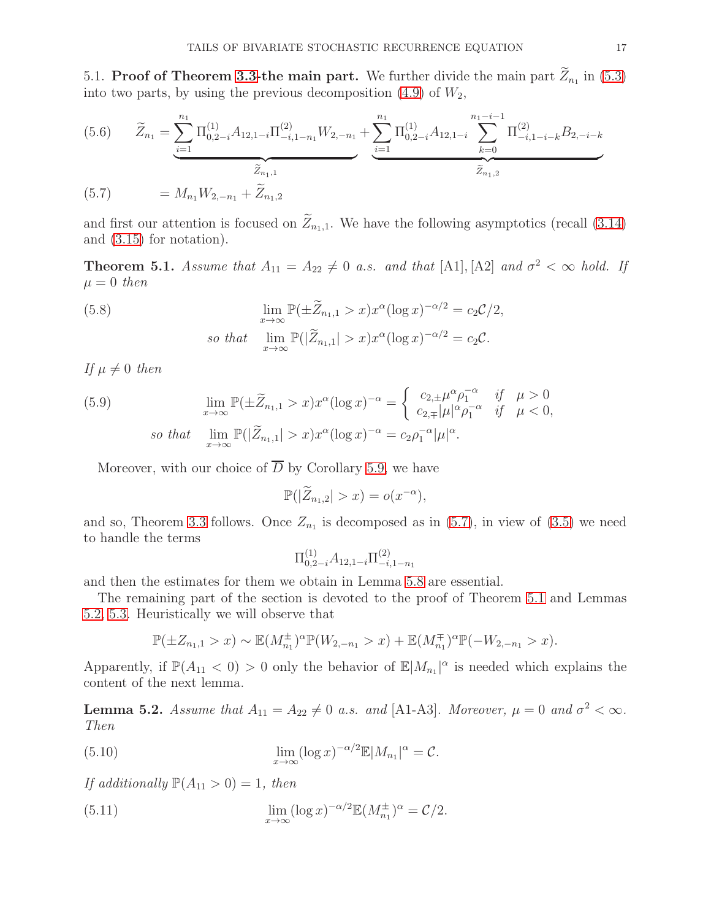5.1. **Proof of Theorem 3.3-the main part.** We further divide the main part $\widetilde{Z}_{n_1}$ in (5.3) into two parts, by using the previous decomposition (4.9) of $W_2$,

$$
\widetilde{Z}_{n_1} = \underbrace{\sum_{i=1}^{n_1} \Pi^{(1)}_{0,2-i} A_{12,1-i} \Pi^{(2)}_{-i,1-n_1} W_{2,-n_1}}_{\widetilde{Z}_{n_1,1}} + \underbrace{\sum_{i=1}^{n_1} \Pi^{(1)}_{0,2-i} A_{12,1-i} \sum_{k=0}^{n_1-i-1} \Pi^{(2)}_{-i,1-i-k} B_{2,-i-k}}_{\widetilde{Z}_{n_1,2}} \tag{5.6}
$$

$$
= M_{n_1} W_{2,-n_1} + \widetilde{Z}_{n_1,2} \tag{5.7}
$$

and first our attention is focused on $\widetilde{Z}_{n_1,1}$. We have the following asymptotics (recall (3.14) and (3.15) for notation).

**Theorem 5.1.** *Assume that $A_{11} = A_{22} \neq 0$ a.s. and that* [A1], [A2] *and $\sigma^2 < \infty$ hold. If $\mu = 0$ then*

$$
\lim_{x\to\infty} \mathbb{P}(\pm \widetilde{Z}_{n_1,1} > x) x^{\alpha} (\log x)^{-\alpha/2} = c_2 \mathcal{C}/2, \tag{5.8}
$$

$$
\textit{so that} \quad \lim_{x\to\infty} \mathbb{P}(|\widetilde{Z}_{n_1,1}| > x) x^{\alpha} (\log x)^{-\alpha/2} = c_2 \mathcal{C}.
$$

*If $\mu \neq 0$ then*

$$
\lim_{x\to\infty} \mathbb{P}(\pm \widetilde{Z}_{n_1,1} > x) x^{\alpha} (\log x)^{-\alpha} = \begin{cases} c_{2,\pm} \mu^{\alpha} \rho_1^{-\alpha} & \text{if} \quad \mu > 0 \\ c_{2,\mp} |\mu|^{\alpha} \rho_1^{-\alpha} & \text{if} \quad \mu < 0, \end{cases} \tag{5.9}
$$

$$
\textit{so that} \quad \lim_{x\to\infty} \mathbb{P}(|\widetilde{Z}_{n_1,1}| > x) x^{\alpha} (\log x)^{-\alpha} = c_2 \rho_1^{-\alpha} |\mu|^{\alpha}.
$$

Moreover, with our choice of $\overline{D}$ by Corollary 5.9, we have

$$
\mathbb{P}(|\widetilde{Z}_{n_1,2}| > x) = o(x^{-\alpha}),
$$

and so, Theorem 3.3 follows. Once $Z_{n_1}$ is decomposed as in (5.7), in view of (3.5) we need to handle the terms

$$
\Pi^{(1)}_{0,2-i} A_{12,1-i} \Pi^{(2)}_{-i,1-n_1}
$$

and then the estimates for them we obtain in Lemma 5.8 are essential.

The remaining part of the section is devoted to the proof of Theorem 5.1 and Lemmas 5.2, 5.3. Heuristically we will observe that

$$
\mathbb{P}(\pm Z_{n_1,1} > x) \sim \mathbb{E}(M_{n_1}^{\pm})^{\alpha} \mathbb{P}(W_{2,-n_1} > x) + \mathbb{E}(M_{n_1}^{\mp})^{\alpha} \mathbb{P}(-W_{2,-n_1} > x).
$$

Apparently, if $\mathbb{P}(A_{11} < 0) > 0$ only the behavior of $\mathbb{E}|M_{n_1}|^{\alpha}$ is needed which explains the content of the next lemma.

**Lemma 5.2.** *Assume that $A_{11} = A_{22} \neq 0$ a.s. and* [A1-A3]. *Moreover, $\mu = 0$ and $\sigma^2 < \infty$. Then*

$$
\lim_{x\to\infty} (\log x)^{-\alpha/2} \mathbb{E}|M_{n_1}|^{\alpha} = \mathcal{C}. \tag{5.10}
$$

*If additionally $\mathbb{P}(A_{11} > 0) = 1$, then*

$$
\lim_{x\to\infty} (\log x)^{-\alpha/2} \mathbb{E}(M_{n_1}^{\pm})^{\alpha} = \mathcal{C}/2. \tag{5.11}
$$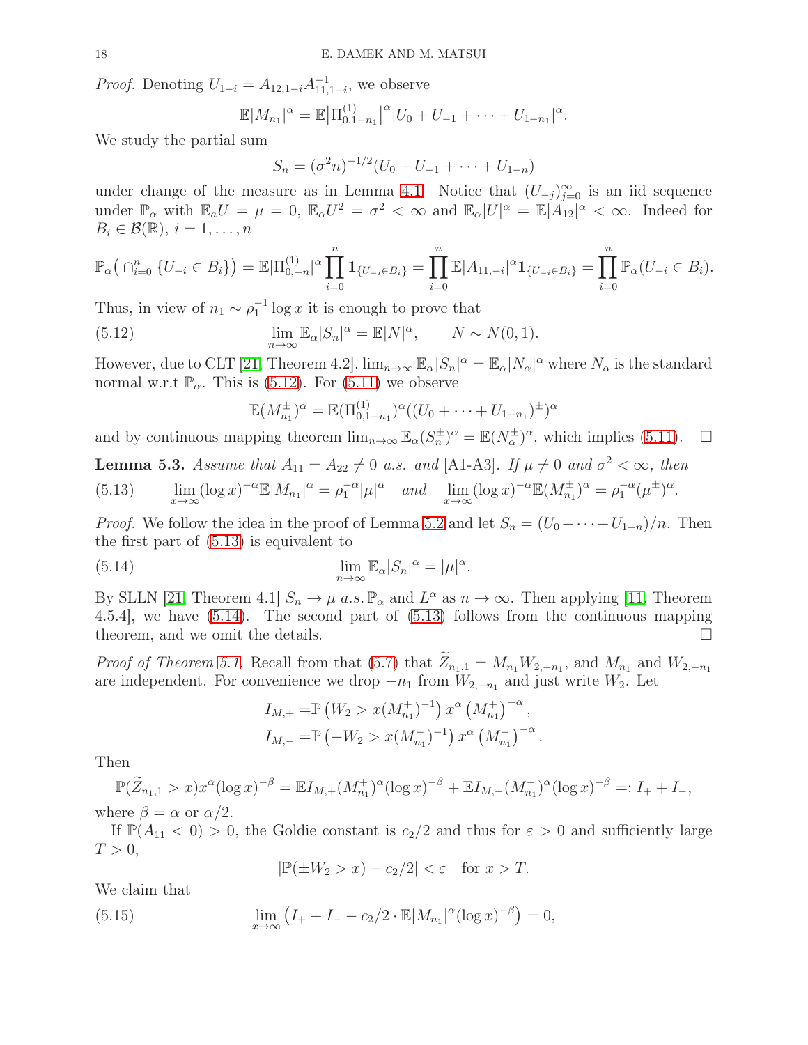*Proof.* Denoting $U_{1-i} = A_{12,1-i}A_{11,1-i}^{-1}$, we observe

$$\mathbb{E}|M_{n_1}|^\alpha = \mathbb{E}\big|\Pi^{(1)}_{0,1-n_1}\big|^\alpha |U_0 + U_{-1} + \cdots + U_{1-n_1}|^\alpha.$$

We study the partial sum

$$S_n = (\sigma^2 n)^{-1/2}(U_0 + U_{-1} + \cdots + U_{1-n})$$

under change of the measure as in Lemma 4.1. Notice that $(U_{-j})_{j=0}^\infty$ is an iid sequence under $\mathbb{P}_\alpha$ with $\mathbb{E}_a U = \mu = 0$, $\mathbb{E}_\alpha U^2 = \sigma^2 < \infty$ and $\mathbb{E}_\alpha |U|^\alpha = \mathbb{E}|A_{12}|^\alpha < \infty$. Indeed for $B_i \in \mathcal{B}(\mathbb{R})$, $i = 1, \ldots, n$

$$\mathbb{P}_\alpha\big(\cap_{i=0}^n \{U_{-i} \in B_i\}\big) = \mathbb{E}|\Pi^{(1)}_{0,-n}|^\alpha \prod_{i=0}^n \mathbf{1}_{\{U_{-i}\in B_i\}} = \prod_{i=0}^n \mathbb{E}|A_{11,-i}|^\alpha \mathbf{1}_{\{U_{-i}\in B_i\}} = \prod_{i=0}^n \mathbb{P}_\alpha(U_{-i} \in B_i).$$

Thus, in view of $n_1 \sim \rho_1^{-1}\log x$ it is enough to prove that

$$\lim_{n\to\infty} \mathbb{E}_\alpha |S_n|^\alpha = \mathbb{E}|N|^\alpha, \qquad N \sim N(0,1). \tag{5.12}$$

However, due to CLT [21, Theorem 4.2], $\lim_{n\to\infty}\mathbb{E}_\alpha|S_n|^\alpha = \mathbb{E}_\alpha |N_\alpha|^\alpha$ where $N_\alpha$ is the standard normal w.r.t $\mathbb{P}_\alpha$. This is (5.12). For (5.11) we observe

$$\mathbb{E}(M^\pm_{n_1})^\alpha = \mathbb{E}(\Pi^{(1)}_{0,1-n_1})^\alpha ((U_0 + \cdots + U_{1-n_1})^\pm)^\alpha$$

and by continuous mapping theorem $\lim_{n\to\infty}\mathbb{E}_\alpha(S_n^\pm)^\alpha = \mathbb{E}(N_\alpha^\pm)^\alpha$, which implies (5.11). $\square$

**Lemma 5.3.** *Assume that $A_{11} = A_{22} \neq 0$ a.s. and* [A1-A3]. *If $\mu \neq 0$ and $\sigma^2 < \infty$, then*

$$\lim_{x\to\infty}(\log x)^{-\alpha}\mathbb{E}|M_{n_1}|^\alpha = \rho_1^{-\alpha}|\mu|^\alpha \quad \textit{and} \quad \lim_{x\to\infty}(\log x)^{-\alpha}\mathbb{E}(M^\pm_{n_1})^\alpha = \rho_1^{-\alpha}(\mu^\pm)^\alpha. \tag{5.13}$$

*Proof.* We follow the idea in the proof of Lemma 5.2 and let $S_n = (U_0 + \cdots + U_{1-n})/n$. Then the first part of (5.13) is equivalent to

$$\lim_{n\to\infty}\mathbb{E}_\alpha|S_n|^\alpha = |\mu|^\alpha. \tag{5.14}$$

By SLLN [21, Theorem 4.1] $S_n \to \mu$ *a.s.* $\mathbb{P}_\alpha$ and $L^\alpha$ as $n \to \infty$. Then applying [11, Theorem 4.5.4], we have (5.14). The second part of (5.13) follows from the continuous mapping theorem, and we omit the details. $\square$

*Proof of Theorem 5.1.* Recall from that (5.7) that $\widetilde{Z}_{n_1,1} = M_{n_1}W_{2,-n_1}$, and $M_{n_1}$ and $W_{2,-n_1}$ are independent. For convenience we drop $-n_1$ from $W_{2,-n_1}$ and just write $W_2$. Let

$$\begin{aligned}
I_{M,+} =& \mathbb{P}\left(W_2 > x(M^+_{n_1})^{-1}\right) x^\alpha \left(M^+_{n_1}\right)^{-\alpha}, \\
I_{M,-} =& \mathbb{P}\left(-W_2 > x(M^-_{n_1})^{-1}\right) x^\alpha \left(M^-_{n_1}\right)^{-\alpha}.
\end{aligned}$$

Then

$$\mathbb{P}(\widetilde{Z}_{n_1,1} > x)x^\alpha(\log x)^{-\beta} = \mathbb{E}I_{M,+}(M^+_{n_1})^\alpha(\log x)^{-\beta} + \mathbb{E}I_{M,-}(M^-_{n_1})^\alpha(\log x)^{-\beta} =: I_+ + I_-,$$

where $\beta = \alpha$ or $\alpha/2$.

If $\mathbb{P}(A_{11} < 0) > 0$, the Goldie constant is $c_2/2$ and thus for $\varepsilon > 0$ and sufficiently large $T > 0$,

$$|\mathbb{P}(\pm W_2 > x) - c_2/2| < \varepsilon \quad \text{for } x > T.$$

We claim that

$$\lim_{x\to\infty}\left(I_+ + I_- - c_2/2 \cdot \mathbb{E}|M_{n_1}|^\alpha(\log x)^{-\beta}\right) = 0, \tag{5.15}$$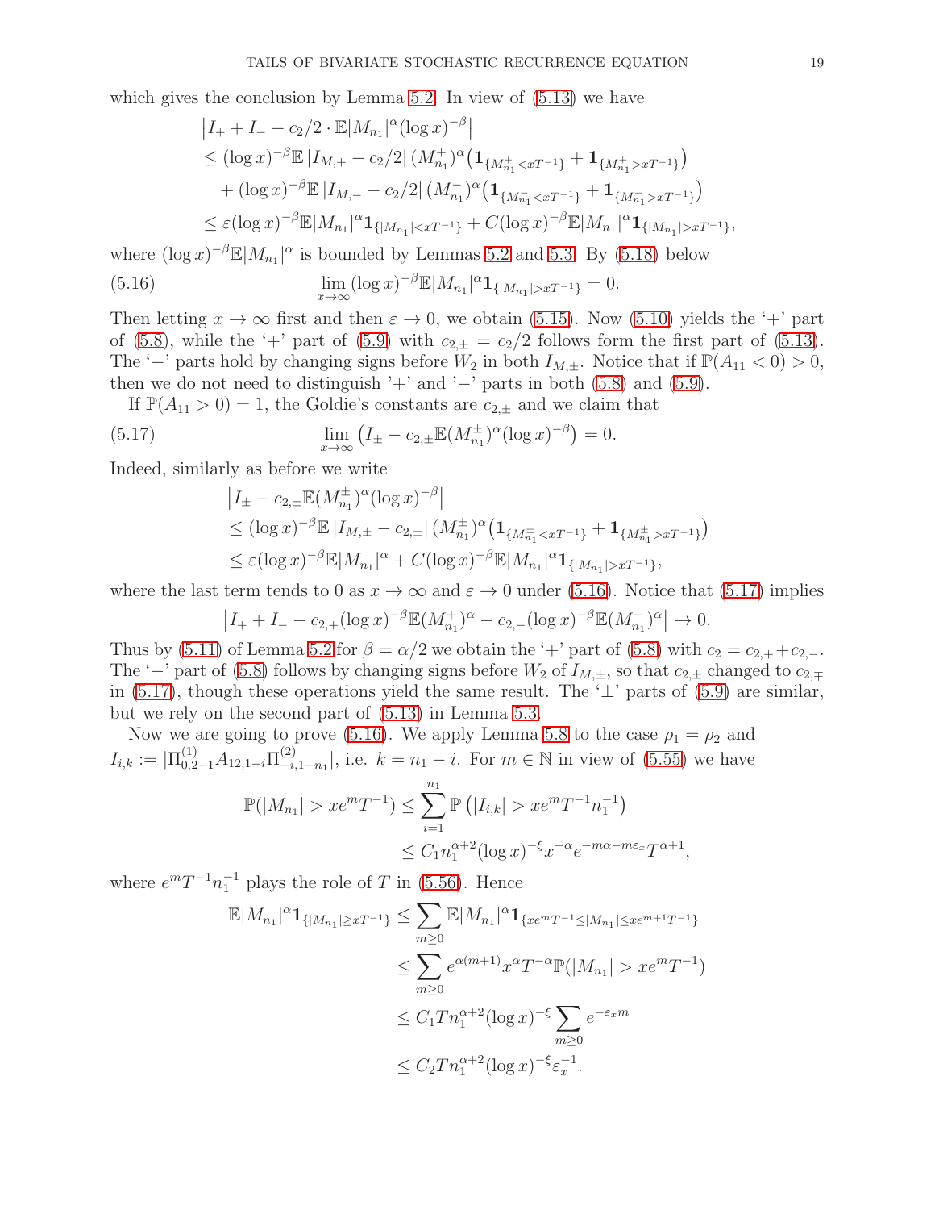which gives the conclusion by Lemma 5.2. In view of (5.13) we have

$$
\begin{aligned}
&\big|I_+ + I_- - c_2/2\cdot \mathbb{E}|M_{n_1}|^\alpha (\log x)^{-\beta}\big| \\
&\le (\log x)^{-\beta}\mathbb{E}\,|I_{M,+} - c_2/2|\,(M_{n_1}^+)^\alpha\big(\mathbf{1}_{\{M_{n_1}^+<xT^{-1}\}} + \mathbf{1}_{\{M_{n_1}^+>xT^{-1}\}}\big) \\
&\quad + (\log x)^{-\beta}\mathbb{E}\,|I_{M,-} - c_2/2|\,(M_{n_1}^-)^\alpha\big(\mathbf{1}_{\{M_{n_1}^-<xT^{-1}\}} + \mathbf{1}_{\{M_{n_1}^->xT^{-1}\}}\big) \\
&\le \varepsilon(\log x)^{-\beta}\mathbb{E}|M_{n_1}|^\alpha \mathbf{1}_{\{|M_{n_1}|<xT^{-1}\}} + C(\log x)^{-\beta}\mathbb{E}|M_{n_1}|^\alpha\mathbf{1}_{\{|M_{n_1}|>xT^{-1}\}},
\end{aligned}
$$

where $(\log x)^{-\beta}\mathbb{E}|M_{n_1}|^\alpha$ is bounded by Lemmas 5.2 and 5.3. By (5.18) below

$$
\lim_{x\to\infty}(\log x)^{-\beta}\mathbb{E}|M_{n_1}|^\alpha\mathbf{1}_{\{|M_{n_1}|>xT^{-1}\}} = 0. \tag{5.16}
$$

Then letting $x\to\infty$ first and then $\varepsilon\to 0$, we obtain (5.15). Now (5.10) yields the '+' part of (5.8), while the '+' part of (5.9) with $c_{2,\pm} = c_2/2$ follows form the first part of (5.13). The '−' parts hold by changing signs before $W_2$ in both $I_{M,\pm}$. Notice that if $\mathbb{P}(A_{11}<0)>0$, then we do not need to distinguish '+' and '−' parts in both (5.8) and (5.9).

If $\mathbb{P}(A_{11}>0)=1$, the Goldie's constants are $c_{2,\pm}$ and we claim that

$$
\lim_{x\to\infty}\big(I_\pm - c_{2,\pm}\mathbb{E}(M_{n_1}^\pm)^\alpha(\log x)^{-\beta}\big) = 0. \tag{5.17}
$$

Indeed, similarly as before we write

$$
\begin{aligned}
&\big|I_\pm - c_{2,\pm}\mathbb{E}(M_{n_1}^\pm)^\alpha(\log x)^{-\beta}\big| \\
&\le (\log x)^{-\beta}\mathbb{E}\,|I_{M,\pm} - c_{2,\pm}|\,(M_{n_1}^\pm)^\alpha\big(\mathbf{1}_{\{M_{n_1}^\pm<xT^{-1}\}} + \mathbf{1}_{\{M_{n_1}^\pm>xT^{-1}\}}\big) \\
&\le \varepsilon(\log x)^{-\beta}\mathbb{E}|M_{n_1}|^\alpha + C(\log x)^{-\beta}\mathbb{E}|M_{n_1}|^\alpha\mathbf{1}_{\{|M_{n_1}|>xT^{-1}\}},
\end{aligned}
$$

where the last term tends to 0 as $x\to\infty$ and $\varepsilon\to 0$ under (5.16). Notice that (5.17) implies

$$
\big|I_+ + I_- - c_{2,+}(\log x)^{-\beta}\mathbb{E}(M_{n_1}^+)^\alpha - c_{2,-}(\log x)^{-\beta}\mathbb{E}(M_{n_1}^-)^\alpha\big| \to 0.
$$

Thus by (5.11) of Lemma 5.2 for $\beta=\alpha/2$ we obtain the '+' part of (5.8) with $c_2 = c_{2,+}+c_{2,-}$. The '−' part of (5.8) follows by changing signs before $W_2$ of $I_{M,\pm}$, so that $c_{2,\pm}$ changed to $c_{2,\mp}$ in (5.17), though these operations yield the same result. The '±' parts of (5.9) are similar, but we rely on the second part of (5.13) in Lemma 5.3.

Now we are going to prove (5.16). We apply Lemma 5.8 to the case $\rho_1=\rho_2$ and $I_{i,k} := |\Pi^{(1)}_{0,2-1}A_{12,1-i}\Pi^{(2)}_{-i,1-n_1}|$, i.e. $k=n_1-i$. For $m\in\mathbb{N}$ in view of (5.55) we have

$$
\begin{aligned}
\mathbb{P}(|M_{n_1}|>xe^mT^{-1}) &\le \sum_{i=1}^{n_1}\mathbb{P}\big(|I_{i,k}|>xe^mT^{-1}n_1^{-1}\big) \\
&\le C_1 n_1^{\alpha+2}(\log x)^{-\xi}x^{-\alpha}e^{-m\alpha-m\varepsilon_x}T^{\alpha+1},
\end{aligned}
$$

where $e^mT^{-1}n_1^{-1}$ plays the role of $T$ in (5.56). Hence

$$
\begin{aligned}
\mathbb{E}|M_{n_1}|^\alpha\mathbf{1}_{\{|M_{n_1}|\ge xT^{-1}\}} &\le \sum_{m\ge 0}\mathbb{E}|M_{n_1}|^\alpha\mathbf{1}_{\{xe^mT^{-1}\le|M_{n_1}|\le xe^{m+1}T^{-1}\}} \\
&\le \sum_{m\ge 0}e^{\alpha(m+1)}x^\alpha T^{-\alpha}\mathbb{P}(|M_{n_1}|>xe^mT^{-1}) \\
&\le C_1Tn_1^{\alpha+2}(\log x)^{-\xi}\sum_{m\ge 0}e^{-\varepsilon_x m} \\
&\le C_2Tn_1^{\alpha+2}(\log x)^{-\xi}\varepsilon_x^{-1}.
\end{aligned}
$$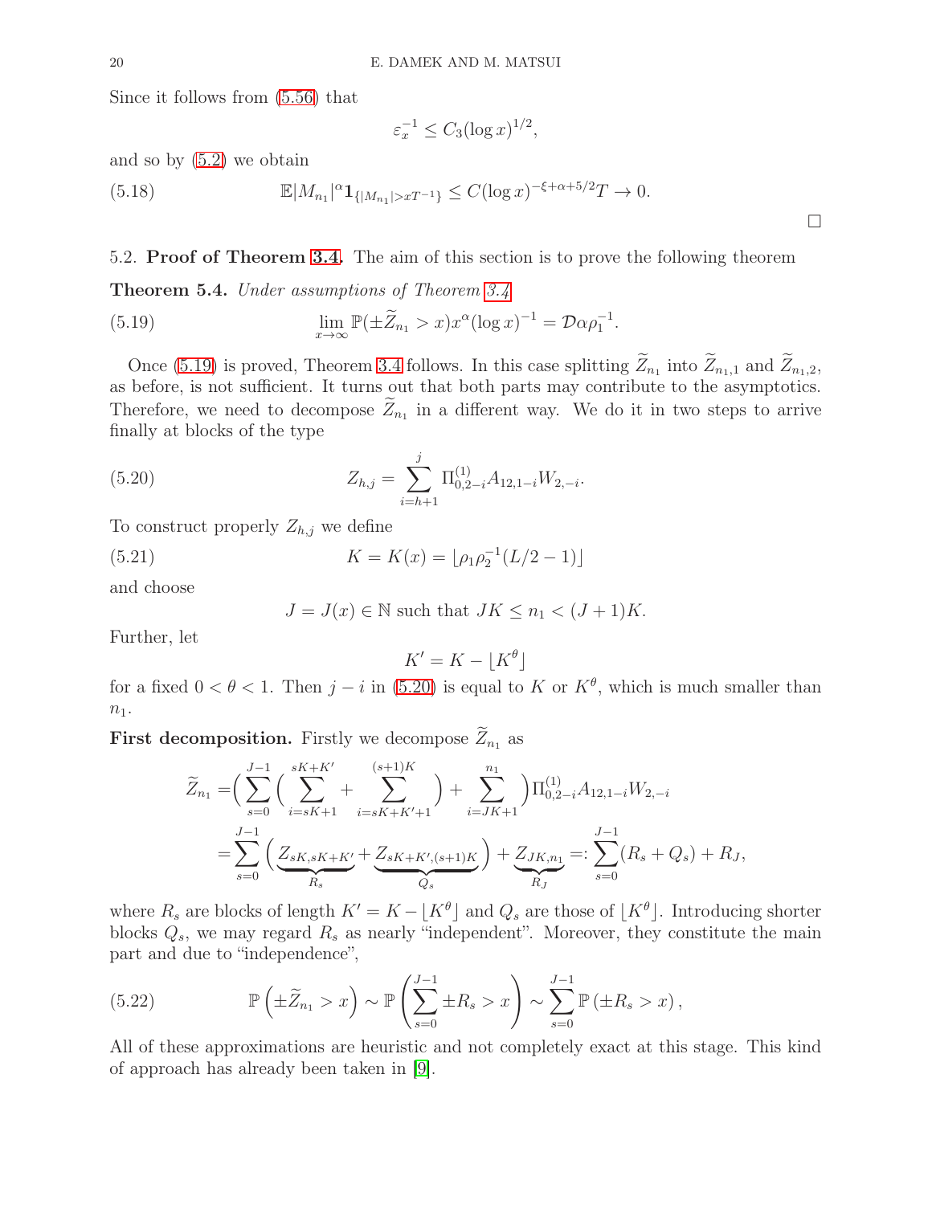Since it follows from (5.56) that

$$\varepsilon_x^{-1} \le C_3 (\log x)^{1/2},$$

and so by (5.2) we obtain

$$\mathbb{E}|M_{n_1}|^\alpha \mathbf{1}_{\{|M_{n_1}|>xT^{-1}\}} \le C(\log x)^{-\xi+\alpha+5/2} T \to 0. \tag{5.18}$$

□

5.2. **Proof of Theorem 3.4.** The aim of this section is to prove the following theorem

**Theorem 5.4.** *Under assumptions of Theorem 3.4*

$$\lim_{x\to\infty} \mathbb{P}(\pm \widetilde{Z}_{n_1} > x) x^\alpha (\log x)^{-1} = \mathcal{D}\alpha\rho_1^{-1}. \tag{5.19}$$

Once (5.19) is proved, Theorem 3.4 follows. In this case splitting $\widetilde{Z}_{n_1}$ into $\widetilde{Z}_{n_1,1}$ and $\widetilde{Z}_{n_1,2}$, as before, is not sufficient. It turns out that both parts may contribute to the asymptotics. Therefore, we need to decompose $\widetilde{Z}_{n_1}$ in a different way. We do it in two steps to arrive finally at blocks of the type

$$Z_{h,j} = \sum_{i=h+1}^{j} \Pi^{(1)}_{0,2-i} A_{12,1-i} W_{2,-i}. \tag{5.20}$$

To construct properly $Z_{h,j}$ we define

$$K = K(x) = \lfloor \rho_1 \rho_2^{-1}(L/2-1) \rfloor \tag{5.21}$$

and choose

$$J = J(x) \in \mathbb{N} \text{ such that } JK \le n_1 < (J+1)K.$$

Further, let

$$K' = K - \lfloor K^\theta \rfloor$$

for a fixed $0 < \theta < 1$. Then $j - i$ in (5.20) is equal to $K$ or $K^\theta$, which is much smaller than $n_1$.

**First decomposition.** Firstly we decompose $\widetilde{Z}_{n_1}$ as

$$\begin{aligned}
\widetilde{Z}_{n_1} &= \Big( \sum_{s=0}^{J-1} \Big( \sum_{i=sK+1}^{sK+K'} + \sum_{i=sK+K'+1}^{(s+1)K} \Big) + \sum_{i=JK+1}^{n_1} \Big) \Pi^{(1)}_{0,2-i} A_{12,1-i} W_{2,-i} \\
&= \sum_{s=0}^{J-1} \Big( \underbrace{Z_{sK,sK+K'}}_{R_s} + \underbrace{Z_{sK+K',(s+1)K}}_{Q_s} \Big) + \underbrace{Z_{JK,n_1}}_{R_J} =: \sum_{s=0}^{J-1} (R_s + Q_s) + R_J,
\end{aligned}$$

where $R_s$ are blocks of length $K' = K - \lfloor K^\theta \rfloor$ and $Q_s$ are those of $\lfloor K^\theta \rfloor$. Introducing shorter blocks $Q_s$, we may regard $R_s$ as nearly "independent". Moreover, they constitute the main part and due to "independence",

$$\mathbb{P}\left(\pm \widetilde{Z}_{n_1} > x\right) \sim \mathbb{P}\left( \sum_{s=0}^{J-1} \pm R_s > x \right) \sim \sum_{s=0}^{J-1} \mathbb{P}\left(\pm R_s > x\right), \tag{5.22}$$

All of these approximations are heuristic and not completely exact at this stage. This kind of approach has already been taken in [9].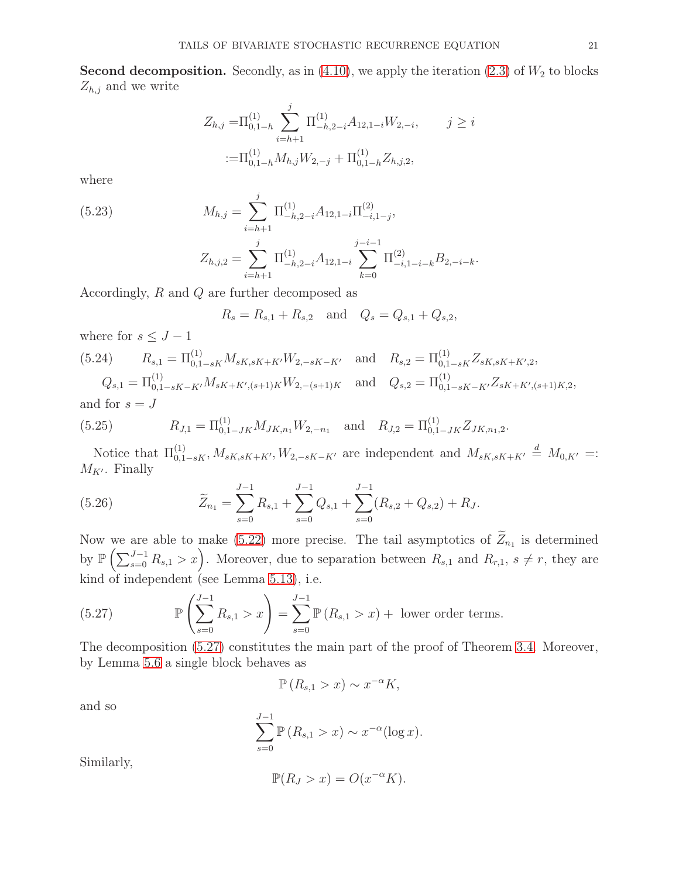**Second decomposition.** Secondly, as in (4.10), we apply the iteration (2.3) of $W_2$ to blocks $Z_{h,j}$ and we write

$$
\begin{aligned}
Z_{h,j} =& \Pi^{(1)}_{0,1-h} \sum_{i=h+1}^{j} \Pi^{(1)}_{-h,2-i} A_{12,1-i} W_{2,-i}, \qquad j \geq i \\
:=& \Pi^{(1)}_{0,1-h} M_{h,j} W_{2,-j} + \Pi^{(1)}_{0,1-h} Z_{h,j,2},
\end{aligned}
$$

where

$$
\begin{aligned}
M_{h,j} &= \sum_{i=h+1}^{j} \Pi^{(1)}_{-h,2-i} A_{12,1-i} \Pi^{(2)}_{-i,1-j}, \qquad (5.23) \\
Z_{h,j,2} &= \sum_{i=h+1}^{j} \Pi^{(1)}_{-h,2-i} A_{12,1-i} \sum_{k=0}^{j-i-1} \Pi^{(2)}_{-i,1-i-k} B_{2,-i-k}.
\end{aligned}
$$

Accordingly, $R$ and $Q$ are further decomposed as

$$
R_s = R_{s,1} + R_{s,2} \quad \text{and} \quad Q_s = Q_{s,1} + Q_{s,2},
$$

where for $s \leq J-1$

$$
\begin{aligned}
R_{s,1} &= \Pi^{(1)}_{0,1-sK} M_{sK,sK+K'} W_{2,-sK-K'} \quad \text{and} \quad R_{s,2} = \Pi^{(1)}_{0,1-sK} Z_{sK,sK+K',2}, \qquad (5.24) \\
Q_{s,1} &= \Pi^{(1)}_{0,1-sK-K'} M_{sK+K',(s+1)K} W_{2,-(s+1)K} \quad \text{and} \quad Q_{s,2} = \Pi^{(1)}_{0,1-sK-K'} Z_{sK+K',(s+1)K,2},
\end{aligned}
$$

and for $s = J$

$$
R_{J,1} = \Pi^{(1)}_{0,1-JK} M_{JK,n_1} W_{2,-n_1} \quad \text{and} \quad R_{J,2} = \Pi^{(1)}_{0,1-JK} Z_{JK,n_1,2}. \qquad (5.25)
$$

Notice that $\Pi^{(1)}_{0,1-sK}, M_{sK,sK+K'}, W_{2,-sK-K'}$ are independent and $M_{sK,sK+K'} \stackrel{d}{=} M_{0,K'} =: M_{K'}$. Finally

$$
\widetilde{Z}_{n_1} = \sum_{s=0}^{J-1} R_{s,1} + \sum_{s=0}^{J-1} Q_{s,1} + \sum_{s=0}^{J-1} (R_{s,2} + Q_{s,2}) + R_J. \qquad (5.26)
$$

Now we are able to make (5.22) more precise. The tail asymptotics of $\widetilde{Z}_{n_1}$ is determined by $\mathbb{P}\left(\sum_{s=0}^{J-1} R_{s,1} > x\right)$. Moreover, due to separation between $R_{s,1}$ and $R_{r,1}$, $s \neq r$, they are kind of independent (see Lemma 5.13), i.e.

$$
\mathbb{P}\left(\sum_{s=0}^{J-1} R_{s,1} > x\right) = \sum_{s=0}^{J-1} \mathbb{P}\left(R_{s,1} > x\right) + \text{ lower order terms.} \qquad (5.27)
$$

The decomposition (5.27) constitutes the main part of the proof of Theorem 3.4. Moreover, by Lemma 5.6 a single block behaves as

$$
\mathbb{P}\left(R_{s,1} > x\right) \sim x^{-\alpha} K,
$$

and so

$$
\sum_{s=0}^{J-1} \mathbb{P}\left(R_{s,1} > x\right) \sim x^{-\alpha} (\log x).
$$

Similarly,

$$
\mathbb{P}(R_J > x) = O(x^{-\alpha} K).
$$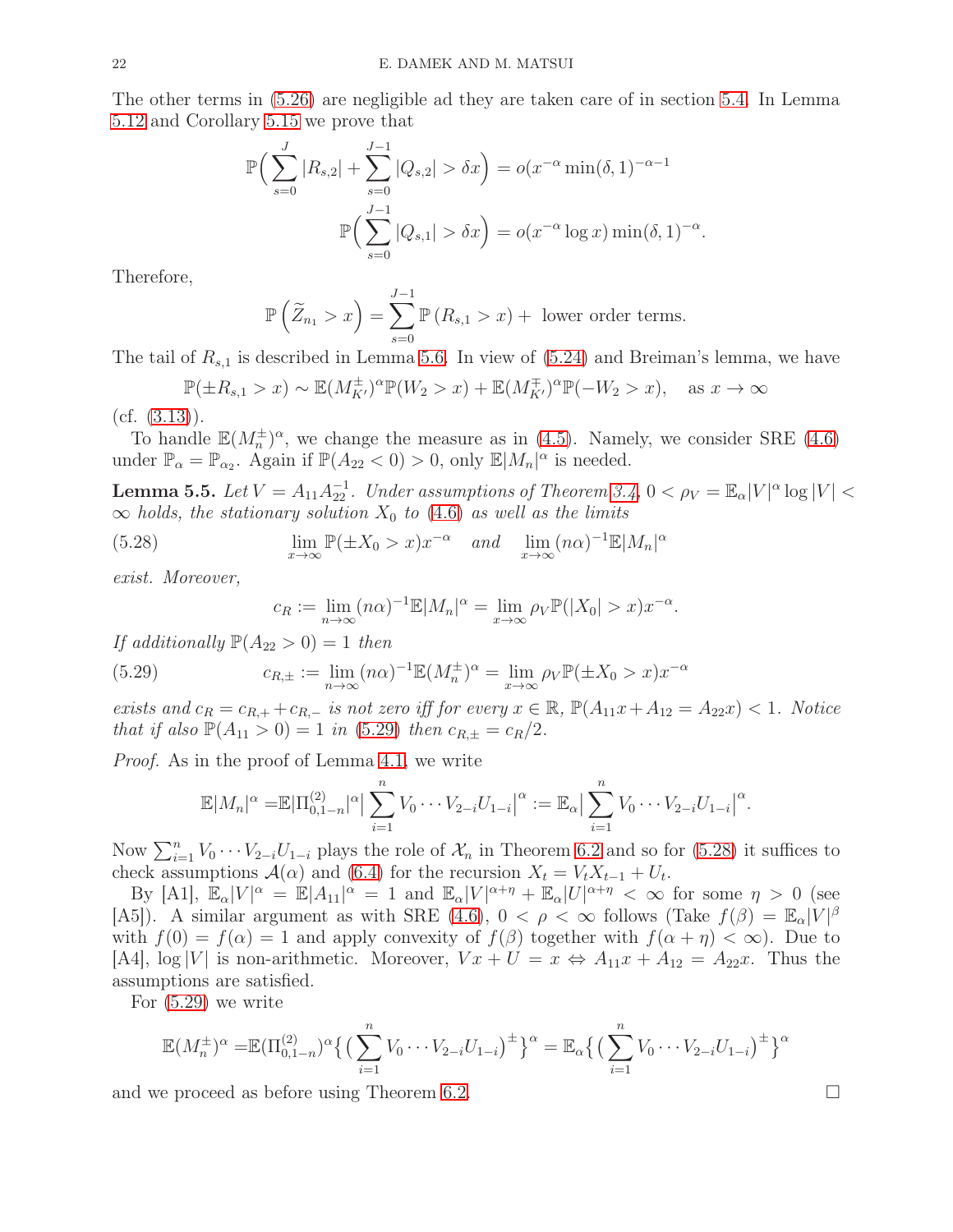The other terms in (5.26) are negligible ad they are taken care of in section 5.4. In Lemma 5.12 and Corollary 5.15 we prove that

$$\mathbb{P}\Big(\sum_{s=0}^{J}|R_{s,2}|+\sum_{s=0}^{J-1}|Q_{s,2}|>\delta x\Big)=o(x^{-\alpha}\min(\delta,1)^{-\alpha-1}$$

$$\mathbb{P}\Big(\sum_{s=0}^{J-1}|Q_{s,1}|>\delta x\Big)=o(x^{-\alpha}\log x)\min(\delta,1)^{-\alpha}.$$

Therefore,

$$\mathbb{P}\left(\widetilde{Z}_{n_1}>x\right)=\sum_{s=0}^{J-1}\mathbb{P}\left(R_{s,1}>x\right)+\text{ lower order terms.}$$

The tail of $R_{s,1}$ is described in Lemma 5.6. In view of (5.24) and Breiman's lemma, we have

$$\mathbb{P}(\pm R_{s,1}>x)\sim\mathbb{E}(M_{K'}^{\pm})^{\alpha}\mathbb{P}(W_2>x)+\mathbb{E}(M_{K'}^{\mp})^{\alpha}\mathbb{P}(-W_2>x),\quad\text{as }x\to\infty$$

(cf. (3.13)).

To handle $\mathbb{E}(M_n^{\pm})^{\alpha}$, we change the measure as in (4.5). Namely, we consider SRE (4.6) under $\mathbb{P}_{\alpha}=\mathbb{P}_{\alpha_2}$. Again if $\mathbb{P}(A_{22}<0)>0$, only $\mathbb{E}|M_n|^{\alpha}$ is needed.

**Lemma 5.5.** *Let $V=A_{11}A_{22}^{-1}$. Under assumptions of Theorem 3.4, $0<\rho_V=\mathbb{E}_{\alpha}|V|^{\alpha}\log|V|<\infty$ holds, the stationary solution $X_0$ to (4.6) as well as the limits*

$$\lim_{x\to\infty}\mathbb{P}(\pm X_0>x)x^{-\alpha}\quad\textit{and}\quad\lim_{x\to\infty}(n\alpha)^{-1}\mathbb{E}|M_n|^{\alpha}\tag{5.28}$$

*exist. Moreover,*

$$c_R:=\lim_{n\to\infty}(n\alpha)^{-1}\mathbb{E}|M_n|^{\alpha}=\lim_{x\to\infty}\rho_V\mathbb{P}(|X_0|>x)x^{-\alpha}.$$

*If additionally $\mathbb{P}(A_{22}>0)=1$ then*

$$c_{R,\pm}:=\lim_{n\to\infty}(n\alpha)^{-1}\mathbb{E}(M_n^{\pm})^{\alpha}=\lim_{x\to\infty}\rho_V\mathbb{P}(\pm X_0>x)x^{-\alpha}\tag{5.29}$$

*exists and $c_R=c_{R,+}+c_{R,-}$ is not zero iff for every $x\in\mathbb{R}$, $\mathbb{P}(A_{11}x+A_{12}=A_{22}x)<1$. Notice that if also $\mathbb{P}(A_{11}>0)=1$ in (5.29) then $c_{R,\pm}=c_R/2$.*

*Proof.* As in the proof of Lemma 4.1, we write

$$\mathbb{E}|M_n|^{\alpha}=\mathbb{E}|\Pi_{0,1-n}^{(2)}|^{\alpha}\Big|\sum_{i=1}^{n}V_0\cdots V_{2-i}U_{1-i}\Big|^{\alpha}:=\mathbb{E}_{\alpha}\Big|\sum_{i=1}^{n}V_0\cdots V_{2-i}U_{1-i}\Big|^{\alpha}.$$

Now $\sum_{i=1}^{n}V_0\cdots V_{2-i}U_{1-i}$ plays the role of $\mathcal{X}_n$ in Theorem 6.2 and so for (5.28) it suffices to check assumptions $\mathcal{A}(\alpha)$ and (6.4) for the recursion $X_t=V_tX_{t-1}+U_t$.

By [A1], $\mathbb{E}_{\alpha}|V|^{\alpha}=\mathbb{E}|A_{11}|^{\alpha}=1$ and $\mathbb{E}_{\alpha}|V|^{\alpha+\eta}+\mathbb{E}_{\alpha}|U|^{\alpha+\eta}<\infty$ for some $\eta>0$ (see [A5]). A similar argument as with SRE (4.6), $0<\rho<\infty$ follows (Take $f(\beta)=\mathbb{E}_{\alpha}|V|^{\beta}$ with $f(0)=f(\alpha)=1$ and apply convexity of $f(\beta)$ together with $f(\alpha+\eta)<\infty$). Due to [A4], $\log|V|$ is non-arithmetic. Moreover, $Vx+U=x\Leftrightarrow A_{11}x+A_{12}=A_{22}x$. Thus the assumptions are satisfied.

For (5.29) we write

$$\mathbb{E}(M_n^{\pm})^{\alpha}=\mathbb{E}(\Pi_{0,1-n}^{(2)})^{\alpha}\big\{\big(\sum_{i=1}^{n}V_0\cdots V_{2-i}U_{1-i}\big)^{\pm}\big\}^{\alpha}=\mathbb{E}_{\alpha}\big\{\big(\sum_{i=1}^{n}V_0\cdots V_{2-i}U_{1-i}\big)^{\pm}\big\}^{\alpha}$$

and we proceed as before using Theorem 6.2. $\square$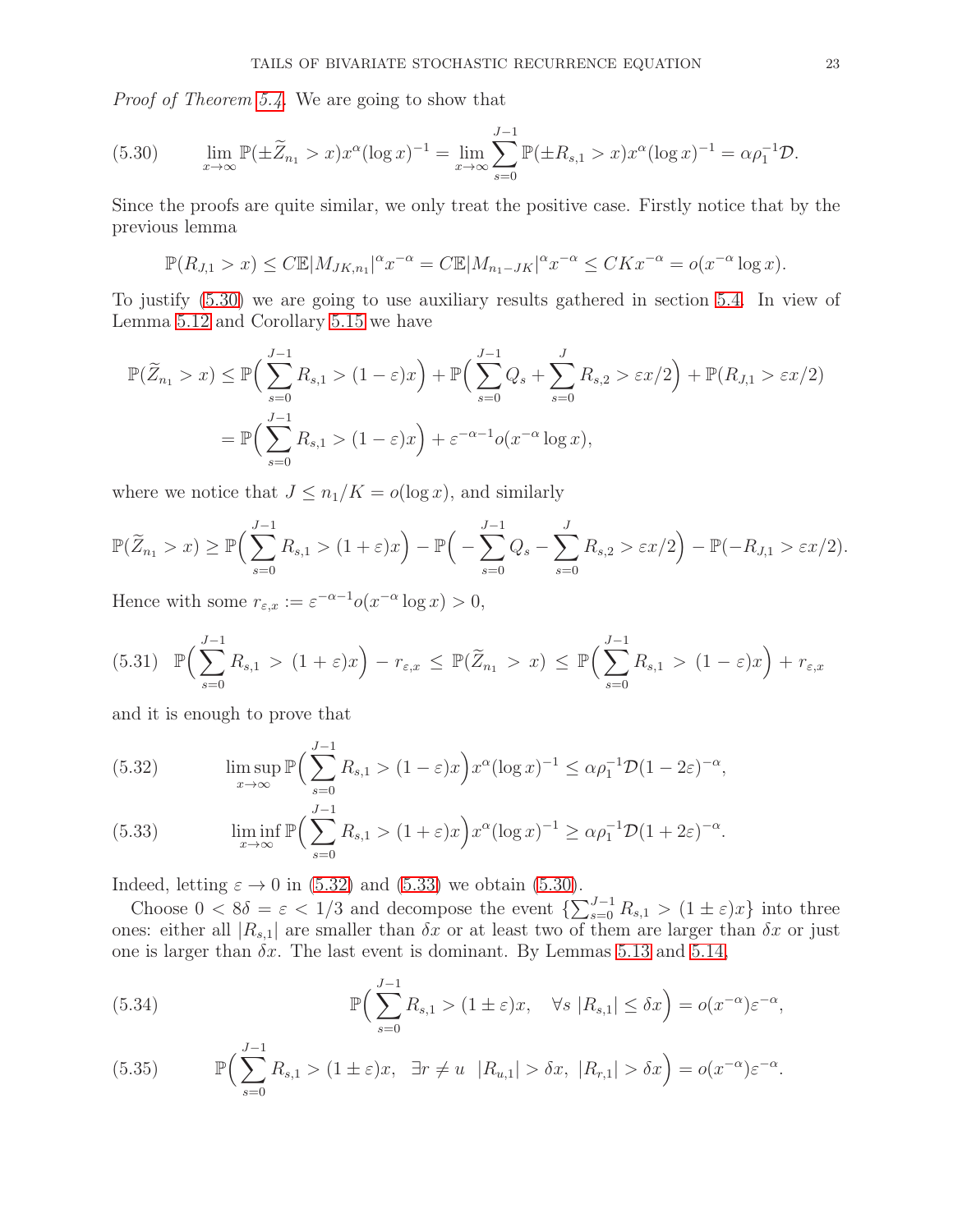*Proof of Theorem 5.4.* We are going to show that

$$\lim_{x\to\infty} \mathbb{P}(\pm\widetilde{Z}_{n_1} > x)x^{\alpha}(\log x)^{-1} = \lim_{x\to\infty} \sum_{s=0}^{J-1} \mathbb{P}(\pm R_{s,1} > x)x^{\alpha}(\log x)^{-1} = \alpha\rho_1^{-1}\mathcal{D}. \tag{5.30}$$

Since the proofs are quite similar, we only treat the positive case. Firstly notice that by the previous lemma

$$\mathbb{P}(R_{J,1} > x) \le C\mathbb{E}|M_{JK,n_1}|^{\alpha}x^{-\alpha} = C\mathbb{E}|M_{n_1-JK}|^{\alpha}x^{-\alpha} \le CKx^{-\alpha} = o(x^{-\alpha}\log x).$$

To justify (5.30) we are going to use auxiliary results gathered in section 5.4. In view of Lemma 5.12 and Corollary 5.15 we have

$$\begin{aligned}
\mathbb{P}(\widetilde{Z}_{n_1} > x) &\le \mathbb{P}\Big(\sum_{s=0}^{J-1} R_{s,1} > (1-\varepsilon)x\Big) + \mathbb{P}\Big(\sum_{s=0}^{J-1} Q_s + \sum_{s=0}^{J} R_{s,2} > \varepsilon x/2\Big) + \mathbb{P}(R_{J,1} > \varepsilon x/2)\\
&= \mathbb{P}\Big(\sum_{s=0}^{J-1} R_{s,1} > (1-\varepsilon)x\Big) + \varepsilon^{-\alpha-1}o(x^{-\alpha}\log x),
\end{aligned}$$

where we notice that $J \le n_1/K = o(\log x)$, and similarly

$$\mathbb{P}(\widetilde{Z}_{n_1} > x) \ge \mathbb{P}\Big(\sum_{s=0}^{J-1} R_{s,1} > (1+\varepsilon)x\Big) - \mathbb{P}\Big(-\sum_{s=0}^{J-1} Q_s - \sum_{s=0}^{J} R_{s,2} > \varepsilon x/2\Big) - \mathbb{P}(-R_{J,1} > \varepsilon x/2).$$

Hence with some $r_{\varepsilon,x} := \varepsilon^{-\alpha-1}o(x^{-\alpha}\log x) > 0$,

$$\mathbb{P}\Big(\sum_{s=0}^{J-1} R_{s,1} > (1+\varepsilon)x\Big) - r_{\varepsilon,x} \le \mathbb{P}(\widetilde{Z}_{n_1} > x) \le \mathbb{P}\Big(\sum_{s=0}^{J-1} R_{s,1} > (1-\varepsilon)x\Big) + r_{\varepsilon,x} \tag{5.31}$$

and it is enough to prove that

$$\limsup_{x\to\infty} \mathbb{P}\Big(\sum_{s=0}^{J-1} R_{s,1} > (1-\varepsilon)x\Big)x^{\alpha}(\log x)^{-1} \le \alpha\rho_1^{-1}\mathcal{D}(1-2\varepsilon)^{-\alpha}, \tag{5.32}$$

$$\liminf_{x\to\infty} \mathbb{P}\Big(\sum_{s=0}^{J-1} R_{s,1} > (1+\varepsilon)x\Big)x^{\alpha}(\log x)^{-1} \ge \alpha\rho_1^{-1}\mathcal{D}(1+2\varepsilon)^{-\alpha}. \tag{5.33}$$

Indeed, letting $\varepsilon \to 0$ in (5.32) and (5.33) we obtain (5.30).

Choose $0 < 8\delta = \varepsilon < 1/3$ and decompose the event $\{\sum_{s=0}^{J-1} R_{s,1} > (1\pm\varepsilon)x\}$ into three ones: either all $|R_{s,1}|$ are smaller than $\delta x$ or at least two of them are larger than $\delta x$ or just one is larger than $\delta x$. The last event is dominant. By Lemmas 5.13 and 5.14,

$$\mathbb{P}\Big(\sum_{s=0}^{J-1} R_{s,1} > (1\pm\varepsilon)x, \quad \forall s\ |R_{s,1}| \le \delta x\Big) = o(x^{-\alpha})\varepsilon^{-\alpha}, \tag{5.34}$$

$$\mathbb{P}\Big(\sum_{s=0}^{J-1} R_{s,1} > (1\pm\varepsilon)x, \ \ \exists r \ne u \ \ |R_{u,1}| > \delta x,\ |R_{r,1}| > \delta x\Big) = o(x^{-\alpha})\varepsilon^{-\alpha}. \tag{5.35}$$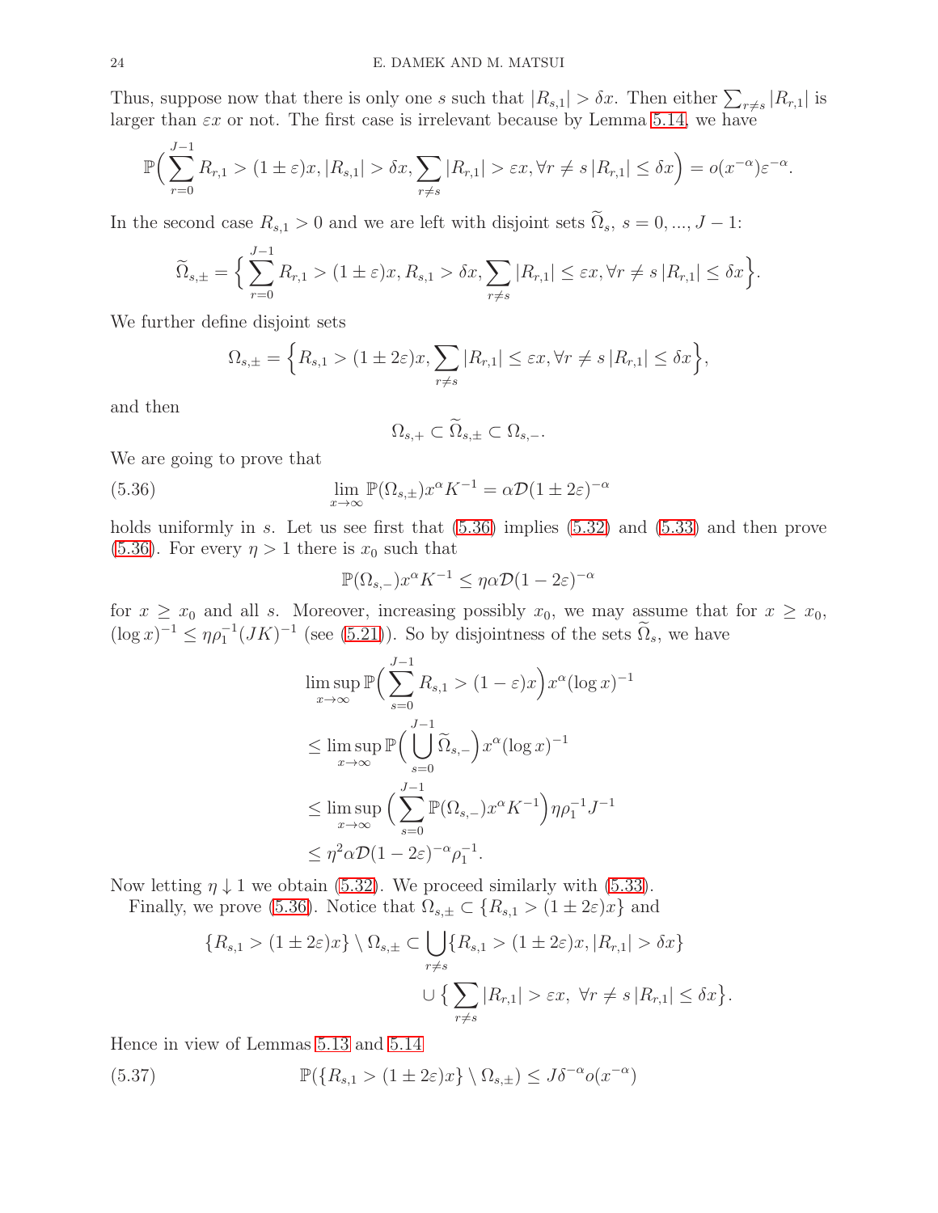Thus, suppose now that there is only one $s$ such that $|R_{s,1}| > \delta x$. Then either $\sum_{r\neq s} |R_{r,1}|$ is larger than $\varepsilon x$ or not. The first case is irrelevant because by Lemma 5.14, we have

$$
\mathbb{P}\Big(\sum_{r=0}^{J-1} R_{r,1} > (1\pm\varepsilon)x, |R_{s,1}| > \delta x, \sum_{r\neq s} |R_{r,1}| > \varepsilon x, \forall r \neq s\, |R_{r,1}| \le \delta x\Big) = o(x^{-\alpha})\varepsilon^{-\alpha}.
$$

In the second case $R_{s,1} > 0$ and we are left with disjoint sets $\widetilde{\Omega}_s$, $s = 0, ..., J-1$:

$$
\widetilde{\Omega}_{s,\pm} = \Big\{ \sum_{r=0}^{J-1} R_{r,1} > (1\pm\varepsilon)x, R_{s,1} > \delta x, \sum_{r\neq s} |R_{r,1}| \le \varepsilon x, \forall r \neq s\, |R_{r,1}| \le \delta x \Big\}.
$$

We further define disjoint sets

$$
\Omega_{s,\pm} = \Big\{ R_{s,1} > (1\pm 2\varepsilon)x, \sum_{r\neq s} |R_{r,1}| \le \varepsilon x, \forall r \neq s\, |R_{r,1}| \le \delta x \Big\},
$$

and then

$$
\Omega_{s,+} \subset \widetilde{\Omega}_{s,\pm} \subset \Omega_{s,-}.
$$

We are going to prove that

$$
\lim_{x\to\infty} \mathbb{P}(\Omega_{s,\pm}) x^{\alpha} K^{-1} = \alpha \mathcal{D}(1\pm 2\varepsilon)^{-\alpha} \tag{5.36}
$$

holds uniformly in $s$. Let us see first that (5.36) implies (5.32) and (5.33) and then prove (5.36). For every $\eta > 1$ there is $x_0$ such that

$$
\mathbb{P}(\Omega_{s,-}) x^{\alpha} K^{-1} \le \eta \alpha \mathcal{D}(1-2\varepsilon)^{-\alpha}
$$

for $x \ge x_0$ and all $s$. Moreover, increasing possibly $x_0$, we may assume that for $x \ge x_0$, $(\log x)^{-1} \le \eta \rho_1^{-1}(JK)^{-1}$ (see (5.21)). So by disjointness of the sets $\widetilde{\Omega}_s$, we have

$$
\begin{aligned}
&\limsup_{x\to\infty} \mathbb{P}\Big(\sum_{s=0}^{J-1} R_{s,1} > (1-\varepsilon)x\Big) x^{\alpha} (\log x)^{-1} \\
&\le \limsup_{x\to\infty} \mathbb{P}\Big(\bigcup_{s=0}^{J-1} \widetilde{\Omega}_{s,-}\Big) x^{\alpha} (\log x)^{-1} \\
&\le \limsup_{x\to\infty} \Big(\sum_{s=0}^{J-1} \mathbb{P}(\Omega_{s,-}) x^{\alpha} K^{-1}\Big) \eta \rho_1^{-1} J^{-1} \\
&\le \eta^2 \alpha \mathcal{D}(1-2\varepsilon)^{-\alpha} \rho_1^{-1}.
\end{aligned}
$$

Now letting $\eta \downarrow 1$ we obtain (5.32). We proceed similarly with (5.33).

Finally, we prove (5.36). Notice that $\Omega_{s,\pm} \subset \{R_{s,1} > (1\pm 2\varepsilon)x\}$ and

$$
\begin{aligned}
\{R_{s,1} > (1\pm 2\varepsilon)x\} \setminus \Omega_{s,\pm} \subset & \bigcup_{r\neq s} \{R_{s,1} > (1\pm 2\varepsilon)x, |R_{r,1}| > \delta x\} \\
& \cup \Big\{ \sum_{r\neq s} |R_{r,1}| > \varepsilon x,\ \forall r \neq s\, |R_{r,1}| \le \delta x \Big\}.
\end{aligned}
$$

Hence in view of Lemmas 5.13 and 5.14

$$
\mathbb{P}(\{R_{s,1} > (1\pm 2\varepsilon)x\} \setminus \Omega_{s,\pm}) \le J\delta^{-\alpha} o(x^{-\alpha}) \tag{5.37}
$$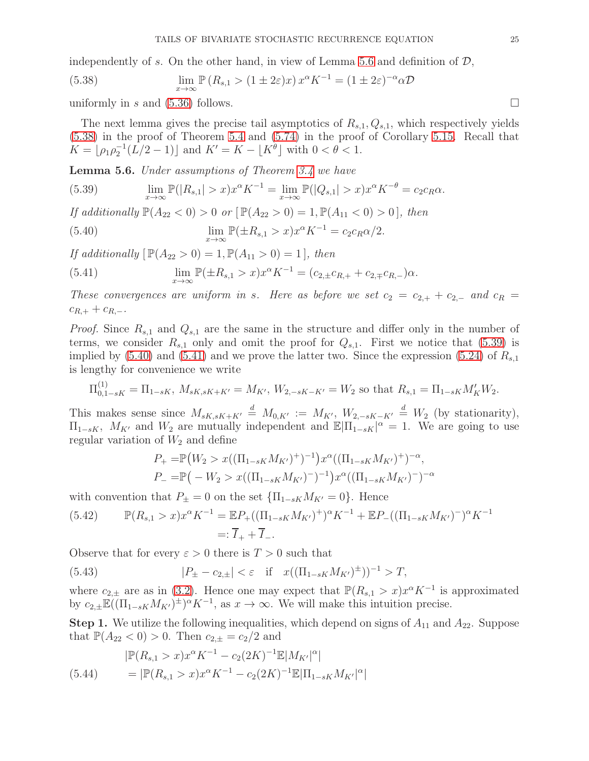independently of $s$. On the other hand, in view of Lemma 5.6 and definition of $\mathcal{D}$,

$$\lim_{x\to\infty} \mathbb{P}\left(R_{s,1} > (1 \pm 2\varepsilon)x\right) x^\alpha K^{-1} = (1 \pm 2\varepsilon)^{-\alpha} \alpha \mathcal{D} \tag{5.38}$$

uniformly in $s$ and (5.36) follows. □

The next lemma gives the precise tail asymptotics of $R_{s,1}, Q_{s,1}$, which respectively yields (5.38) in the proof of Theorem 5.4 and (5.74) in the proof of Corollary 5.15. Recall that $K = \lfloor \rho_1 \rho_2^{-1}(L/2 - 1) \rfloor$ and $K' = K - \lfloor K^\theta \rfloor$ with $0 < \theta < 1$.

**Lemma 5.6.** *Under assumptions of Theorem 3.4 we have*

$$\lim_{x\to\infty} \mathbb{P}(|R_{s,1}| > x) x^\alpha K^{-1} = \lim_{x\to\infty} \mathbb{P}(|Q_{s,1}| > x) x^\alpha K^{-\theta} = c_2 c_R \alpha. \tag{5.39}$$

*If additionally* $\mathbb{P}(A_{22} < 0) > 0$ *or* $[\,\mathbb{P}(A_{22} > 0) = 1, \mathbb{P}(A_{11} < 0) > 0\,]$, *then*

$$\lim_{x\to\infty} \mathbb{P}(\pm R_{s,1} > x) x^\alpha K^{-1} = c_2 c_R \alpha / 2. \tag{5.40}$$

*If additionally* $[\,\mathbb{P}(A_{22} > 0) = 1, \mathbb{P}(A_{11} > 0) = 1\,]$, *then*

$$\lim_{x\to\infty} \mathbb{P}(\pm R_{s,1} > x) x^\alpha K^{-1} = (c_{2,\pm} c_{R,+} + c_{2,\mp} c_{R,-}) \alpha. \tag{5.41}$$

*These convergences are uniform in $s$. Here as before we set $c_2 = c_{2,+} + c_{2,-}$ and $c_R = c_{R,+} + c_{R,-}$.*

*Proof.* Since $R_{s,1}$ and $Q_{s,1}$ are the same in the structure and differ only in the number of terms, we consider $R_{s,1}$ only and omit the proof for $Q_{s,1}$. First we notice that (5.39) is implied by (5.40) and (5.41) and we prove the latter two. Since the expression (5.24) of $R_{s,1}$ is lengthy for convenience we write

$$\Pi^{(1)}_{0,1-sK} = \Pi_{1-sK},\ M_{sK,sK+K'} = M_{K'},\ W_{2,-sK-K'} = W_2 \text{ so that } R_{s,1} = \Pi_{1-sK} M'_K W_2.$$

This makes sense since $M_{sK,sK+K'} \overset{d}{=} M_{0,K'} := M_{K'}$, $W_{2,-sK-K'} \overset{d}{=} W_2$ (by stationarity), $\Pi_{1-sK}$, $M_{K'}$ and $W_2$ are mutually independent and $\mathbb{E}|\Pi_{1-sK}|^\alpha = 1$. We are going to use regular variation of $W_2$ and define

$$P_+ = \mathbb{P}\big(W_2 > x((\Pi_{1-sK} M_{K'})^+)^{-1}\big) x^\alpha ((\Pi_{1-sK} M_{K'})^+)^{-\alpha},$$
$$P_- = \mathbb{P}\big(-W_2 > x((\Pi_{1-sK} M_{K'})^-)^{-1}\big) x^\alpha ((\Pi_{1-sK} M_{K'})^-)^{-\alpha}$$

with convention that $P_\pm = 0$ on the set $\{\Pi_{1-sK} M_{K'} = 0\}$. Hence

$$\begin{aligned}\mathbb{P}(R_{s,1} > x) x^\alpha K^{-1} &= \mathbb{E} P_+ ((\Pi_{1-sK} M_{K'})^+)^\alpha K^{-1} + \mathbb{E} P_- ((\Pi_{1-sK} M_{K'})^-)^\alpha K^{-1} \\ &=: \overline{I}_+ + \overline{I}_-.\end{aligned} \tag{5.42}$$

Observe that for every $\varepsilon > 0$ there is $T > 0$ such that

$$|P_\pm - c_{2,\pm}| < \varepsilon \quad \text{if} \quad x((\Pi_{1-sK} M_{K'})^\pm))^{-1} > T, \tag{5.43}$$

where $c_{2,\pm}$ are as in (3.2). Hence one may expect that $\mathbb{P}(R_{s,1} > x) x^\alpha K^{-1}$ is approximated by $c_{2,\pm} \mathbb{E}((\Pi_{1-sK} M_{K'})^\pm)^\alpha K^{-1}$, as $x \to \infty$. We will make this intuition precise.

**Step 1.** We utilize the following inequalities, which depend on signs of $A_{11}$ and $A_{22}$. Suppose that $\mathbb{P}(A_{22} < 0) > 0$. Then $c_{2,\pm} = c_2/2$ and

$$\begin{aligned}&|\mathbb{P}(R_{s,1} > x) x^\alpha K^{-1} - c_2 (2K)^{-1} \mathbb{E}|M_{K'}|^\alpha| \\ &= |\mathbb{P}(R_{s,1} > x) x^\alpha K^{-1} - c_2 (2K)^{-1} \mathbb{E}|\Pi_{1-sK} M_{K'}|^\alpha|\end{aligned} \tag{5.44}$$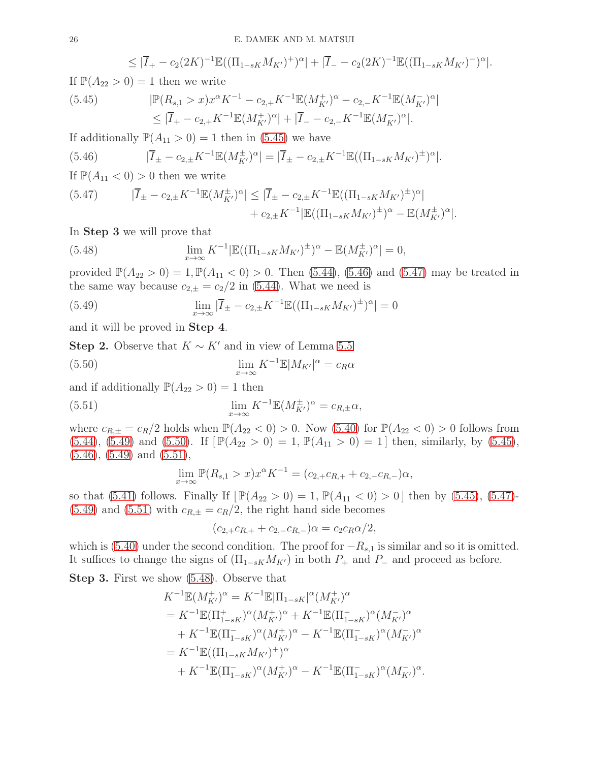$$\le |\overline{I}_+ - c_2(2K)^{-1}\mathbb{E}((\Pi_{1-sK}M_{K'})^+)^\alpha| + |\overline{I}_- - c_2(2K)^{-1}\mathbb{E}((\Pi_{1-sK}M_{K'})^-)^\alpha|.$$

If $\mathbb{P}(A_{22}>0)=1$ then we write

$$|\mathbb{P}(R_{s,1}>x)x^\alpha K^{-1} - c_{2,+}K^{-1}\mathbb{E}(M_{K'}^+)^\alpha - c_{2,-}K^{-1}\mathbb{E}(M_{K'}^-)^\alpha| \\ \le |\overline{I}_+ - c_{2,+}K^{-1}\mathbb{E}(M_{K'}^+)^\alpha| + |\overline{I}_- - c_{2,-}K^{-1}\mathbb{E}(M_{K'}^-)^\alpha|. \tag{5.45}$$

If additionally $\mathbb{P}(A_{11}>0)=1$ then in (5.45) we have

$$|\overline{I}_\pm - c_{2,\pm}K^{-1}\mathbb{E}(M_{K'}^\pm)^\alpha| = |\overline{I}_\pm - c_{2,\pm}K^{-1}\mathbb{E}((\Pi_{1-sK}M_{K'})^\pm)^\alpha|. \tag{5.46}$$

If $\mathbb{P}(A_{11}<0)>0$ then we write

$$|\overline{I}_\pm - c_{2,\pm}K^{-1}\mathbb{E}(M_{K'}^\pm)^\alpha| \le |\overline{I}_\pm - c_{2,\pm}K^{-1}\mathbb{E}((\Pi_{1-sK}M_{K'})^\pm)^\alpha| \\ + c_{2,\pm}K^{-1}|\mathbb{E}((\Pi_{1-sK}M_{K'})^\pm)^\alpha - \mathbb{E}(M_{K'}^\pm)^\alpha|. \tag{5.47}$$

In **Step 3** we will prove that

$$\lim_{x\to\infty} K^{-1}|\mathbb{E}((\Pi_{1-sK}M_{K'})^\pm)^\alpha - \mathbb{E}(M_{K'}^\pm)^\alpha| = 0, \tag{5.48}$$

provided $\mathbb{P}(A_{22}>0)=1, \mathbb{P}(A_{11}<0)>0$. Then (5.44), (5.46) and (5.47) may be treated in the same way because $c_{2,\pm}=c_2/2$ in (5.44). What we need is

$$\lim_{x\to\infty} |\overline{I}_\pm - c_{2,\pm}K^{-1}\mathbb{E}((\Pi_{1-sK}M_{K'})^\pm)^\alpha| = 0 \tag{5.49}$$

and it will be proved in **Step 4**.

**Step 2.** Observe that $K\sim K'$ and in view of Lemma 5.5

$$\lim_{x\to\infty} K^{-1}\mathbb{E}|M_{K'}|^\alpha = c_R\alpha \tag{5.50}$$

and if additionally $\mathbb{P}(A_{22}>0)=1$ then

$$\lim_{x\to\infty} K^{-1}\mathbb{E}(M_{K'}^\pm)^\alpha = c_{R,\pm}\alpha, \tag{5.51}$$

where $c_{R,\pm}=c_R/2$ holds when $\mathbb{P}(A_{22}<0)>0$. Now (5.40) for $\mathbb{P}(A_{22}<0)>0$ follows from (5.44), (5.49) and (5.50). If $[\,\mathbb{P}(A_{22}>0)=1,\ \mathbb{P}(A_{11}>0)=1\,]$ then, similarly, by (5.45), (5.46), (5.49) and (5.51),

$$\lim_{x\to\infty}\mathbb{P}(R_{s,1}>x)x^\alpha K^{-1} = (c_{2,+}c_{R,+}+c_{2,-}c_{R,-})\alpha,$$

so that (5.41) follows. Finally If $[\,\mathbb{P}(A_{22}>0)=1,\ \mathbb{P}(A_{11}<0)>0\,]$ then by (5.45), (5.47)-(5.49) and (5.51) with $c_{R,\pm}=c_R/2$, the right hand side becomes

$$(c_{2,+}c_{R,+}+c_{2,-}c_{R,-})\alpha = c_2c_R\alpha/2,$$

which is (5.40) under the second condition. The proof for $-R_{s,1}$ is similar and so it is omitted. It suffices to change the signs of $(\Pi_{1-sK}M_{K'})$ in both $P_+$ and $P_-$ and proceed as before.

**Step 3.** First we show (5.48). Observe that

$$\begin{aligned}
K^{-1}\mathbb{E}(M_{K'}^+)^\alpha &= K^{-1}\mathbb{E}|\Pi_{1-sK}|^\alpha(M_{K'}^+)^\alpha \\
&= K^{-1}\mathbb{E}(\Pi_{1-sK}^+)^\alpha(M_{K'}^+)^\alpha + K^{-1}\mathbb{E}(\Pi_{1-sK}^-)^\alpha(M_{K'}^-)^\alpha \\
&\quad + K^{-1}\mathbb{E}(\Pi_{1-sK}^-)^\alpha(M_{K'}^+)^\alpha - K^{-1}\mathbb{E}(\Pi_{1-sK}^-)^\alpha(M_{K'}^-)^\alpha \\
&= K^{-1}\mathbb{E}((\Pi_{1-sK}M_{K'})^+)^\alpha \\
&\quad + K^{-1}\mathbb{E}(\Pi_{1-sK}^-)^\alpha(M_{K'}^+)^\alpha - K^{-1}\mathbb{E}(\Pi_{1-sK}^-)^\alpha(M_{K'}^-)^\alpha.
\end{aligned}$$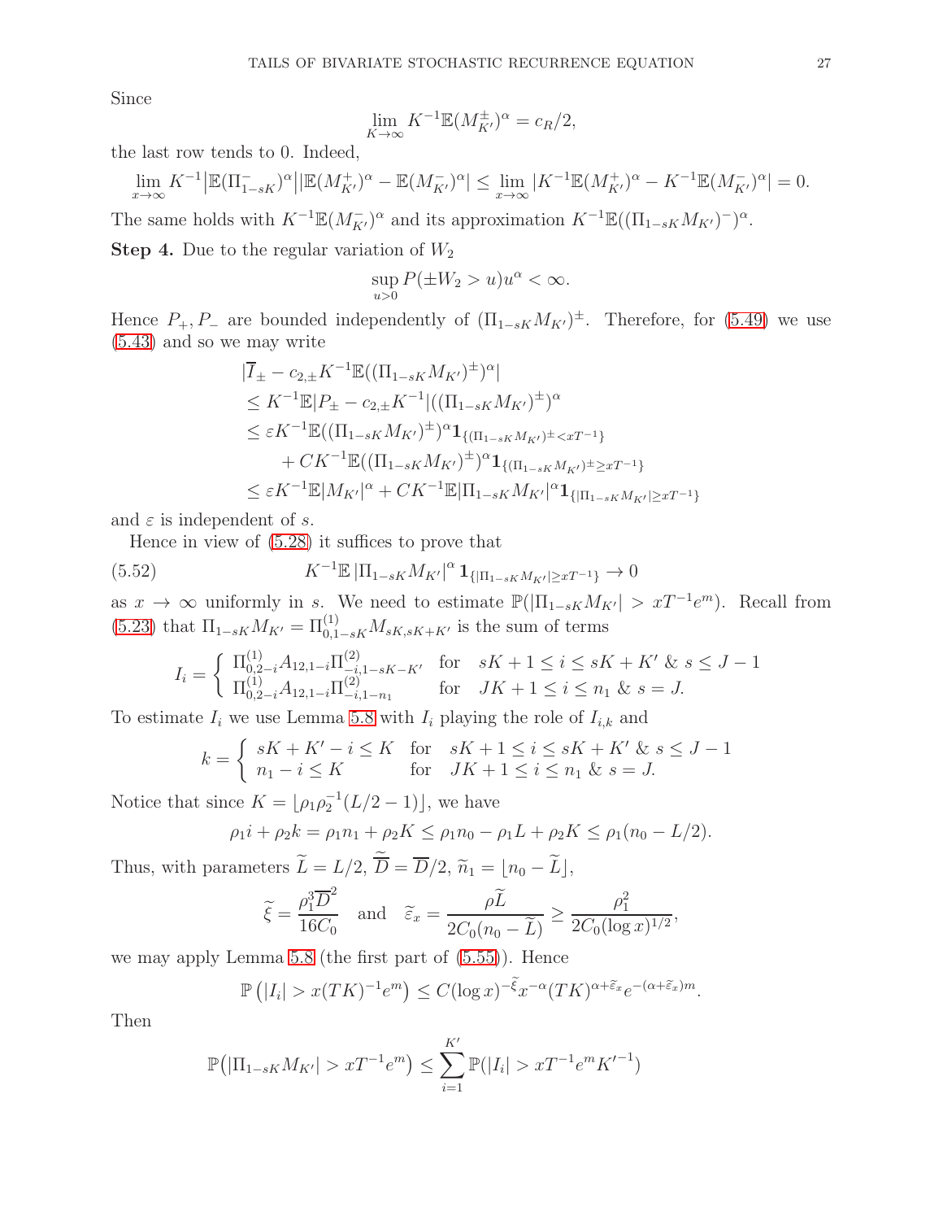Since

$$\lim_{K\to\infty} K^{-1}\mathbb{E}(M^{\pm}_{K'})^\alpha = c_R/2,$$

the last row tends to 0. Indeed,

$$\lim_{x\to\infty} K^{-1}\big|\mathbb{E}(\Pi^{-}_{1-sK})^\alpha\big|\big|\mathbb{E}(M^{+}_{K'})^\alpha - \mathbb{E}(M^{-}_{K'})^\alpha\big| \le \lim_{x\to\infty} |K^{-1}\mathbb{E}(M^{+}_{K'})^\alpha - K^{-1}\mathbb{E}(M^{-}_{K'})^\alpha| = 0.$$

The same holds with $K^{-1}\mathbb{E}(M^{-}_{K'})^\alpha$ and its approximation $K^{-1}\mathbb{E}((\Pi_{1-sK}M_{K'})^{-})^\alpha$.

**Step 4.** Due to the regular variation of $W_2$

$$\sup_{u>0} P(\pm W_2 > u)u^\alpha < \infty.$$

Hence $P_+, P_-$ are bounded independently of $(\Pi_{1-sK}M_{K'})^\pm$. Therefore, for (5.49) we use (5.43) and so we may write

$$\begin{aligned}
&|\overline{I}_\pm - c_{2,\pm}K^{-1}\mathbb{E}((\Pi_{1-sK}M_{K'})^\pm)^\alpha| \\
&\le K^{-1}\mathbb{E}|P_\pm - c_{2,\pm}K^{-1}|((\Pi_{1-sK}M_{K'})^\pm)^\alpha \\
&\le \varepsilon K^{-1}\mathbb{E}((\Pi_{1-sK}M_{K'})^\pm)^\alpha \mathbf{1}_{\{(\Pi_{1-sK}M_{K'})^\pm < xT^{-1}\}} \\
&\quad + CK^{-1}\mathbb{E}((\Pi_{1-sK}M_{K'})^\pm)^\alpha \mathbf{1}_{\{(\Pi_{1-sK}M_{K'})^\pm \ge xT^{-1}\}} \\
&\le \varepsilon K^{-1}\mathbb{E}|M_{K'}|^\alpha + CK^{-1}\mathbb{E}|\Pi_{1-sK}M_{K'}|^\alpha \mathbf{1}_{\{|\Pi_{1-sK}M_{K'}|\ge xT^{-1}\}}
\end{aligned}$$

and $\varepsilon$ is independent of $s$.

Hence in view of (5.28) it suffices to prove that

$$K^{-1}\mathbb{E}\,|\Pi_{1-sK}M_{K'}|^\alpha \,\mathbf{1}_{\{|\Pi_{1-sK}M_{K'}|\ge xT^{-1}\}} \to 0 \tag{5.52}$$

as $x\to\infty$ uniformly in $s$. We need to estimate $\mathbb{P}(|\Pi_{1-sK}M_{K'}| > xT^{-1}e^m)$. Recall from (5.23) that $\Pi_{1-sK}M_{K'} = \Pi^{(1)}_{0,1-sK}M_{sK,sK+K'}$ is the sum of terms

$$I_i = \begin{cases} \Pi^{(1)}_{0,2-i}A_{12,1-i}\Pi^{(2)}_{-i,1-sK-K'} & \text{for} \quad sK+1 \le i \le sK+K' \;\&\; s\le J-1 \\ \Pi^{(1)}_{0,2-i}A_{12,1-i}\Pi^{(2)}_{-i,1-n_1} & \text{for} \quad JK+1\le i\le n_1 \;\&\; s=J. \end{cases}$$

To estimate $I_i$ we use Lemma 5.8 with $I_i$ playing the role of $I_{i,k}$ and

$$k = \begin{cases} sK+K'-i \le K & \text{for} \quad sK+1\le i\le sK+K' \;\&\; s\le J-1 \\ n_1 - i \le K & \text{for} \quad JK+1\le i\le n_1 \;\&\; s=J. \end{cases}$$

Notice that since $K = \lfloor \rho_1\rho_2^{-1}(L/2-1)\rfloor$, we have

$$\rho_1 i + \rho_2 k = \rho_1 n_1 + \rho_2 K \le \rho_1 n_0 - \rho_1 L + \rho_2 K \le \rho_1(n_0 - L/2).$$

Thus, with parameters $\widetilde{L} = L/2$, $\widetilde{\overline{D}} = \overline{D}/2$, $\widetilde{n}_1 = \lfloor n_0 - \widetilde{L}\rfloor$,

$$\widetilde{\xi} = \frac{\rho_1^3\overline{D}^2}{16C_0} \quad \text{and} \quad \widetilde{\varepsilon}_x = \frac{\rho\widetilde{L}}{2C_0(n_0-\widetilde{L})} \ge \frac{\rho_1^2}{2C_0(\log x)^{1/2}},$$

we may apply Lemma 5.8 (the first part of (5.55)). Hence

$$\mathbb{P}\left(|I_i| > x(TK)^{-1}e^m\right) \le C(\log x)^{-\widetilde{\xi}}x^{-\alpha}(TK)^{\alpha+\widetilde{\varepsilon}_x}e^{-(\alpha+\widetilde{\varepsilon}_x)m}.$$

Then

$$\mathbb{P}\big(|\Pi_{1-sK}M_{K'}| > xT^{-1}e^m\big) \le \sum_{i=1}^{K'} \mathbb{P}(|I_i| > xT^{-1}e^m K'^{-1})$$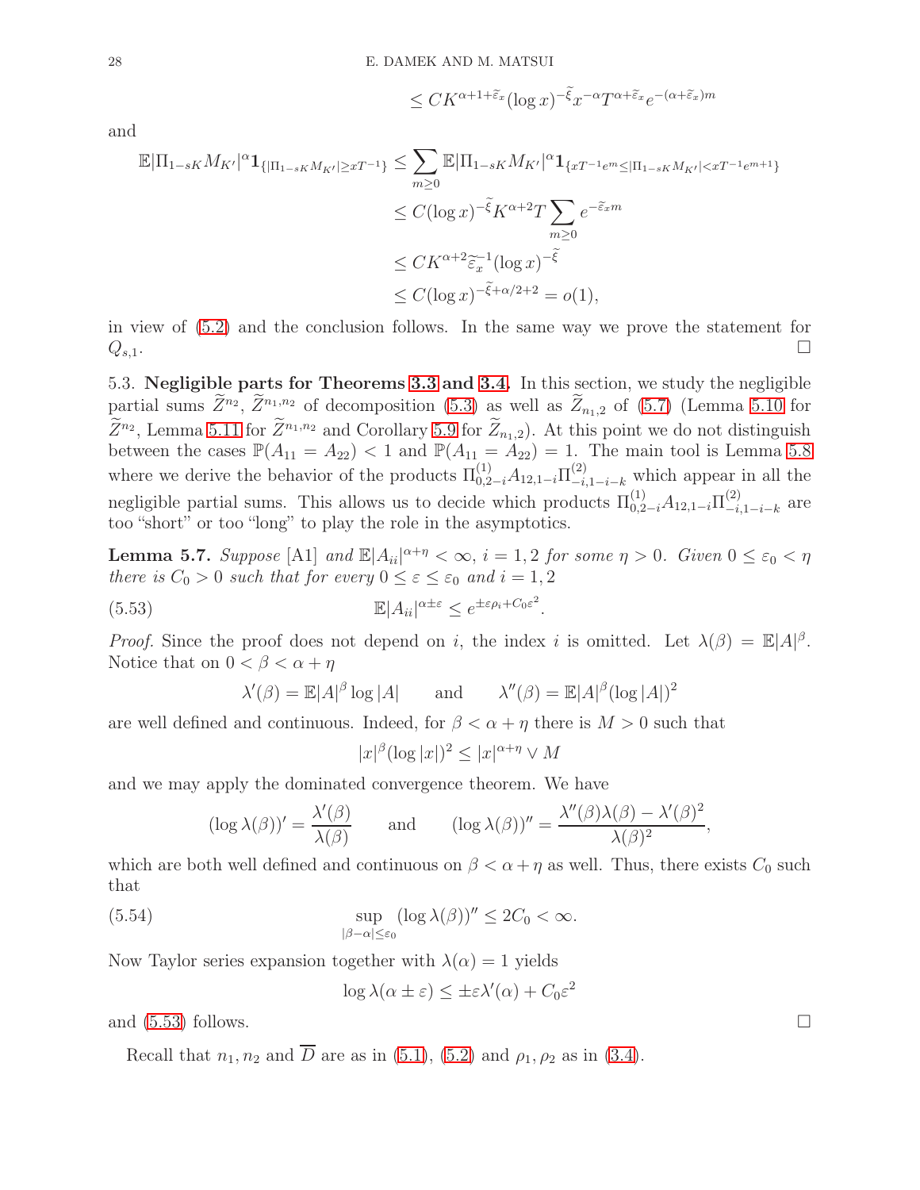$$\le CK^{\alpha+1+\widetilde{\varepsilon}_x}(\log x)^{-\widetilde{\xi}}x^{-\alpha}T^{\alpha+\widetilde{\varepsilon}_x}e^{-(\alpha+\widetilde{\varepsilon}_x)m}$$

and

$$\begin{aligned}
\mathbb{E}|\Pi_{1-sK}M_{K'}|^\alpha \mathbf{1}_{\{|\Pi_{1-sK}M_{K'}|\ge xT^{-1}\}} &\le \sum_{m\ge 0}\mathbb{E}|\Pi_{1-sK}M_{K'}|^\alpha \mathbf{1}_{\{xT^{-1}e^m\le|\Pi_{1-sK}M_{K'}|<xT^{-1}e^{m+1}\}}\\
&\le C(\log x)^{-\widetilde{\xi}}K^{\alpha+2}T\sum_{m\ge 0}e^{-\widetilde{\varepsilon}_x m}\\
&\le CK^{\alpha+2}\widetilde{\varepsilon}_x^{-1}(\log x)^{-\widetilde{\xi}}\\
&\le C(\log x)^{-\widetilde{\xi}+\alpha/2+2}=o(1),
\end{aligned}$$

in view of (5.2) and the conclusion follows. In the same way we prove the statement for $Q_{s,1}$. □

### 5.3. Negligible parts for Theorems 3.3 and 3.4.

In this section, we study the negligible partial sums $\widetilde{Z}^{n_2}$, $\widetilde{Z}^{n_1,n_2}$ of decomposition (5.3) as well as $\widetilde{Z}_{n_1,2}$ of (5.7) (Lemma 5.10 for $\widetilde{Z}^{n_2}$, Lemma 5.11 for $\widetilde{Z}^{n_1,n_2}$ and Corollary 5.9 for $\widetilde{Z}_{n_1,2}$). At this point we do not distinguish between the cases $\mathbb{P}(A_{11}=A_{22})<1$ and $\mathbb{P}(A_{11}=A_{22})=1$. The main tool is Lemma 5.8 where we derive the behavior of the products $\Pi^{(1)}_{0,2-i}A_{12,1-i}\Pi^{(2)}_{-i,1-i-k}$ which appear in all the negligible partial sums. This allows us to decide which products $\Pi^{(1)}_{0,2-i}A_{12,1-i}\Pi^{(2)}_{-i,1-i-k}$ are too "short" or too "long" to play the role in the asymptotics.

**Lemma 5.7.** *Suppose* [A1] *and* $\mathbb{E}|A_{ii}|^{\alpha+\eta}<\infty$, $i=1,2$ *for some* $\eta>0$. *Given* $0\le\varepsilon_0<\eta$ *there is* $C_0>0$ *such that for every* $0\le\varepsilon\le\varepsilon_0$ *and* $i=1,2$

$$\mathbb{E}|A_{ii}|^{\alpha\pm\varepsilon}\le e^{\pm\varepsilon\rho_i+C_0\varepsilon^2}. \tag{5.53}$$

*Proof.* Since the proof does not depend on $i$, the index $i$ is omitted. Let $\lambda(\beta)=\mathbb{E}|A|^\beta$. Notice that on $0<\beta<\alpha+\eta$

$$\lambda'(\beta)=\mathbb{E}|A|^\beta\log|A| \qquad\text{and}\qquad \lambda''(\beta)=\mathbb{E}|A|^\beta(\log|A|)^2$$

are well defined and continuous. Indeed, for $\beta<\alpha+\eta$ there is $M>0$ such that

$$|x|^\beta(\log|x|)^2\le|x|^{\alpha+\eta}\vee M$$

and we may apply the dominated convergence theorem. We have

$$(\log\lambda(\beta))'=\frac{\lambda'(\beta)}{\lambda(\beta)}\qquad\text{and}\qquad(\log\lambda(\beta))''=\frac{\lambda''(\beta)\lambda(\beta)-\lambda'(\beta)^2}{\lambda(\beta)^2},$$

which are both well defined and continuous on $\beta<\alpha+\eta$ as well. Thus, there exists $C_0$ such that

$$\sup_{|\beta-\alpha|\le\varepsilon_0}(\log\lambda(\beta))''\le 2C_0<\infty. \tag{5.54}$$

Now Taylor series expansion together with $\lambda(\alpha)=1$ yields

$$\log\lambda(\alpha\pm\varepsilon)\le\pm\varepsilon\lambda'(\alpha)+C_0\varepsilon^2$$

and (5.53) follows. □

Recall that $n_1,n_2$ and $\overline{D}$ are as in (5.1), (5.2) and $\rho_1,\rho_2$ as in (3.4).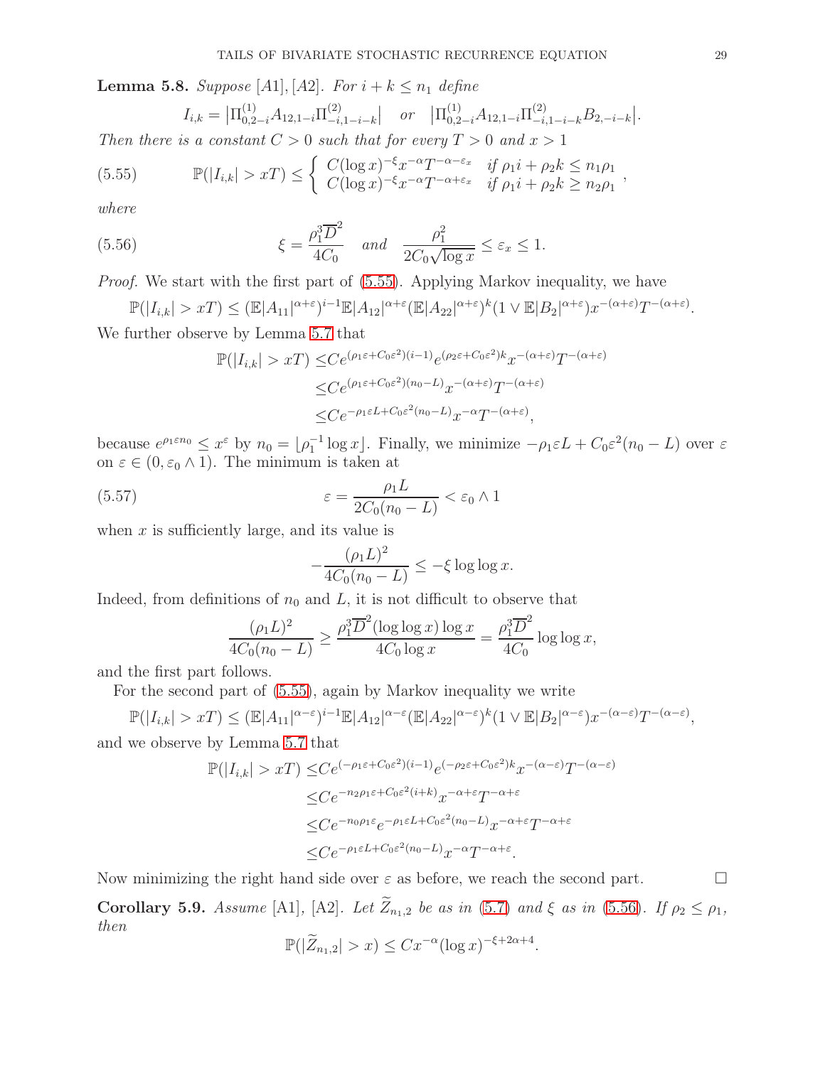**Lemma 5.8.** *Suppose* [A1], [A2]. *For* $i + k \le n_1$ *define*

$$I_{i,k} = \big|\Pi^{(1)}_{0,2-i} A_{12,1-i} \Pi^{(2)}_{-i,1-i-k}\big| \quad \text{or} \quad \big|\Pi^{(1)}_{0,2-i} A_{12,1-i} \Pi^{(2)}_{-i,1-i-k} B_{2,-i-k}\big|.$$

*Then there is a constant* $C > 0$ *such that for every* $T > 0$ *and* $x > 1$

$$\mathbb{P}(|I_{i,k}| > xT) \le \begin{cases} C(\log x)^{-\xi} x^{-\alpha} T^{-\alpha-\varepsilon_x} & \text{if } \rho_1 i + \rho_2 k \le n_1 \rho_1 \\ C(\log x)^{-\xi} x^{-\alpha} T^{-\alpha+\varepsilon_x} & \text{if } \rho_1 i + \rho_2 k \ge n_2 \rho_1 \end{cases}, \tag{5.55}$$

*where*

$$\xi = \frac{\rho_1^3 \overline{D}^2}{4C_0} \quad \text{and} \quad \frac{\rho_1^2}{2C_0\sqrt{\log x}} \le \varepsilon_x \le 1. \tag{5.56}$$

*Proof.* We start with the first part of (5.55). Applying Markov inequality, we have

$$\mathbb{P}(|I_{i,k}| > xT) \le (\mathbb{E}|A_{11}|^{\alpha+\varepsilon})^{i-1} \mathbb{E}|A_{12}|^{\alpha+\varepsilon} (\mathbb{E}|A_{22}|^{\alpha+\varepsilon})^k (1 \vee \mathbb{E}|B_2|^{\alpha+\varepsilon}) x^{-(\alpha+\varepsilon)} T^{-(\alpha+\varepsilon)}.$$

We further observe by Lemma 5.7 that

$$\begin{aligned}
\mathbb{P}(|I_{i,k}| > xT) &\le C e^{(\rho_1\varepsilon + C_0\varepsilon^2)(i-1)} e^{(\rho_2\varepsilon + C_0\varepsilon^2)k} x^{-(\alpha+\varepsilon)} T^{-(\alpha+\varepsilon)} \\
&\le C e^{(\rho_1\varepsilon + C_0\varepsilon^2)(n_0 - L)} x^{-(\alpha+\varepsilon)} T^{-(\alpha+\varepsilon)} \\
&\le C e^{-\rho_1\varepsilon L + C_0\varepsilon^2(n_0 - L)} x^{-\alpha} T^{-(\alpha+\varepsilon)},
\end{aligned}$$

because $e^{\rho_1 \varepsilon n_0} \le x^{\varepsilon}$ by $n_0 = \lfloor \rho_1^{-1} \log x \rfloor$. Finally, we minimize $-\rho_1\varepsilon L + C_0\varepsilon^2(n_0 - L)$ over $\varepsilon$ on $\varepsilon \in (0, \varepsilon_0 \wedge 1)$. The minimum is taken at

$$\varepsilon = \frac{\rho_1 L}{2C_0(n_0 - L)} < \varepsilon_0 \wedge 1 \tag{5.57}$$

when $x$ is sufficiently large, and its value is

$$-\frac{(\rho_1 L)^2}{4C_0(n_0 - L)} \le -\xi \log\log x.$$

Indeed, from definitions of $n_0$ and $L$, it is not difficult to observe that

$$\frac{(\rho_1 L)^2}{4C_0(n_0 - L)} \ge \frac{\rho_1^3 \overline{D}^2 (\log\log x) \log x}{4C_0 \log x} = \frac{\rho_1^3 \overline{D}^2}{4C_0} \log\log x,$$

and the first part follows.

For the second part of (5.55), again by Markov inequality we write

$$\mathbb{P}(|I_{i,k}| > xT) \le (\mathbb{E}|A_{11}|^{\alpha-\varepsilon})^{i-1} \mathbb{E}|A_{12}|^{\alpha-\varepsilon} (\mathbb{E}|A_{22}|^{\alpha-\varepsilon})^k (1 \vee \mathbb{E}|B_2|^{\alpha-\varepsilon}) x^{-(\alpha-\varepsilon)} T^{-(\alpha-\varepsilon)},$$

and we observe by Lemma 5.7 that

$$\begin{aligned}
\mathbb{P}(|I_{i,k}| > xT) &\le C e^{(-\rho_1\varepsilon + C_0\varepsilon^2)(i-1)} e^{(-\rho_2\varepsilon + C_0\varepsilon^2)k} x^{-(\alpha-\varepsilon)} T^{-(\alpha-\varepsilon)} \\
&\le C e^{-n_2\rho_1\varepsilon + C_0\varepsilon^2(i+k)} x^{-\alpha+\varepsilon} T^{-\alpha+\varepsilon} \\
&\le C e^{-n_0\rho_1\varepsilon} e^{-\rho_1\varepsilon L + C_0\varepsilon^2(n_0 - L)} x^{-\alpha+\varepsilon} T^{-\alpha+\varepsilon} \\
&\le C e^{-\rho_1\varepsilon L + C_0\varepsilon^2(n_0 - L)} x^{-\alpha} T^{-\alpha+\varepsilon}.
\end{aligned}$$

Now minimizing the right hand side over $\varepsilon$ as before, we reach the second part. $\square$

**Corollary 5.9.** *Assume* [A1], [A2]. *Let* $\widetilde{Z}_{n_1,2}$ *be as in* (5.7) *and* $\xi$ *as in* (5.56). *If* $\rho_2 \le \rho_1$, *then*

$$\mathbb{P}(|\widetilde{Z}_{n_1,2}| > x) \le C x^{-\alpha} (\log x)^{-\xi + 2\alpha + 4}.$$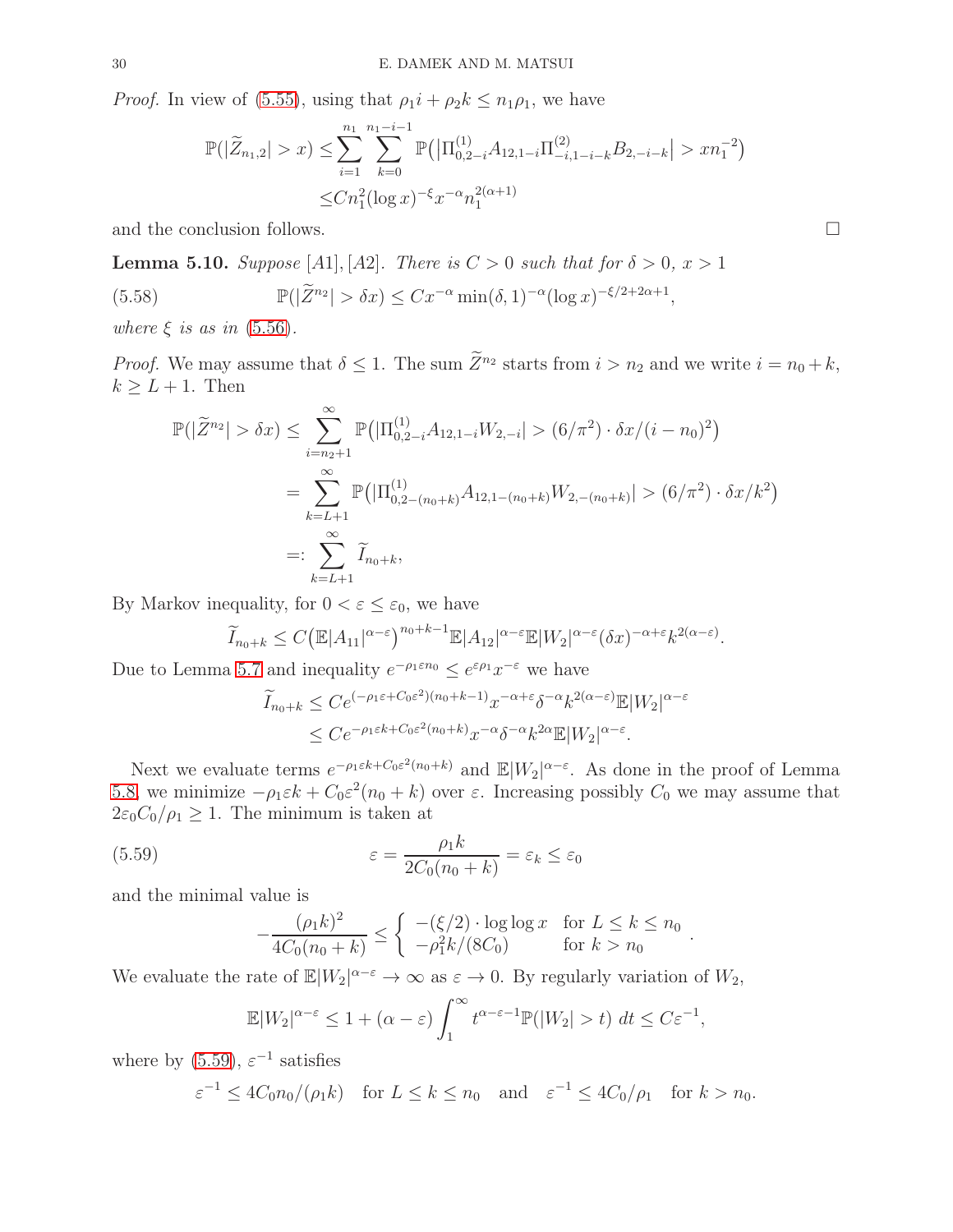*Proof.* In view of (5.55), using that $\rho_1 i + \rho_2 k \le n_1\rho_1$, we have

$$\begin{aligned}
\mathbb{P}(|\widetilde{Z}_{n_1,2}| > x) \le & \sum_{i=1}^{n_1}\sum_{k=0}^{n_1-i-1} \mathbb{P}\big(|\Pi^{(1)}_{0,2-i}A_{12,1-i}\Pi^{(2)}_{-i,1-i-k}B_{2,-i-k}| > xn_1^{-2}\big) \\
\le & Cn_1^2(\log x)^{-\xi}x^{-\alpha}n_1^{2(\alpha+1)}
\end{aligned}$$

and the conclusion follows. $\square$

**Lemma 5.10.** *Suppose* $[A1],[A2]$*. There is* $C>0$ *such that for* $\delta>0$*,* $x>1$

$$\mathbb{P}(|\widetilde{Z}^{n_2}| > \delta x) \le Cx^{-\alpha}\min(\delta,1)^{-\alpha}(\log x)^{-\xi/2+2\alpha+1}, \tag{5.58}$$

*where* $\xi$ *is as in* (5.56).

*Proof.* We may assume that $\delta \le 1$. The sum $\widetilde{Z}^{n_2}$ starts from $i>n_2$ and we write $i=n_0+k$, $k\ge L+1$. Then

$$\begin{aligned}
\mathbb{P}(|\widetilde{Z}^{n_2}| > \delta x) \le & \sum_{i=n_2+1}^{\infty} \mathbb{P}\big(|\Pi^{(1)}_{0,2-i}A_{12,1-i}W_{2,-i}| > (6/\pi^2)\cdot \delta x/(i-n_0)^2\big) \\
= & \sum_{k=L+1}^{\infty} \mathbb{P}\big(|\Pi^{(1)}_{0,2-(n_0+k)}A_{12,1-(n_0+k)}W_{2,-(n_0+k)}| > (6/\pi^2)\cdot \delta x/k^2\big) \\
=: & \sum_{k=L+1}^{\infty} \widetilde{I}_{n_0+k},
\end{aligned}$$

By Markov inequality, for $0<\varepsilon\le\varepsilon_0$, we have

$$\widetilde{I}_{n_0+k} \le C\big(\mathbb{E}|A_{11}|^{\alpha-\varepsilon}\big)^{n_0+k-1}\mathbb{E}|A_{12}|^{\alpha-\varepsilon}\mathbb{E}|W_2|^{\alpha-\varepsilon}(\delta x)^{-\alpha+\varepsilon}k^{2(\alpha-\varepsilon)}.$$

Due to Lemma 5.7 and inequality $e^{-\rho_1\varepsilon n_0} \le e^{\varepsilon\rho_1}x^{-\varepsilon}$ we have

$$\begin{aligned}
\widetilde{I}_{n_0+k} \le & Ce^{(-\rho_1\varepsilon+C_0\varepsilon^2)(n_0+k-1)}x^{-\alpha+\varepsilon}\delta^{-\alpha}k^{2(\alpha-\varepsilon)}\mathbb{E}|W_2|^{\alpha-\varepsilon} \\
\le & Ce^{-\rho_1\varepsilon k+C_0\varepsilon^2(n_0+k)}x^{-\alpha}\delta^{-\alpha}k^{2\alpha}\mathbb{E}|W_2|^{\alpha-\varepsilon}.
\end{aligned}$$

Next we evaluate terms $e^{-\rho_1\varepsilon k+C_0\varepsilon^2(n_0+k)}$ and $\mathbb{E}|W_2|^{\alpha-\varepsilon}$. As done in the proof of Lemma 5.8, we minimize $-\rho_1\varepsilon k + C_0\varepsilon^2(n_0+k)$ over $\varepsilon$. Increasing possibly $C_0$ we may assume that $2\varepsilon_0 C_0/\rho_1 \ge 1$. The minimum is taken at

$$\varepsilon = \frac{\rho_1 k}{2C_0(n_0+k)} = \varepsilon_k \le \varepsilon_0 \tag{5.59}$$

and the minimal value is

$$-\frac{(\rho_1 k)^2}{4C_0(n_0+k)} \le \begin{cases} -(\xi/2)\cdot\log\log x & \text{for } L\le k\le n_0 \\ -\rho_1^2 k/(8C_0) & \text{for } k>n_0 \end{cases}.$$

We evaluate the rate of $\mathbb{E}|W_2|^{\alpha-\varepsilon}\to\infty$ as $\varepsilon\to 0$. By regularly variation of $W_2$,

$$\mathbb{E}|W_2|^{\alpha-\varepsilon} \le 1+(\alpha-\varepsilon)\int_1^\infty t^{\alpha-\varepsilon-1}\mathbb{P}(|W_2|>t)\,dt \le C\varepsilon^{-1},$$

where by (5.59), $\varepsilon^{-1}$ satisfies

$$\varepsilon^{-1} \le 4C_0 n_0/(\rho_1 k) \quad \text{for } L\le k\le n_0 \quad \text{and} \quad \varepsilon^{-1}\le 4C_0/\rho_1 \quad \text{for } k>n_0.$$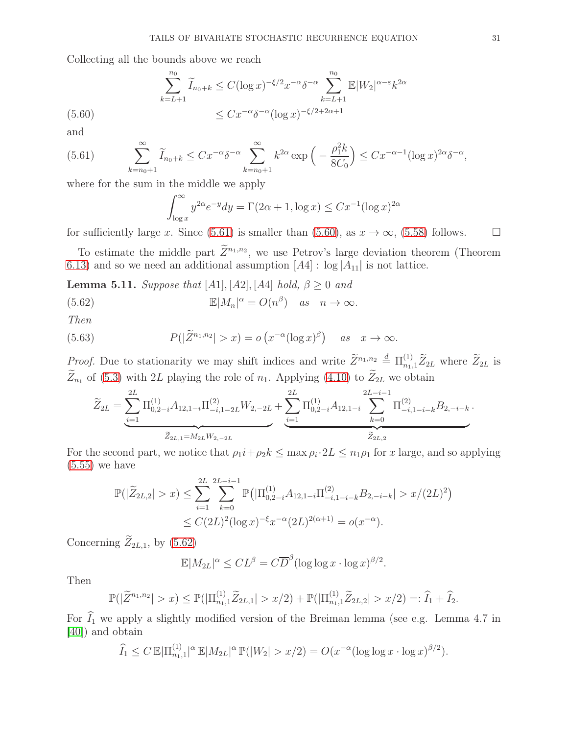Collecting all the bounds above we reach

$$
\begin{aligned}
\sum_{k=L+1}^{n_0} \widetilde{I}_{n_0+k} &\le C(\log x)^{-\xi/2} x^{-\alpha}\delta^{-\alpha} \sum_{k=L+1}^{n_0} \mathbb{E}|W_2|^{\alpha-\varepsilon} k^{2\alpha} \\
&\le C x^{-\alpha}\delta^{-\alpha}(\log x)^{-\xi/2+2\alpha+1} \qquad (5.60)
\end{aligned}
$$

and

$$
\sum_{k=n_0+1}^{\infty} \widetilde{I}_{n_0+k} \le C x^{-\alpha}\delta^{-\alpha} \sum_{k=n_0+1}^{\infty} k^{2\alpha} \exp\Big(-\frac{\rho_1^2 k}{8C_0}\Big) \le C x^{-\alpha-1}(\log x)^{2\alpha}\delta^{-\alpha}, \qquad (5.61)
$$

where for the sum in the middle we apply

$$
\int_{\log x}^{\infty} y^{2\alpha} e^{-y} dy = \Gamma(2\alpha+1, \log x) \le C x^{-1}(\log x)^{2\alpha}
$$

for sufficiently large $x$. Since (5.61) is smaller than (5.60), as $x\to\infty$, (5.58) follows. ☐

To estimate the middle part $\widetilde{Z}^{n_1,n_2}$, we use Petrov's large deviation theorem (Theorem 6.13) and so we need an additional assumption $[A4]:\ \log|A_{11}|$ is not lattice.

**Lemma 5.11.** *Suppose that* $[A1],[A2],[A4]$ *hold,* $\beta \ge 0$ *and*

$$
\mathbb{E}|M_n|^{\alpha} = O(n^{\beta}) \quad \text{as} \quad n\to\infty. \qquad (5.62)
$$

*Then*

$$
P(|\widetilde{Z}^{n_1,n_2}| > x) = o\big(x^{-\alpha}(\log x)^{\beta}\big) \quad \text{as} \quad x \to \infty. \qquad (5.63)
$$

*Proof.* Due to stationarity we may shift indices and write $\widetilde{Z}^{n_1,n_2} \overset{d}{=} \Pi^{(1)}_{n_1,1}\widetilde{Z}_{2L}$ where $\widetilde{Z}_{2L}$ is $\widetilde{Z}_{n_1}$ of (5.3) with $2L$ playing the role of $n_1$. Applying (4.10) to $\widetilde{Z}_{2L}$ we obtain

$$
\widetilde{Z}_{2L} = \underbrace{\sum_{i=1}^{2L} \Pi^{(1)}_{0,2-i} A_{12,1-i} \Pi^{(2)}_{-i,1-2L} W_{2,-2L}}_{\widetilde{Z}_{2L,1} = M_{2L} W_{2,-2L}} + \underbrace{\sum_{i=1}^{2L} \Pi^{(1)}_{0,2-i} A_{12,1-i} \sum_{k=0}^{2L-i-1} \Pi^{(2)}_{-i,1-i-k} B_{2,-i-k}}_{\widetilde{Z}_{2L,2}}.
$$

For the second part, we notice that $\rho_1 i + \rho_2 k \le \max \rho_i \cdot 2L \le n_1\rho_1$ for $x$ large, and so applying (5.55) we have

$$
\begin{aligned}
\mathbb{P}(|\widetilde{Z}_{2L,2}| > x) &\le \sum_{i=1}^{2L}\sum_{k=0}^{2L-i-1} \mathbb{P}\big(|\Pi^{(1)}_{0,2-i} A_{12,1-i}\Pi^{(2)}_{-i,1-i-k} B_{2,-i-k}| > x/(2L)^2\big) \\
&\le C(2L)^2(\log x)^{-\xi} x^{-\alpha}(2L)^{2(\alpha+1)} = o(x^{-\alpha}).
\end{aligned}
$$

Concerning $\widetilde{Z}_{2L,1}$, by (5.62)

$$
\mathbb{E}|M_{2L}|^{\alpha} \le C L^{\beta} = C\overline{D}^{\beta}(\log\log x \cdot \log x)^{\beta/2}.
$$

Then

$$
\mathbb{P}(|\widetilde{Z}^{n_1,n_2}| > x) \le \mathbb{P}(|\Pi^{(1)}_{n_1,1}\widetilde{Z}_{2L,1}| > x/2) + \mathbb{P}(|\Pi^{(1)}_{n_1,1}\widetilde{Z}_{2L,2}| > x/2) =: \widehat{I}_1 + \widehat{I}_2.
$$

For $\widehat{I}_1$ we apply a slightly modified version of the Breiman lemma (see e.g. Lemma 4.7 in [40]) and obtain

$$
\widehat{I}_1 \le C\,\mathbb{E}|\Pi^{(1)}_{n_1,1}|^{\alpha}\,\mathbb{E}|M_{2L}|^{\alpha}\,\mathbb{P}(|W_2| > x/2) = O(x^{-\alpha}(\log\log x \cdot \log x)^{\beta/2}).
$$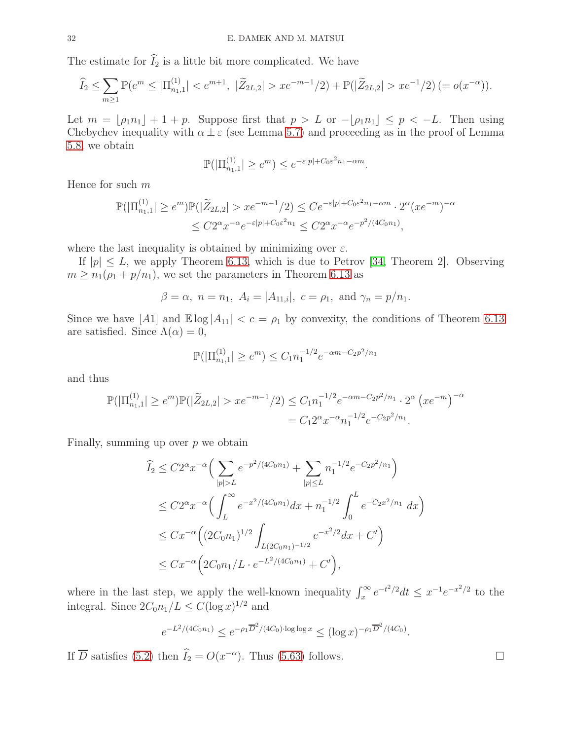The estimate for $\widehat{I}_2$ is a little bit more complicated. We have

$$\widehat{I}_2 \le \sum_{m\ge 1} \mathbb{P}(e^m \le |\Pi^{(1)}_{n_1,1}| < e^{m+1},\ |\widetilde{Z}_{2L,2}| > xe^{-m-1}/2) + \mathbb{P}(|\widetilde{Z}_{2L,2}| > xe^{-1}/2)\ (= o(x^{-\alpha})).$$

Let $m = \lfloor \rho_1 n_1 \rfloor + 1 + p$. Suppose first that $p > L$ or $-\lfloor \rho_1 n_1 \rfloor \le p < -L$. Then using Chebychev inequality with $\alpha \pm \varepsilon$ (see Lemma 5.7) and proceeding as in the proof of Lemma 5.8, we obtain

$$\mathbb{P}(|\Pi^{(1)}_{n_1,1}| \ge e^m) \le e^{-\varepsilon|p| + C_0\varepsilon^2 n_1 - \alpha m}.$$

Hence for such $m$

$$\begin{aligned}
\mathbb{P}(|\Pi^{(1)}_{n_1,1}| \ge e^m)\mathbb{P}(|\widetilde{Z}_{2L,2}| > xe^{-m-1}/2) &\le Ce^{-\varepsilon|p| + C_0\varepsilon^2 n_1 - \alpha m} \cdot 2^\alpha (xe^{-m})^{-\alpha} \\
&\le C2^\alpha x^{-\alpha} e^{-\varepsilon|p| + C_0\varepsilon^2 n_1} \le C2^\alpha x^{-\alpha} e^{-p^2/(4C_0 n_1)},
\end{aligned}$$

where the last inequality is obtained by minimizing over $\varepsilon$.

If $|p| \le L$, we apply Theorem 6.13, which is due to Petrov [34, Theorem 2]. Observing $m \ge n_1(\rho_1 + p/n_1)$, we set the parameters in Theorem 6.13 as

$$\beta = \alpha,\ n = n_1,\ A_i = |A_{11,i}|,\ c = \rho_1,\ \text{and}\ \gamma_n = p/n_1.$$

Since we have $[A1]$ and $\mathbb{E}\log|A_{11}| < c = \rho_1$ by convexity, the conditions of Theorem 6.13 are satisfied. Since $\Lambda(\alpha) = 0$,

$$\mathbb{P}(|\Pi^{(1)}_{n_1,1}| \ge e^m) \le C_1 n_1^{-1/2} e^{-\alpha m - C_2 p^2/n_1}$$

and thus

$$\begin{aligned}
\mathbb{P}(|\Pi^{(1)}_{n_1,1}| \ge e^m)\mathbb{P}(|\widetilde{Z}_{2L,2}| > xe^{-m-1}/2) &\le C_1 n_1^{-1/2} e^{-\alpha m - C_2 p^2/n_1} \cdot 2^\alpha \left(xe^{-m}\right)^{-\alpha} \\
&= C_1 2^\alpha x^{-\alpha} n_1^{-1/2} e^{-C_2 p^2/n_1}.
\end{aligned}$$

Finally, summing up over $p$ we obtain

$$\begin{aligned}
\widehat{I}_2 &\le C2^\alpha x^{-\alpha}\Big( \sum_{|p|>L} e^{-p^2/(4C_0 n_1)} + \sum_{|p|\le L} n_1^{-1/2} e^{-C_2 p^2/n_1} \Big) \\
&\le C2^\alpha x^{-\alpha}\Big( \int_L^\infty e^{-x^2/(4C_0 n_1)} dx + n_1^{-1/2} \int_0^L e^{-C_2 x^2/n_1}\, dx \Big) \\
&\le Cx^{-\alpha}\Big( (2C_0 n_1)^{1/2} \int_{L(2C_0 n_1)^{-1/2}} e^{-x^2/2} dx + C' \Big) \\
&\le Cx^{-\alpha}\Big( 2C_0 n_1/L \cdot e^{-L^2/(4C_0 n_1)} + C' \Big),
\end{aligned}$$

where in the last step, we apply the well-known inequality $\int_x^\infty e^{-t^2/2} dt \le x^{-1} e^{-x^2/2}$ to the integral. Since $2C_0 n_1/L \le C(\log x)^{1/2}$ and

$$e^{-L^2/(4C_0 n_1)} \le e^{-\rho_1 \overline{D}^2/(4C_0)\cdot \log\log x} \le (\log x)^{-\rho_1 \overline{D}^2/(4C_0)}.$$

If $\overline{D}$ satisfies (5.2) then $\widehat{I}_2 = O(x^{-\alpha})$. Thus (5.63) follows. $\square$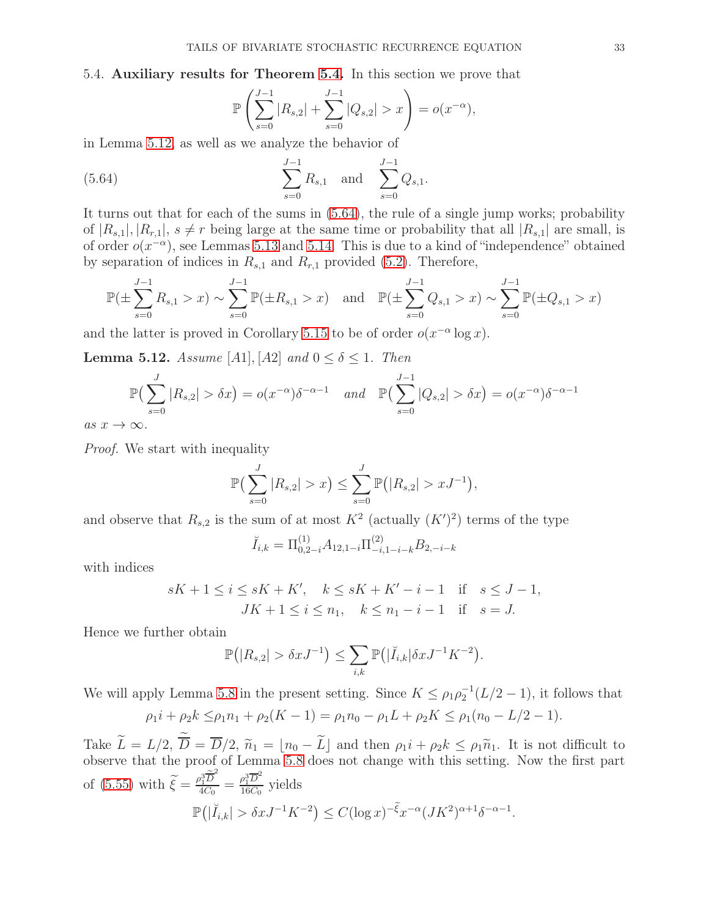5.4. **Auxiliary results for Theorem 5.4.** In this section we prove that

$$\mathbb{P}\left(\sum_{s=0}^{J-1}|R_{s,2}| + \sum_{s=0}^{J-1}|Q_{s,2}| > x\right) = o(x^{-\alpha}),$$

in Lemma 5.12, as well as we analyze the behavior of

$$\sum_{s=0}^{J-1} R_{s,1} \quad \text{and} \quad \sum_{s=0}^{J-1} Q_{s,1}. \tag{5.64}$$

It turns out that for each of the sums in (5.64), the rule of a single jump works; probability of $|R_{s,1}|, |R_{r,1}|$, $s \neq r$ being large at the same time or probability that all $|R_{s,1}|$ are small, is of order $o(x^{-\alpha})$, see Lemmas 5.13 and 5.14. This is due to a kind of "independence" obtained by separation of indices in $R_{s,1}$ and $R_{r,1}$ provided (5.2). Therefore,

$$\mathbb{P}(\pm\sum_{s=0}^{J-1} R_{s,1} > x) \sim \sum_{s=0}^{J-1}\mathbb{P}(\pm R_{s,1} > x) \quad \text{and} \quad \mathbb{P}(\pm\sum_{s=0}^{J-1} Q_{s,1} > x) \sim \sum_{s=0}^{J-1}\mathbb{P}(\pm Q_{s,1} > x)$$

and the latter is proved in Corollary 5.15 to be of order $o(x^{-\alpha}\log x)$.

**Lemma 5.12.** *Assume [A1], [A2] and $0 \le \delta \le 1$. Then*

$$\mathbb{P}\big(\sum_{s=0}^{J}|R_{s,2}| > \delta x\big) = o(x^{-\alpha})\delta^{-\alpha-1} \quad \text{and} \quad \mathbb{P}\big(\sum_{s=0}^{J-1}|Q_{s,2}| > \delta x\big) = o(x^{-\alpha})\delta^{-\alpha-1}$$

*as $x \to \infty$.*

*Proof.* We start with inequality

$$\mathbb{P}\big(\sum_{s=0}^{J}|R_{s,2}| > x\big) \le \sum_{s=0}^{J}\mathbb{P}\big(|R_{s,2}| > xJ^{-1}\big),$$

and observe that $R_{s,2}$ is the sum of at most $K^2$ (actually $(K')^2$) terms of the type

$$\breve{I}_{i,k} = \Pi^{(1)}_{0,2-i}A_{12,1-i}\Pi^{(2)}_{-i,1-i-k}B_{2,-i-k}$$

with indices

$$\begin{aligned} sK+1 \le i \le sK+K', \quad k \le sK+K'-i-1 \quad \text{if} \quad s \le J-1,\\ JK+1 \le i \le n_1, \quad k \le n_1-i-1 \quad \text{if} \quad s = J. \end{aligned}$$

Hence we further obtain

$$\mathbb{P}\big(|R_{s,2}| > \delta xJ^{-1}\big) \le \sum_{i,k}\mathbb{P}\big(|\breve{I}_{i,k}|\delta xJ^{-1}K^{-2}\big).$$

We will apply Lemma 5.8 in the present setting. Since $K \le \rho_1\rho_2^{-1}(L/2-1)$, it follows that

$$\rho_1 i + \rho_2 k \le \rho_1 n_1 + \rho_2(K-1) = \rho_1 n_0 - \rho_1 L + \rho_2 K \le \rho_1(n_0 - L/2 - 1).$$

Take $\widetilde{L} = L/2$, $\widetilde{\overline{D}} = \overline{D}/2$, $\widetilde{n}_1 = \lfloor n_0 - \widetilde{L}\rfloor$ and then $\rho_1 i + \rho_2 k \le \rho_1\widetilde{n}_1$. It is not difficult to observe that the proof of Lemma 5.8 does not change with this setting. Now the first part of (5.55) with $\widetilde{\xi} = \frac{\rho_1^3\widetilde{\overline{D}}^2}{4C_0} = \frac{\rho_1^3\overline{D}^2}{16C_0}$ yields

$$\mathbb{P}\big(|\breve{I}_{i,k}| > \delta xJ^{-1}K^{-2}\big) \le C(\log x)^{-\widetilde{\xi}}x^{-\alpha}(JK^2)^{\alpha+1}\delta^{-\alpha-1}.$$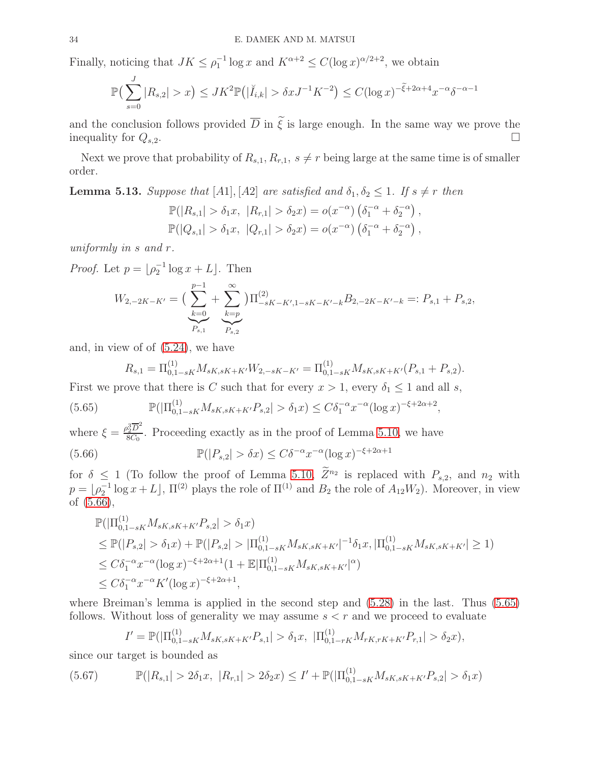Finally, noticing that $JK \le \rho_1^{-1}\log x$ and $K^{\alpha+2} \le C(\log x)^{\alpha/2+2}$, we obtain

$$\mathbb{P}\big(\sum_{s=0}^{J} |R_{s,2}| > x\big) \le JK^2 \mathbb{P}\big(|\breve{I}_{i,k}| > \delta x J^{-1} K^{-2}\big) \le C(\log x)^{-\widetilde{\xi}+2\alpha+4} x^{-\alpha} \delta^{-\alpha-1}$$

and the conclusion follows provided $\overline{D}$ in $\widetilde{\xi}$ is large enough. In the same way we prove the inequality for $Q_{s,2}$. □

Next we prove that probability of $R_{s,1}, R_{r,1}$, $s \ne r$ being large at the same time is of smaller order.

**Lemma 5.13.** *Suppose that* $[A1],[A2]$ *are satisfied and* $\delta_1, \delta_2 \le 1$. *If* $s \ne r$ *then*

$$\mathbb{P}(|R_{s,1}| > \delta_1 x,\ |R_{r,1}| > \delta_2 x) = o(x^{-\alpha})\left(\delta_1^{-\alpha} + \delta_2^{-\alpha}\right),$$
$$\mathbb{P}(|Q_{s,1}| > \delta_1 x,\ |Q_{r,1}| > \delta_2 x) = o(x^{-\alpha})\left(\delta_1^{-\alpha} + \delta_2^{-\alpha}\right),$$

*uniformly in* $s$ *and* $r$.

*Proof.* Let $p = \lfloor \rho_2^{-1} \log x + L \rfloor$. Then

$$W_{2,-2K-K'} = \Big(\underbrace{\sum_{k=0}^{p-1}}_{P_{s,1}} + \underbrace{\sum_{k=p}^{\infty}}_{P_{s,2}}\Big)\Pi^{(2)}_{-sK-K',1-sK-K'-k} B_{2,-2K-K'-k} =: P_{s,1} + P_{s,2},$$

and, in view of of (5.24), we have

$$R_{s,1} = \Pi^{(1)}_{0,1-sK} M_{sK,sK+K'} W_{2,-sK-K'} = \Pi^{(1)}_{0,1-sK} M_{sK,sK+K'}(P_{s,1} + P_{s,2}).$$

First we prove that there is $C$ such that for every $x > 1$, every $\delta_1 \le 1$ and all $s$,

$$\mathbb{P}(|\Pi^{(1)}_{0,1-sK} M_{sK,sK+K'} P_{s,2}| > \delta_1 x) \le C\delta_1^{-\alpha} x^{-\alpha} (\log x)^{-\xi+2\alpha+2}, \tag{5.65}$$

where $\xi = \frac{\rho_2^3 \overline{D}^2}{8C_0}$. Proceeding exactly as in the proof of Lemma 5.10, we have

$$\mathbb{P}(|P_{s,2}| > \delta x) \le C\delta^{-\alpha} x^{-\alpha} (\log x)^{-\xi+2\alpha+1} \tag{5.66}$$

for $\delta \le 1$ (To follow the proof of Lemma 5.10, $\widetilde{Z}^{n_2}$ is replaced with $P_{s,2}$, and $n_2$ with $p = \lfloor \rho_2^{-1} \log x + L \rfloor$, $\Pi^{(2)}$ plays the role of $\Pi^{(1)}$ and $B_2$ the role of $A_{12}W_2$). Moreover, in view of (5.66),

$$\begin{aligned}
&\mathbb{P}(|\Pi^{(1)}_{0,1-sK} M_{sK,sK+K'} P_{s,2}| > \delta_1 x) \\
&\le \mathbb{P}(|P_{s,2}| > \delta_1 x) + \mathbb{P}(|P_{s,2}| > |\Pi^{(1)}_{0,1-sK} M_{sK,sK+K'}|^{-1} \delta_1 x, |\Pi^{(1)}_{0,1-sK} M_{sK,sK+K'}| \ge 1) \\
&\le C\delta_1^{-\alpha} x^{-\alpha} (\log x)^{-\xi+2\alpha+1} (1 + \mathbb{E}|\Pi^{(1)}_{0,1-sK} M_{sK,sK+K'}|^{\alpha}) \\
&\le C\delta_1^{-\alpha} x^{-\alpha} K' (\log x)^{-\xi+2\alpha+1},
\end{aligned}$$

where Breiman's lemma is applied in the second step and (5.28) in the last. Thus (5.65) follows. Without loss of generality we may assume $s < r$ and we proceed to evaluate

$$I' = \mathbb{P}(|\Pi^{(1)}_{0,1-sK} M_{sK,sK+K'} P_{s,1}| > \delta_1 x,\ |\Pi^{(1)}_{0,1-rK} M_{rK,rK+K'} P_{r,1}| > \delta_2 x),$$

since our target is bounded as

$$\mathbb{P}(|R_{s,1}| > 2\delta_1 x,\ |R_{r,1}| > 2\delta_2 x) \le I' + \mathbb{P}(|\Pi^{(1)}_{0,1-sK} M_{sK,sK+K'} P_{s,2}| > \delta_1 x) \tag{5.67}$$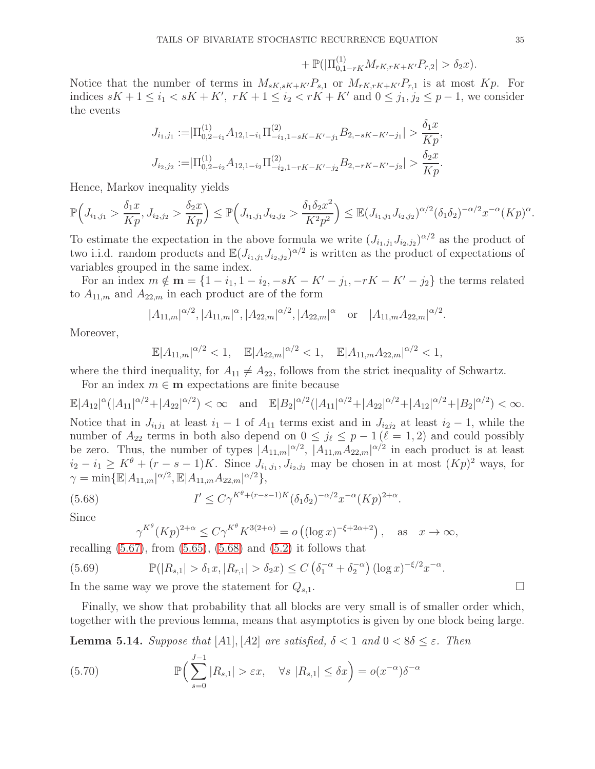$$+\, \mathbb{P}(|\Pi^{(1)}_{0,1-rK} M_{rK,rK+K'} P_{r,2}| > \delta_2 x).$$

Notice that the number of terms in $M_{sK,sK+K'}P_{s,1}$ or $M_{rK,rK+K'}P_{r,1}$ is at most $Kp$. For indices $sK+1 \le i_1 < sK+K'$, $rK+1 \le i_2 < rK+K'$ and $0 \le j_1, j_2 \le p-1$, we consider the events

$$J_{i_1,j_1} := |\Pi^{(1)}_{0,2-i_1} A_{12,1-i_1} \Pi^{(2)}_{-i_1,1-sK-K'-j_1} B_{2,-sK-K'-j_1}| > \frac{\delta_1 x}{Kp},$$

$$J_{i_2,j_2} := |\Pi^{(1)}_{0,2-i_2} A_{12,1-i_2} \Pi^{(2)}_{-i_2,1-rK-K'-j_2} B_{2,-rK-K'-j_2}| > \frac{\delta_2 x}{Kp}.$$

Hence, Markov inequality yields

$$\mathbb{P}\Big(J_{i_1,j_1} > \frac{\delta_1 x}{Kp}, J_{i_2,j_2} > \frac{\delta_2 x}{Kp}\Big) \le \mathbb{P}\Big(J_{i_1,j_1} J_{i_2,j_2} > \frac{\delta_1\delta_2 x^2}{K^2p^2}\Big) \le \mathbb{E}(J_{i_1,j_1} J_{i_2,j_2})^{\alpha/2} (\delta_1\delta_2)^{-\alpha/2} x^{-\alpha} (Kp)^{\alpha}.$$

To estimate the expectation in the above formula we write $(J_{i_1,j_1} J_{i_2,j_2})^{\alpha/2}$ as the product of two i.i.d. random products and $\mathbb{E}(J_{i_1,j_1} J_{i_2,j_2})^{\alpha/2}$ is written as the product of expectations of variables grouped in the same index.

For an index $m \notin \mathbf{m} = \{1-i_1, 1-i_2, -sK-K'-j_1, -rK-K'-j_2\}$ the terms related to $A_{11,m}$ and $A_{22,m}$ in each product are of the form

$$|A_{11,m}|^{\alpha/2}, |A_{11,m}|^{\alpha}, |A_{22,m}|^{\alpha/2}, |A_{22,m}|^{\alpha} \quad \text{or} \quad |A_{11,m}A_{22,m}|^{\alpha/2}.$$

Moreover,

$$\mathbb{E}|A_{11,m}|^{\alpha/2} < 1, \quad \mathbb{E}|A_{22,m}|^{\alpha/2} < 1, \quad \mathbb{E}|A_{11,m}A_{22,m}|^{\alpha/2} < 1,$$

where the third inequality, for $A_{11} \neq A_{22}$, follows from the strict inequality of Schwartz.

For an index $m \in \mathbf{m}$ expectations are finite because

$$\mathbb{E}|A_{12}|^{\alpha}(|A_{11}|^{\alpha/2} + |A_{22}|^{\alpha/2}) < \infty \quad \text{and} \quad \mathbb{E}|B_2|^{\alpha/2}(|A_{11}|^{\alpha/2} + |A_{22}|^{\alpha/2} + |A_{12}|^{\alpha/2} + |B_2|^{\alpha/2}) < \infty.$$

Notice that in $J_{i_1j_1}$ at least $i_1 - 1$ of $A_{11}$ terms exist and in $J_{i_2j_2}$ at least $i_2 - 1$, while the number of $A_{22}$ terms in both also depend on $0 \le j_\ell \le p-1$ ($\ell = 1,2$) and could possibly be zero. Thus, the number of types $|A_{11,m}|^{\alpha/2}$, $|A_{11,m}A_{22,m}|^{\alpha/2}$ in each product is at least $i_2 - i_1 \ge K^\theta + (r-s-1)K$. Since $J_{i_1,j_1}, J_{i_2,j_2}$ may be chosen in at most $(Kp)^2$ ways, for $\gamma = \min\{\mathbb{E}|A_{11,m}|^{\alpha/2}, \mathbb{E}|A_{11,m}A_{22,m}|^{\alpha/2}\}$,

$$I' \le C\gamma^{K^\theta + (r-s-1)K} (\delta_1\delta_2)^{-\alpha/2} x^{-\alpha} (Kp)^{2+\alpha}. \tag{5.68}$$

Since

$$\gamma^{K^\theta}(Kp)^{2+\alpha} \le C\gamma^{K^\theta} K^{3(2+\alpha)} = o\left((\log x)^{-\xi+2\alpha+2}\right), \quad \text{as} \quad x \to \infty,$$

recalling (5.67), from (5.65), (5.68) and (5.2) it follows that

$$\mathbb{P}(|R_{s,1}| > \delta_1 x, |R_{r,1}| > \delta_2 x) \le C\left(\delta_1^{-\alpha} + \delta_2^{-\alpha}\right) (\log x)^{-\xi/2} x^{-\alpha}. \tag{5.69}$$

In the same way we prove the statement for $Q_{s,1}$. $\square$

Finally, we show that probability that all blocks are very small is of smaller order which, together with the previous lemma, means that asymptotics is given by one block being large.

**Lemma 5.14.** *Suppose that* [A1], [A2] *are satisfied,* $\delta < 1$ *and* $0 < 8\delta \le \varepsilon$. *Then*

$$\mathbb{P}\Big(\sum_{s=0}^{J-1} |R_{s,1}| > \varepsilon x, \quad \forall s \; |R_{s,1}| \le \delta x\Big) = o(x^{-\alpha})\delta^{-\alpha} \tag{5.70}$$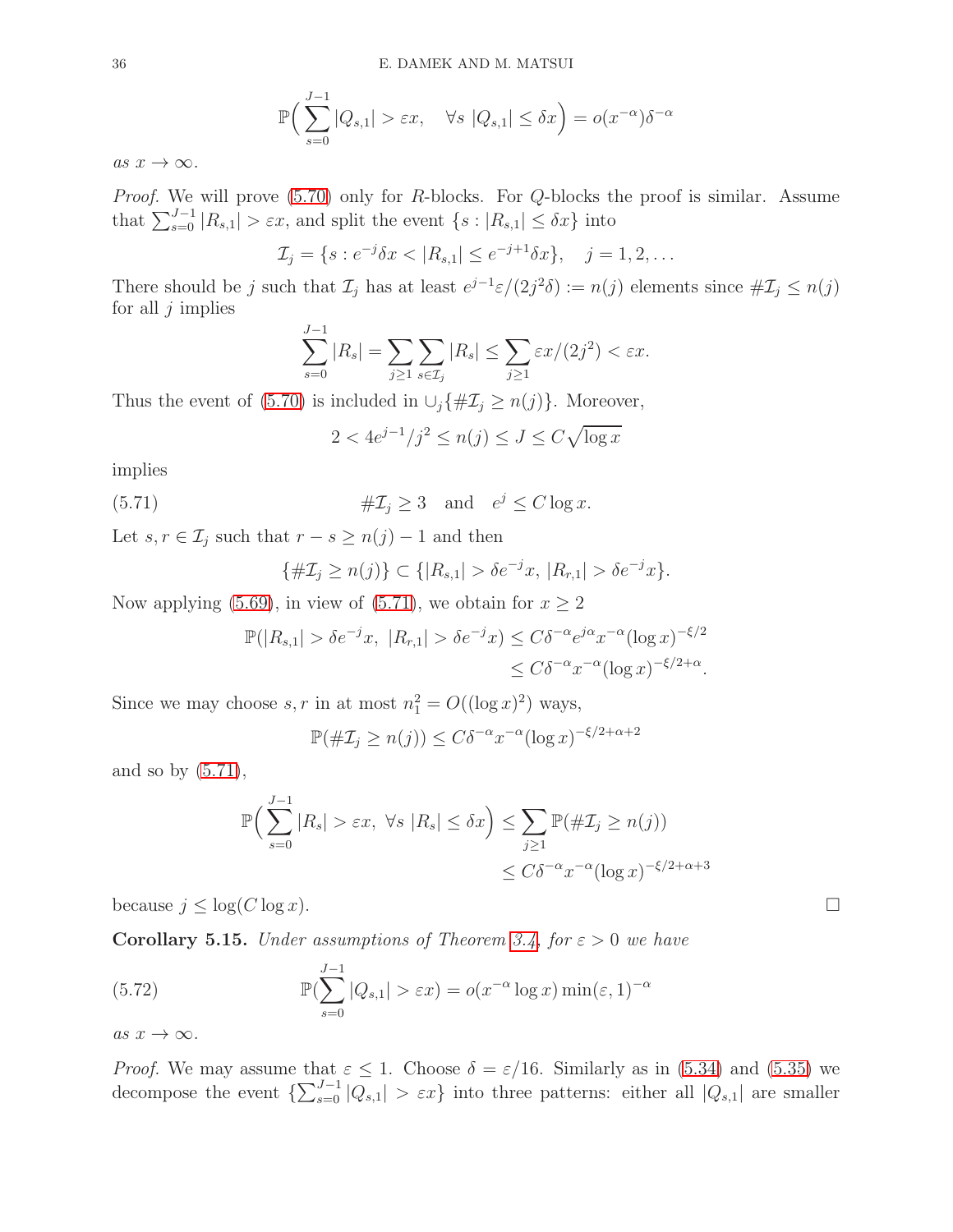$$\mathbb{P}\Big(\sum_{s=0}^{J-1}|Q_{s,1}|>\varepsilon x,\quad \forall s\ |Q_{s,1}|\le \delta x\Big)=o(x^{-\alpha})\delta^{-\alpha}$$

*as* $x\to\infty$*.*

*Proof.* We will prove (5.70) only for $R$-blocks. For $Q$-blocks the proof is similar. Assume that $\sum_{s=0}^{J-1}|R_{s,1}|>\varepsilon x$, and split the event $\{s:|R_{s,1}|\le\delta x\}$ into

$$\mathcal{I}_j=\{s:e^{-j}\delta x<|R_{s,1}|\le e^{-j+1}\delta x\},\quad j=1,2,\dots$$

There should be $j$ such that $\mathcal{I}_j$ has at least $e^{j-1}\varepsilon/(2j^2\delta):=n(j)$ elements since $\#\mathcal{I}_j\le n(j)$ for all $j$ implies

$$\sum_{s=0}^{J-1}|R_s|=\sum_{j\ge1}\sum_{s\in\mathcal{I}_j}|R_s|\le\sum_{j\ge1}\varepsilon x/(2j^2)<\varepsilon x.$$

Thus the event of (5.70) is included in $\cup_j\{\#\mathcal{I}_j\ge n(j)\}$. Moreover,

$$2<4e^{j-1}/j^2\le n(j)\le J\le C\sqrt{\log x}$$

implies

$$\#\mathcal{I}_j\ge 3\quad\text{and}\quad e^j\le C\log x. \tag{5.71}$$

Let $s,r\in\mathcal{I}_j$ such that $r-s\ge n(j)-1$ and then

$$\{\#\mathcal{I}_j\ge n(j)\}\subset\{|R_{s,1}|>\delta e^{-j}x,\ |R_{r,1}|>\delta e^{-j}x\}.$$

Now applying (5.69), in view of (5.71), we obtain for $x\ge 2$

$$\begin{aligned}\mathbb{P}(|R_{s,1}|>\delta e^{-j}x,\ |R_{r,1}|>\delta e^{-j}x)&\le C\delta^{-\alpha}e^{j\alpha}x^{-\alpha}(\log x)^{-\xi/2}\\&\le C\delta^{-\alpha}x^{-\alpha}(\log x)^{-\xi/2+\alpha}.\end{aligned}$$

Since we may choose $s,r$ in at most $n_1^2=O((\log x)^2)$ ways,

$$\mathbb{P}(\#\mathcal{I}_j\ge n(j))\le C\delta^{-\alpha}x^{-\alpha}(\log x)^{-\xi/2+\alpha+2}$$

and so by (5.71),

$$\begin{aligned}\mathbb{P}\Big(\sum_{s=0}^{J-1}|R_s|>\varepsilon x,\ \forall s\ |R_s|\le\delta x\Big)&\le\sum_{j\ge1}\mathbb{P}(\#\mathcal{I}_j\ge n(j))\\&\le C\delta^{-\alpha}x^{-\alpha}(\log x)^{-\xi/2+\alpha+3}\end{aligned}$$

because $j\le\log(C\log x)$. $\square$

**Corollary 5.15.** *Under assumptions of Theorem 3.4, for* $\varepsilon>0$ *we have*

$$\mathbb{P}\Big(\sum_{s=0}^{J-1}|Q_{s,1}|>\varepsilon x\Big)=o(x^{-\alpha}\log x)\min(\varepsilon,1)^{-\alpha} \tag{5.72}$$

*as* $x\to\infty$*.*

*Proof.* We may assume that $\varepsilon\le1$. Choose $\delta=\varepsilon/16$. Similarly as in (5.34) and (5.35) we decompose the event $\{\sum_{s=0}^{J-1}|Q_{s,1}|>\varepsilon x\}$ into three patterns: either all $|Q_{s,1}|$ are smaller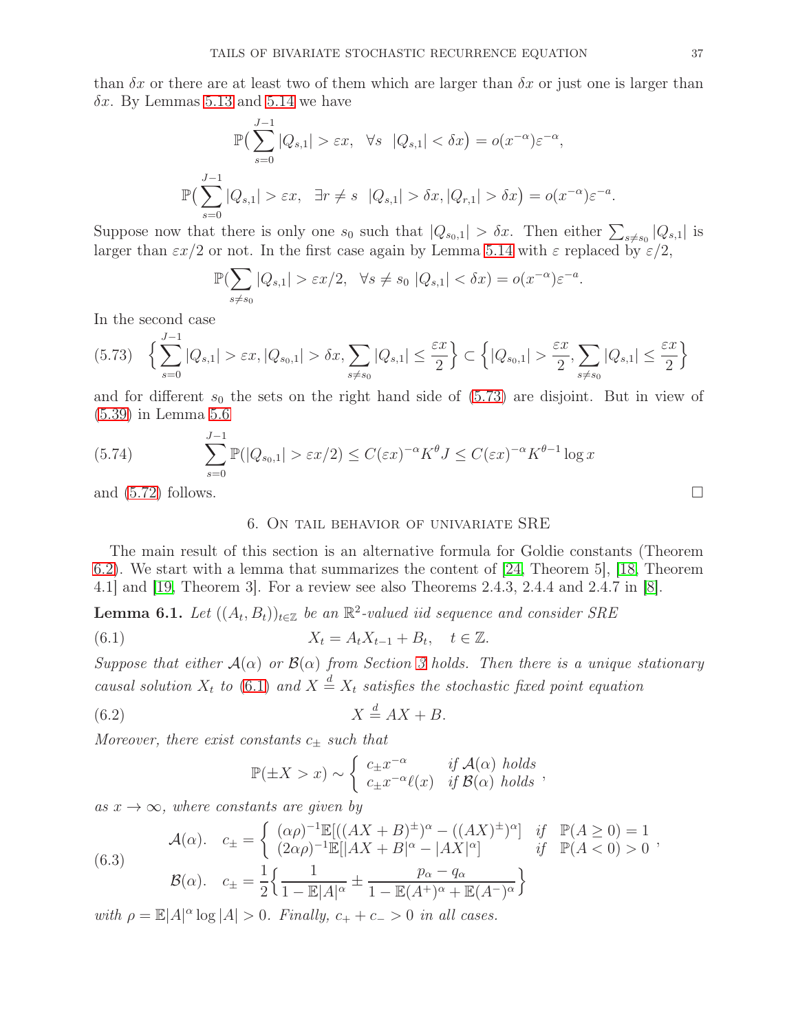than $\delta x$ or there are at least two of them which are larger than $\delta x$ or just one is larger than $\delta x$. By Lemmas 5.13 and 5.14 we have

$$\mathbb{P}\big(\sum_{s=0}^{J-1}|Q_{s,1}|>\varepsilon x,\ \ \forall s\ \ |Q_{s,1}|<\delta x\big)=o(x^{-\alpha})\varepsilon^{-\alpha},$$

$$\mathbb{P}\big(\sum_{s=0}^{J-1}|Q_{s,1}|>\varepsilon x,\ \ \exists r\neq s\ \ |Q_{s,1}|>\delta x,|Q_{r,1}|>\delta x\big)=o(x^{-\alpha})\varepsilon^{-a}.$$

Suppose now that there is only one $s_0$ such that $|Q_{s_0,1}|>\delta x$. Then either $\sum_{s\neq s_0}|Q_{s,1}|$ is larger than $\varepsilon x/2$ or not. In the first case again by Lemma 5.14 with $\varepsilon$ replaced by $\varepsilon/2$,

$$\mathbb{P}(\sum_{s\neq s_0}|Q_{s,1}|>\varepsilon x/2,\ \ \forall s\neq s_0\ |Q_{s,1}|<\delta x)=o(x^{-\alpha})\varepsilon^{-a}.$$

In the second case

$$\Big\{\sum_{s=0}^{J-1}|Q_{s,1}|>\varepsilon x,|Q_{s_0,1}|>\delta x,\sum_{s\neq s_0}|Q_{s,1}|\le\frac{\varepsilon x}{2}\Big\}\subset\Big\{|Q_{s_0,1}|>\frac{\varepsilon x}{2},\sum_{s\neq s_0}|Q_{s,1}|\le\frac{\varepsilon x}{2}\Big\}\tag{5.73}$$

and for different $s_0$ the sets on the right hand side of (5.73) are disjoint. But in view of (5.39) in Lemma 5.6

$$\sum_{s=0}^{J-1}\mathbb{P}(|Q_{s_0,1}|>\varepsilon x/2)\le C(\varepsilon x)^{-\alpha}K^{\theta}J\le C(\varepsilon x)^{-\alpha}K^{\theta-1}\log x\tag{5.74}$$

and (5.72) follows. $\square$

## 6. On tail behavior of univariate SRE

The main result of this section is an alternative formula for Goldie constants (Theorem 6.2). We start with a lemma that summarizes the content of [24, Theorem 5], [18, Theorem 4.1] and [19, Theorem 3]. For a review see also Theorems 2.4.3, 2.4.4 and 2.4.7 in [8].

**Lemma 6.1.** *Let $((A_t,B_t))_{t\in\mathbb{Z}}$ be an $\mathbb{R}^2$-valued iid sequence and consider SRE*

$$X_t=A_tX_{t-1}+B_t,\quad t\in\mathbb{Z}.\tag{6.1}$$

*Suppose that either $\mathcal{A}(\alpha)$ or $\mathcal{B}(\alpha)$ from Section 3 holds. Then there is a unique stationary causal solution $X_t$ to (6.1) and $X\overset{d}{=}X_t$ satisfies the stochastic fixed point equation*

$$X\overset{d}{=}AX+B.\tag{6.2}$$

*Moreover, there exist constants $c_\pm$ such that*

$$\mathbb{P}(\pm X>x)\sim\begin{cases}c_\pm x^{-\alpha} & \text{if } \mathcal{A}(\alpha) \text{ holds}\\ c_\pm x^{-\alpha}\ell(x) & \text{if } \mathcal{B}(\alpha) \text{ holds}\end{cases},$$

*as $x\to\infty$, where constants are given by*

$$\begin{aligned}&\mathcal{A}(\alpha).\quad c_\pm=\begin{cases}(\alpha\rho)^{-1}\mathbb{E}[((AX+B)^\pm)^\alpha-((AX)^\pm)^\alpha] & \text{if}\ \ \mathbb{P}(A\ge 0)=1\\ (2\alpha\rho)^{-1}\mathbb{E}[|AX+B|^\alpha-|AX|^\alpha] & \text{if}\ \ \mathbb{P}(A<0)>0\end{cases},\\ &\mathcal{B}(\alpha).\quad c_\pm=\frac{1}{2}\Big\{\frac{1}{1-\mathbb{E}|A|^\alpha}\pm\frac{p_\alpha-q_\alpha}{1-\mathbb{E}(A^+)^\alpha+\mathbb{E}(A^-)^\alpha}\Big\}\end{aligned}\tag{6.3}$$

*with $\rho=\mathbb{E}|A|^\alpha\log|A|>0$. Finally, $c_++c_->0$ in all cases.*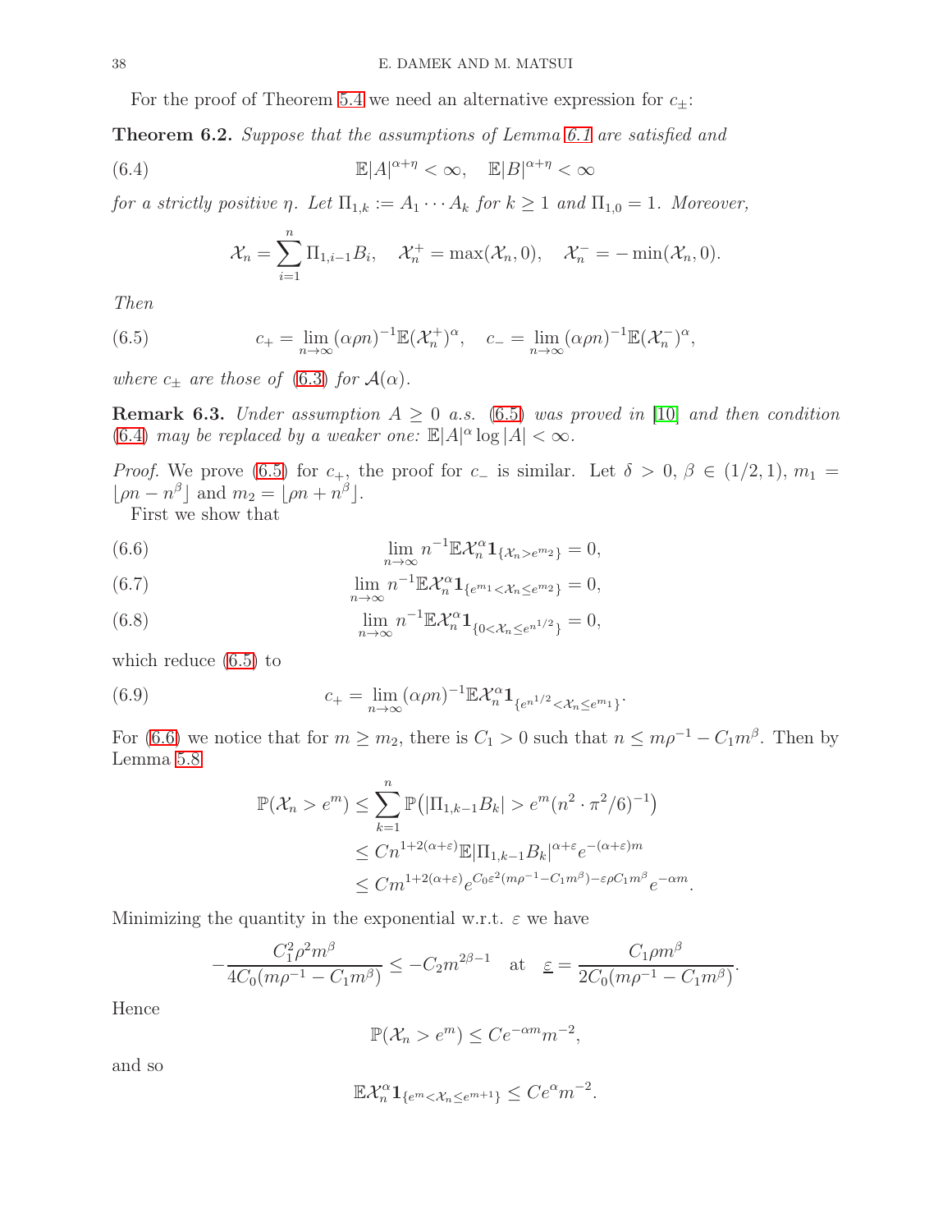For the proof of Theorem 5.4 we need an alternative expression for $c_\pm$:

**Theorem 6.2.** *Suppose that the assumptions of Lemma 6.1 are satisfied and*

$$\mathbb{E}|A|^{\alpha+\eta} < \infty, \quad \mathbb{E}|B|^{\alpha+\eta} < \infty \tag{6.4}$$

*for a strictly positive $\eta$. Let $\Pi_{1,k} := A_1 \cdots A_k$ for $k \geq 1$ and $\Pi_{1,0} = 1$. Moreover,*

$$\mathcal{X}_n = \sum_{i=1}^{n} \Pi_{1,i-1} B_i, \quad \mathcal{X}_n^+ = \max(\mathcal{X}_n, 0), \quad \mathcal{X}_n^- = -\min(\mathcal{X}_n, 0).$$

*Then*

$$c_+ = \lim_{n\to\infty} (\alpha\rho n)^{-1} \mathbb{E}(\mathcal{X}_n^+)^\alpha, \quad c_- = \lim_{n\to\infty} (\alpha\rho n)^{-1} \mathbb{E}(\mathcal{X}_n^-)^\alpha, \tag{6.5}$$

*where $c_\pm$ are those of (6.3) for $\mathcal{A}(\alpha)$.*

**Remark 6.3.** *Under assumption $A \geq 0$ a.s. (6.5) was proved in [10] and then condition (6.4) may be replaced by a weaker one: $\mathbb{E}|A|^\alpha \log|A| < \infty$.*

*Proof.* We prove (6.5) for $c_+$, the proof for $c_-$ is similar. Let $\delta > 0$, $\beta \in (1/2, 1)$, $m_1 = \lfloor \rho n - n^\beta \rfloor$ and $m_2 = \lfloor \rho n + n^\beta \rfloor$.

First we show that

$$\lim_{n\to\infty} n^{-1} \mathbb{E}\mathcal{X}_n^\alpha \mathbf{1}_{\{\mathcal{X}_n > e^{m_2}\}} = 0, \tag{6.6}$$

$$\lim_{n\to\infty} n^{-1} \mathbb{E}\mathcal{X}_n^\alpha \mathbf{1}_{\{e^{m_1} < \mathcal{X}_n \leq e^{m_2}\}} = 0, \tag{6.7}$$

$$\lim_{n\to\infty} n^{-1} \mathbb{E}\mathcal{X}_n^\alpha \mathbf{1}_{\{0 < \mathcal{X}_n \leq e^{n^{1/2}}\}} = 0, \tag{6.8}$$

which reduce (6.5) to

$$c_+ = \lim_{n\to\infty} (\alpha\rho n)^{-1} \mathbb{E}\mathcal{X}_n^\alpha \mathbf{1}_{\{e^{n^{1/2}} < \mathcal{X}_n \leq e^{m_1}\}}. \tag{6.9}$$

For (6.6) we notice that for $m \geq m_2$, there is $C_1 > 0$ such that $n \leq m\rho^{-1} - C_1 m^\beta$. Then by Lemma 5.8

$$\begin{aligned}
\mathbb{P}(\mathcal{X}_n > e^m) &\leq \sum_{k=1}^{n} \mathbb{P}\big(|\Pi_{1,k-1}B_k| > e^m (n^2 \cdot \pi^2/6)^{-1}\big) \\
&\leq C n^{1+2(\alpha+\varepsilon)} \mathbb{E}|\Pi_{1,k-1}B_k|^{\alpha+\varepsilon} e^{-(\alpha+\varepsilon)m} \\
&\leq C m^{1+2(\alpha+\varepsilon)} e^{C_0 \varepsilon^2 (m\rho^{-1} - C_1 m^\beta) - \varepsilon\rho C_1 m^\beta} e^{-\alpha m}.
\end{aligned}$$

Minimizing the quantity in the exponential w.r.t. $\varepsilon$ we have

$$-\frac{C_1^2 \rho^2 m^\beta}{4C_0(m\rho^{-1} - C_1 m^\beta)} \leq -C_2 m^{2\beta-1} \quad \text{at} \quad \underline{\varepsilon} = \frac{C_1 \rho m^\beta}{2C_0(m\rho^{-1} - C_1 m^\beta)}.$$

Hence

$$\mathbb{P}(\mathcal{X}_n > e^m) \leq C e^{-\alpha m} m^{-2},$$

and so

$$\mathbb{E}\mathcal{X}_n^\alpha \mathbf{1}_{\{e^m < \mathcal{X}_n \leq e^{m+1}\}} \leq C e^\alpha m^{-2}.$$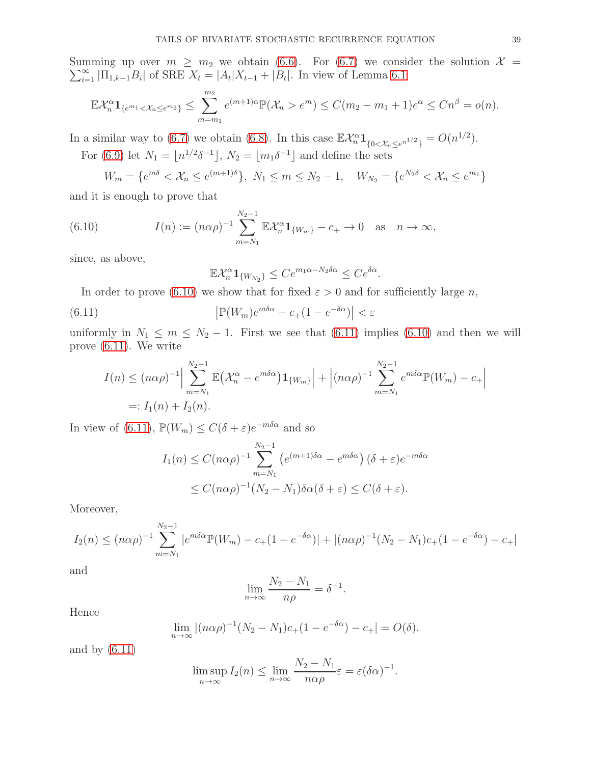Summing up over $m \ge m_2$ we obtain (6.6). For (6.7) we consider the solution $\mathcal{X} = \sum_{i=1}^{\infty} |\Pi_{1,k-1} B_i|$ of SRE $X_t = |A_t| X_{t-1} + |B_t|$. In view of Lemma 6.1

$$\mathbb{E}\mathcal{X}_n^\alpha \mathbf{1}_{\{e^{m_1} < \mathcal{X}_n \le e^{m_2}\}} \le \sum_{m=m_1}^{m_2} e^{(m+1)\alpha} \mathbb{P}(\mathcal{X}_n > e^m) \le C(m_2 - m_1 + 1) e^\alpha \le C n^\beta = o(n).$$

In a similar way to (6.7) we obtain (6.8). In this case $\mathbb{E}\mathcal{X}_n^\alpha \mathbf{1}_{\{0 < \mathcal{X}_n \le e^{n^{1/2}}\}} = O(n^{1/2})$.

For (6.9) let $N_1 = \lfloor n^{1/2} \delta^{-1} \rfloor$, $N_2 = \lfloor m_1 \delta^{-1} \rfloor$ and define the sets

$$W_m = \{e^{m\delta} < \mathcal{X}_n \le e^{(m+1)\delta}\},\ N_1 \le m \le N_2 - 1, \quad W_{N_2} = \{e^{N_2 \delta} < \mathcal{X}_n \le e^{m_1}\}$$

and it is enough to prove that

$$I(n) := (n\alpha\rho)^{-1} \sum_{m=N_1}^{N_2 - 1} \mathbb{E}\mathcal{X}_n^\alpha \mathbf{1}_{\{W_m\}} - c_+ \to 0 \quad \text{as} \quad n \to \infty, \tag{6.10}$$

since, as above,

$$\mathbb{E}\mathcal{X}_n^\alpha \mathbf{1}_{\{W_{N_2}\}} \le C e^{m_1 \alpha - N_2 \delta \alpha} \le C e^{\delta\alpha}.$$

In order to prove (6.10) we show that for fixed $\varepsilon > 0$ and for sufficiently large $n$,

$$\left| \mathbb{P}(W_m) e^{m\delta\alpha} - c_+ (1 - e^{-\delta\alpha}) \right| < \varepsilon \tag{6.11}$$

uniformly in $N_1 \le m \le N_2 - 1$. First we see that (6.11) implies (6.10) and then we will prove (6.11). We write

$$\begin{aligned} I(n) &\le (n\alpha\rho)^{-1} \Big| \sum_{m=N_1}^{N_2-1} \mathbb{E}\big(\mathcal{X}_n^\alpha - e^{m\delta\alpha}\big) \mathbf{1}_{\{W_m\}} \Big| + \Big| (n\alpha\rho)^{-1} \sum_{m=N_1}^{N_2-1} e^{m\delta\alpha} \mathbb{P}(W_m) - c_+ \Big| \\ &=: I_1(n) + I_2(n). \end{aligned}$$

In view of (6.11), $\mathbb{P}(W_m) \le C(\delta + \varepsilon) e^{-m\delta\alpha}$ and so

$$\begin{aligned} I_1(n) &\le C (n\alpha\rho)^{-1} \sum_{m=N_1}^{N_2-1} \left( e^{(m+1)\delta\alpha} - e^{m\delta\alpha} \right) (\delta + \varepsilon) e^{-m\delta\alpha} \\ &\le C (n\alpha\rho)^{-1} (N_2 - N_1) \delta\alpha (\delta + \varepsilon) \le C(\delta + \varepsilon). \end{aligned}$$

Moreover,

$$I_2(n) \le (n\alpha\rho)^{-1} \sum_{m=N_1}^{N_2-1} |e^{m\delta\alpha} \mathbb{P}(W_m) - c_+(1 - e^{-\delta\alpha})| + |(n\alpha\rho)^{-1} (N_2 - N_1) c_+ (1 - e^{-\delta\alpha}) - c_+|$$

and

$$\lim_{n\to\infty} \frac{N_2 - N_1}{n\rho} = \delta^{-1}.$$

Hence

$$\lim_{n\to\infty} |(n\alpha\rho)^{-1} (N_2 - N_1) c_+ (1 - e^{-\delta\alpha}) - c_+| = O(\delta).$$

and by (6.11)

$$\limsup_{n\to\infty} I_2(n) \le \lim_{n\to\infty} \frac{N_2 - N_1}{n\alpha\rho} \varepsilon = \varepsilon (\delta\alpha)^{-1}.$$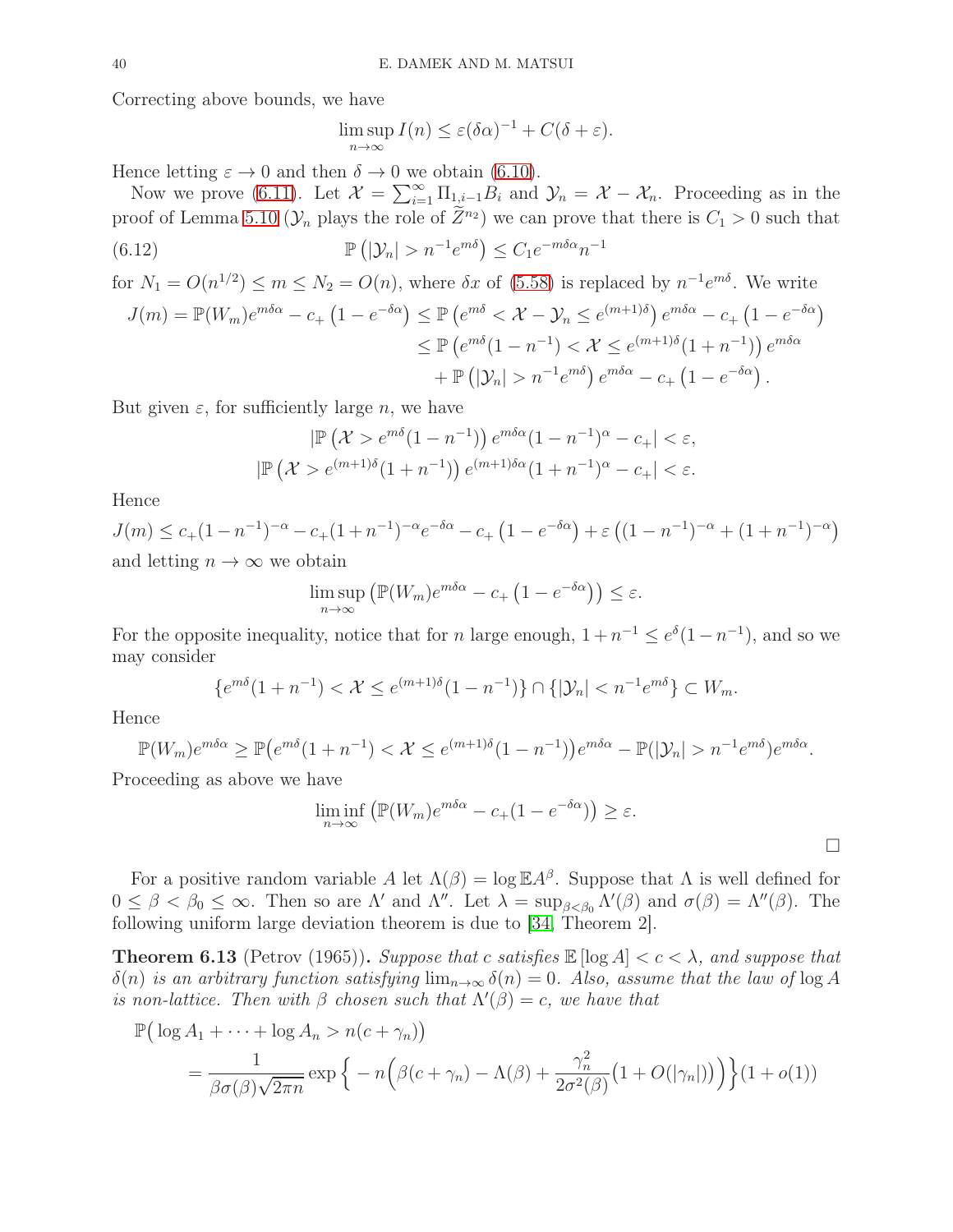Correcting above bounds, we have

$$\limsup_{n\to\infty} I(n) \le \varepsilon(\delta\alpha)^{-1} + C(\delta+\varepsilon).$$

Hence letting $\varepsilon \to 0$ and then $\delta \to 0$ we obtain (6.10).

Now we prove (6.11). Let $\mathcal{X} = \sum_{i=1}^{\infty} \Pi_{1,i-1} B_i$ and $\mathcal{Y}_n = \mathcal{X} - \mathcal{X}_n$. Proceeding as in the proof of Lemma 5.10 ($\mathcal{Y}_n$ plays the role of $\widetilde{Z}^{n_2}$) we can prove that there is $C_1 > 0$ such that

$$\mathbb{P}\left(|\mathcal{Y}_n| > n^{-1} e^{m\delta}\right) \le C_1 e^{-m\delta\alpha} n^{-1} \tag{6.12}$$

for $N_1 = O(n^{1/2}) \le m \le N_2 = O(n)$, where $\delta x$ of (5.58) is replaced by $n^{-1}e^{m\delta}$. We write

$$\begin{aligned}
J(m) = \mathbb{P}(W_m) e^{m\delta\alpha} - c_+\left(1-e^{-\delta\alpha}\right) &\le \mathbb{P}\left(e^{m\delta} < \mathcal{X} - \mathcal{Y}_n \le e^{(m+1)\delta}\right) e^{m\delta\alpha} - c_+\left(1-e^{-\delta\alpha}\right)\\
&\le \mathbb{P}\left(e^{m\delta}(1-n^{-1}) < \mathcal{X} \le e^{(m+1)\delta}(1+n^{-1})\right) e^{m\delta\alpha}\\
&\quad + \mathbb{P}\left(|\mathcal{Y}_n| > n^{-1}e^{m\delta}\right) e^{m\delta\alpha} - c_+\left(1-e^{-\delta\alpha}\right).
\end{aligned}$$

But given $\varepsilon$, for sufficiently large $n$, we have

$$\begin{aligned}
\left|\mathbb{P}\left(\mathcal{X} > e^{m\delta}(1-n^{-1})\right) e^{m\delta\alpha}(1-n^{-1})^{\alpha} - c_+\right| &< \varepsilon,\\
\left|\mathbb{P}\left(\mathcal{X} > e^{(m+1)\delta}(1+n^{-1})\right) e^{(m+1)\delta\alpha}(1+n^{-1})^{\alpha} - c_+\right| &< \varepsilon.
\end{aligned}$$

Hence

$$J(m) \le c_+(1-n^{-1})^{-\alpha} - c_+(1+n^{-1})^{-\alpha}e^{-\delta\alpha} - c_+\left(1-e^{-\delta\alpha}\right) + \varepsilon\left((1-n^{-1})^{-\alpha} + (1+n^{-1})^{-\alpha}\right)$$

and letting $n \to \infty$ we obtain

$$\limsup_{n\to\infty}\left(\mathbb{P}(W_m)e^{m\delta\alpha} - c_+\left(1-e^{-\delta\alpha}\right)\right) \le \varepsilon.$$

For the opposite inequality, notice that for $n$ large enough, $1+n^{-1} \le e^{\delta}(1-n^{-1})$, and so we may consider

$$\{e^{m\delta}(1+n^{-1}) < \mathcal{X} \le e^{(m+1)\delta}(1-n^{-1})\} \cap \{|\mathcal{Y}_n| < n^{-1}e^{m\delta}\} \subset W_m.$$

Hence

$$\mathbb{P}(W_m)e^{m\delta\alpha} \ge \mathbb{P}\big(e^{m\delta}(1+n^{-1}) < \mathcal{X} \le e^{(m+1)\delta}(1-n^{-1})\big)e^{m\delta\alpha} - \mathbb{P}(|\mathcal{Y}_n| > n^{-1}e^{m\delta})e^{m\delta\alpha}.$$

Proceeding as above we have

$$\liminf_{n\to\infty}\left(\mathbb{P}(W_m)e^{m\delta\alpha} - c_+(1-e^{-\delta\alpha})\right) \ge \varepsilon.$$

□

For a positive random variable $A$ let $\Lambda(\beta) = \log \mathbb{E}A^{\beta}$. Suppose that $\Lambda$ is well defined for $0 \le \beta < \beta_0 \le \infty$. Then so are $\Lambda'$ and $\Lambda''$. Let $\lambda = \sup_{\beta<\beta_0} \Lambda'(\beta)$ and $\sigma(\beta) = \Lambda''(\beta)$. The following uniform large deviation theorem is due to [34, Theorem 2].

**Theorem 6.13** (Petrov (1965))**.** *Suppose that $c$ satisfies $\mathbb{E}[\log A] < c < \lambda$, and suppose that $\delta(n)$ is an arbitrary function satisfying $\lim_{n\to\infty}\delta(n) = 0$. Also, assume that the law of $\log A$ is non-lattice. Then with $\beta$ chosen such that $\Lambda'(\beta) = c$, we have that*

$$\begin{aligned}
&\mathbb{P}\big(\log A_1 + \cdots + \log A_n > n(c+\gamma_n)\big)\\
&\qquad = \frac{1}{\beta\sigma(\beta)\sqrt{2\pi n}} \exp\Big\{ -n\Big(\beta(c+\gamma_n) - \Lambda(\beta) + \frac{\gamma_n^2}{2\sigma^2(\beta)}\big(1+O(|\gamma_n|)\big)\Big)\Big\}(1+o(1))
\end{aligned}$$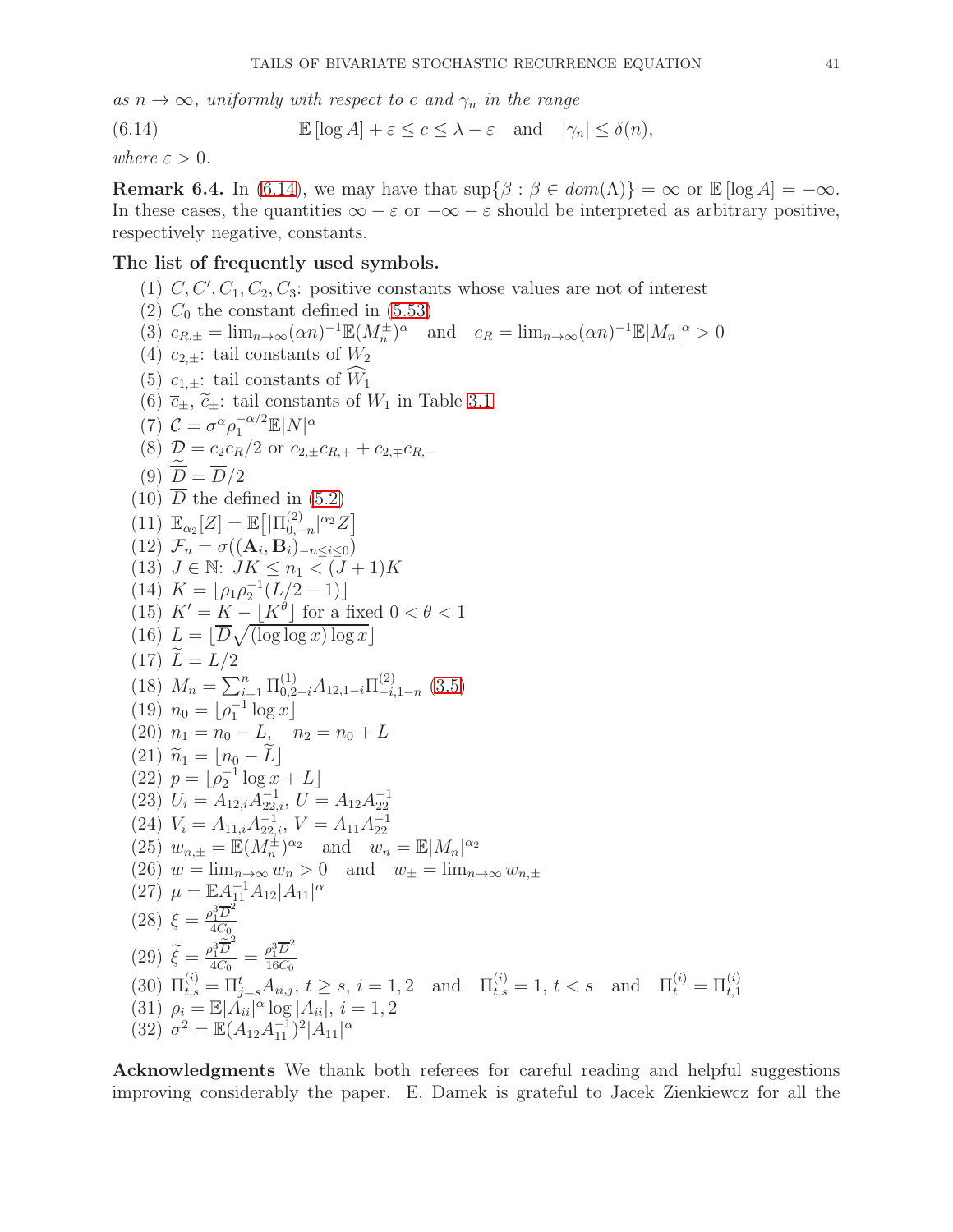*as $n \to \infty$, uniformly with respect to $c$ and $\gamma_n$ in the range*

$$\mathbb{E}[\log A] + \varepsilon \le c \le \lambda - \varepsilon \quad \text{and} \quad |\gamma_n| \le \delta(n), \tag{6.14}$$

*where $\varepsilon > 0$.*

**Remark 6.4.** In (6.14), we may have that $\sup\{\beta : \beta \in dom(\Lambda)\} = \infty$ or $\mathbb{E}[\log A] = -\infty$. In these cases, the quantities $\infty - \varepsilon$ or $-\infty - \varepsilon$ should be interpreted as arbitrary positive, respectively negative, constants.

**The list of frequently used symbols.**

(1) $C, C', C_1, C_2, C_3$: positive constants whose values are not of interest
(2) $C_0$ the constant defined in (5.53)
(3) $c_{R,\pm} = \lim_{n\to\infty} (\alpha n)^{-1} \mathbb{E}(M_n^{\pm})^{\alpha}$ and $c_R = \lim_{n\to\infty} (\alpha n)^{-1} \mathbb{E}|M_n|^{\alpha} > 0$
(4) $c_{2,\pm}$: tail constants of $W_2$
(5) $c_{1,\pm}$: tail constants of $\widehat{W}_1$
(6) $\overline{c}_{\pm}$, $\widetilde{c}_{\pm}$: tail constants of $W_1$ in Table 3.1
(7) $\mathcal{C} = \sigma^{\alpha} \rho_1^{-\alpha/2} \mathbb{E}|N|^{\alpha}$
(8) $\mathcal{D} = c_2 c_R/2$ or $c_{2,\pm} c_{R,+} + c_{2,\mp} c_{R,-}$
(9) $\widetilde{\overline{D}} = \overline{D}/2$
(10) $\overline{D}$ the defined in (5.2)
(11) $\mathbb{E}_{\alpha_2}[Z] = \mathbb{E}\big[|\Pi_{0,-n}^{(2)}|^{\alpha_2} Z\big]$
(12) $\mathcal{F}_n = \sigma((\mathbf{A}_i, \mathbf{B}_i)_{-n \le i \le 0})$
(13) $J \in \mathbb{N}$: $JK \le n_1 < (J+1)K$
(14) $K = \lfloor \rho_1 \rho_2^{-1} (L/2 - 1) \rfloor$
(15) $K' = K - \lfloor K^{\theta} \rfloor$ for a fixed $0 < \theta < 1$
(16) $L = \lfloor \overline{D} \sqrt{(\log\log x) \log x} \rfloor$
(17) $\widetilde{L} = L/2$
(18) $M_n = \sum_{i=1}^{n} \Pi_{0,2-i}^{(1)} A_{12,1-i} \Pi_{-i,1-n}^{(2)}$ (3.5)
(19) $n_0 = \lfloor \rho_1^{-1} \log x \rfloor$
(20) $n_1 = n_0 - L$, $\quad n_2 = n_0 + L$
(21) $\widetilde{n}_1 = \lfloor n_0 - \widetilde{L} \rfloor$
(22) $p = \lfloor \rho_2^{-1} \log x + L \rfloor$
(23) $U_i = A_{12,i} A_{22,i}^{-1}$, $U = A_{12} A_{22}^{-1}$
(24) $V_i = A_{11,i} A_{22,i}^{-1}$, $V = A_{11} A_{22}^{-1}$
(25) $w_{n,\pm} = \mathbb{E}(M_n^{\pm})^{\alpha_2}$ and $w_n = \mathbb{E}|M_n|^{\alpha_2}$
(26) $w = \lim_{n\to\infty} w_n > 0$ and $w_{\pm} = \lim_{n\to\infty} w_{n,\pm}$
(27) $\mu = \mathbb{E} A_{11}^{-1} A_{12} |A_{11}|^{\alpha}$
(28) $\xi = \frac{\rho_1^3 \overline{D}^2}{4C_0}$
(29) $\widetilde{\xi} = \frac{\rho_1^3 \widetilde{\overline{D}}^2}{4C_0} = \frac{\rho_1^3 \overline{D}^2}{16C_0}$
(30) $\Pi_{t,s}^{(i)} = \Pi_{j=s}^{t} A_{ii,j}$, $t \ge s$, $i = 1, 2$ and $\Pi_{t,s}^{(i)} = 1$, $t < s$ and $\Pi_t^{(i)} = \Pi_{t,1}^{(i)}$
(31) $\rho_i = \mathbb{E}|A_{ii}|^{\alpha} \log |A_{ii}|$, $i = 1, 2$
(32) $\sigma^2 = \mathbb{E}(A_{12} A_{11}^{-1})^2 |A_{11}|^{\alpha}$

**Acknowledgments** We thank both referees for careful reading and helpful suggestions improving considerably the paper. E. Damek is grateful to Jacek Zienkiewicz for all the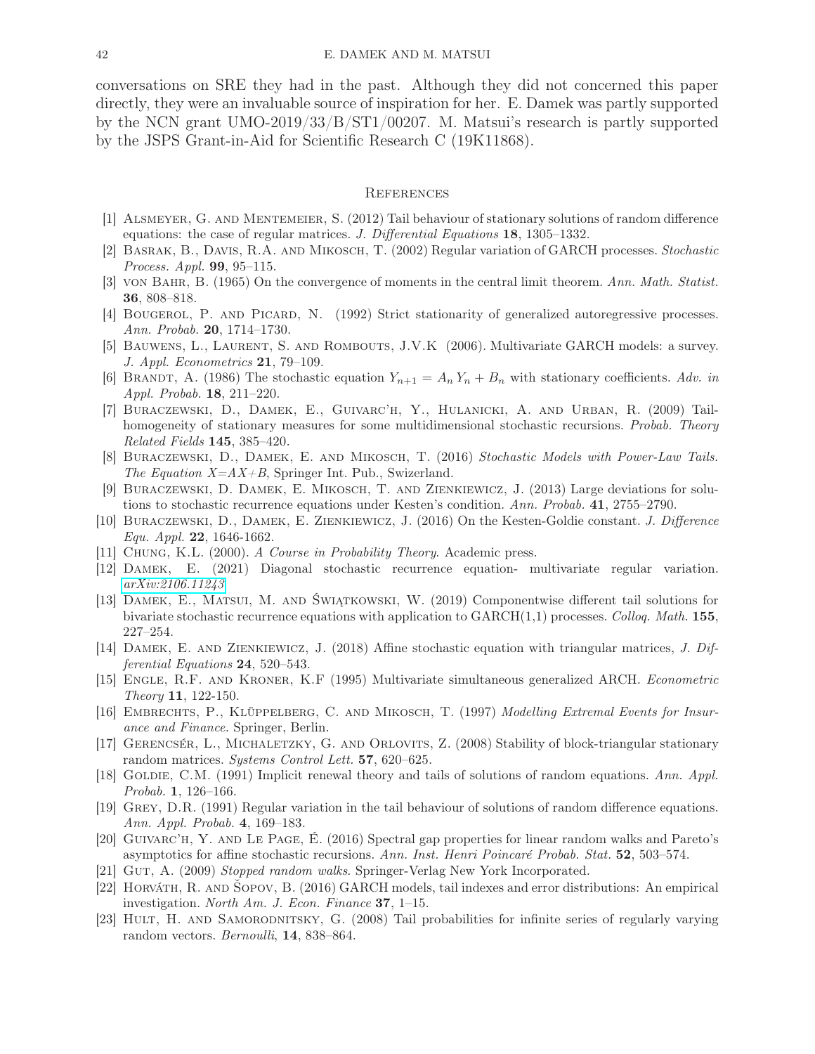conversations on SRE they had in the past. Although they did not concerned this paper directly, they were an invaluable source of inspiration for her. E. Damek was partly supported by the NCN grant UMO-2019/33/B/ST1/00207. M. Matsui's research is partly supported by the JSPS Grant-in-Aid for Scientific Research C (19K11868).

## References

[1] Alsmeyer, G. and Mentemeier, S. (2012) Tail behaviour of stationary solutions of random difference equations: the case of regular matrices. *J. Differential Equations* **18**, 1305–1332.

[2] Basrak, B., Davis, R.A. and Mikosch, T. (2002) Regular variation of GARCH processes. *Stochastic Process. Appl.* **99**, 95–115.

[3] von Bahr, B. (1965) On the convergence of moments in the central limit theorem. *Ann. Math. Statist.* **36**, 808–818.

[4] Bougerol, P. and Picard, N. (1992) Strict stationarity of generalized autoregressive processes. *Ann. Probab.* **20**, 1714–1730.

[5] Bauwens, L., Laurent, S. and Rombouts, J.V.K (2006). Multivariate GARCH models: a survey. *J. Appl. Econometrics* **21**, 79–109.

[6] Brandt, A. (1986) The stochastic equation $Y_{n+1} = A_n Y_n + B_n$ with stationary coefficients. *Adv. in Appl. Probab.* **18**, 211–220.

[7] Buraczewski, D., Damek, E., Guivarc'h, Y., Hulanicki, A. and Urban, R. (2009) Tail-homogeneity of stationary measures for some multidimensional stochastic recursions. *Probab. Theory Related Fields* **145**, 385–420.

[8] Buraczewski, D., Damek, E. and Mikosch, T. (2016) *Stochastic Models with Power-Law Tails. The Equation X=AX+B*, Springer Int. Pub., Switzerland.

[9] Buraczewski, D. Damek, E. Mikosch, T. and Zienkiewicz, J. (2013) Large deviations for solutions to stochastic recurrence equations under Kesten's condition. *Ann. Probab.* **41**, 2755–2790.

[10] Buraczewski, D., Damek, E. Zienkiewicz, J. (2016) On the Kesten-Goldie constant. *J. Difference Equ. Appl.* **22**, 1646-1662.

[11] Chung, K.L. (2000). *A Course in Probability Theory*. Academic press.

[12] Damek, E. (2021) Diagonal stochastic recurrence equation- multivariate regular variation. *arXiv:2106.11243*

[13] Damek, E., Matsui, M. and Świątkowski, W. (2019) Componentwise different tail solutions for bivariate stochastic recurrence equations with application to GARCH(1,1) processes. *Colloq. Math.* **155**, 227–254.

[14] Damek, E. and Zienkiewicz, J. (2018) Affine stochastic equation with triangular matrices, *J. Differential Equations* **24**, 520–543.

[15] Engle, R.F. and Kroner, K.F (1995) Multivariate simultaneous generalized ARCH. *Econometric Theory* **11**, 122-150.

[16] Embrechts, P., Klüppelberg, C. and Mikosch, T. (1997) *Modelling Extremal Events for Insurance and Finance.* Springer, Berlin.

[17] Gerencsér, L., Michaletzky, G. and Orlovits, Z. (2008) Stability of block-triangular stationary random matrices. *Systems Control Lett.* **57**, 620–625.

[18] Goldie, C.M. (1991) Implicit renewal theory and tails of solutions of random equations. *Ann. Appl. Probab.* **1**, 126–166.

[19] Grey, D.R. (1991) Regular variation in the tail behaviour of solutions of random difference equations. *Ann. Appl. Probab.* **4**, 169–183.

[20] Guivarc'h, Y. and Le Page, É. (2016) Spectral gap properties for linear random walks and Pareto's asymptotics for affine stochastic recursions. *Ann. Inst. Henri Poincaré Probab. Stat.* **52**, 503–574.

[21] Gut, A. (2009) *Stopped random walks*. Springer-Verlag New York Incorporated.

[22] Horváth, R. and Šopov, B. (2016) GARCH models, tail indexes and error distributions: An empirical investigation. *North Am. J. Econ. Finance* **37**, 1–15.

[23] Hult, H. and Samorodnitsky, G. (2008) Tail probabilities for infinite series of regularly varying random vectors. *Bernoulli*, **14**, 838–864.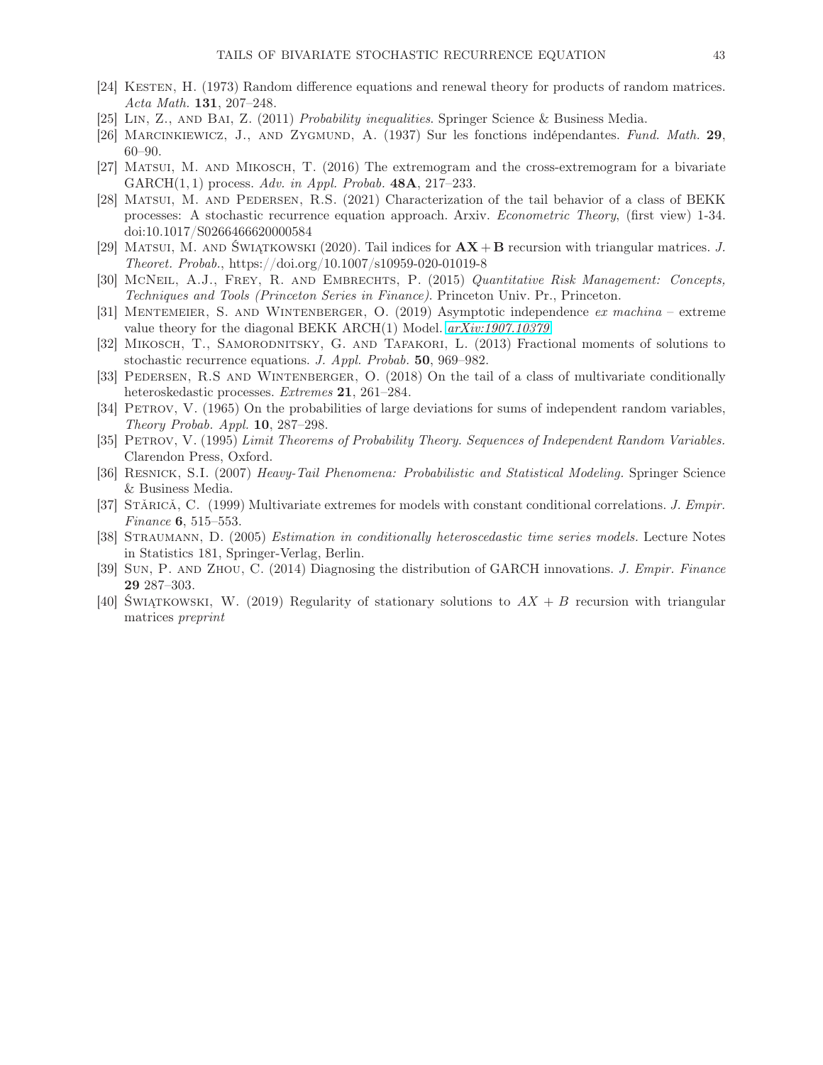[24] Kesten, H. (1973) Random difference equations and renewal theory for products of random matrices. *Acta Math.* **131**, 207–248.

[25] Lin, Z., and Bai, Z. (2011) *Probability inequalities*. Springer Science & Business Media.

[26] Marcinkiewicz, J., and Zygmund, A. (1937) Sur les fonctions indépendantes. *Fund. Math.* **29**, 60–90.

[27] Matsui, M. and Mikosch, T. (2016) The extremogram and the cross-extremogram for a bivariate GARCH$(1,1)$ process. *Adv. in Appl. Probab.* **48A**, 217–233.

[28] Matsui, M. and Pedersen, R.S. (2021) Characterization of the tail behavior of a class of BEKK processes: A stochastic recurrence equation approach. Arxiv. *Econometric Theory*, (first view) 1-34. doi:10.1017/S0266466620000584

[29] Matsui, M. and Świątkowski (2020). Tail indices for $\mathbf{AX}+\mathbf{B}$ recursion with triangular matrices. *J. Theoret. Probab.*, https://doi.org/10.1007/s10959-020-01019-8

[30] McNeil, A.J., Frey, R. and Embrechts, P. (2015) *Quantitative Risk Management: Concepts, Techniques and Tools (Princeton Series in Finance).* Princeton Univ. Pr., Princeton.

[31] Mentemeier, S. and Wintenberger, O. (2019) Asymptotic independence *ex machina* – extreme value theory for the diagonal BEKK ARCH(1) Model. *arXiv:1907.10379*

[32] Mikosch, T., Samorodnitsky, G. and Tafakori, L. (2013) Fractional moments of solutions to stochastic recurrence equations. *J. Appl. Probab.* **50**, 969–982.

[33] Pedersen, R.S and Wintenberger, O. (2018) On the tail of a class of multivariate conditionally heteroskedastic processes. *Extremes* **21**, 261–284.

[34] Petrov, V. (1965) On the probabilities of large deviations for sums of independent random variables, *Theory Probab. Appl.* **10**, 287–298.

[35] Petrov, V. (1995) *Limit Theorems of Probability Theory. Sequences of Independent Random Variables.* Clarendon Press, Oxford.

[36] Resnick, S.I. (2007) *Heavy-Tail Phenomena: Probabilistic and Statistical Modeling.* Springer Science & Business Media.

[37] Stărică, C. (1999) Multivariate extremes for models with constant conditional correlations. *J. Empir. Finance* **6**, 515–553.

[38] Straumann, D. (2005) *Estimation in conditionally heteroscedastic time series models.* Lecture Notes in Statistics 181, Springer-Verlag, Berlin.

[39] Sun, P. and Zhou, C. (2014) Diagnosing the distribution of GARCH innovations. *J. Empir. Finance* **29** 287–303.

[40] Świątkowski, W. (2019) Regularity of stationary solutions to $AX + B$ recursion with triangular matrices *preprint*